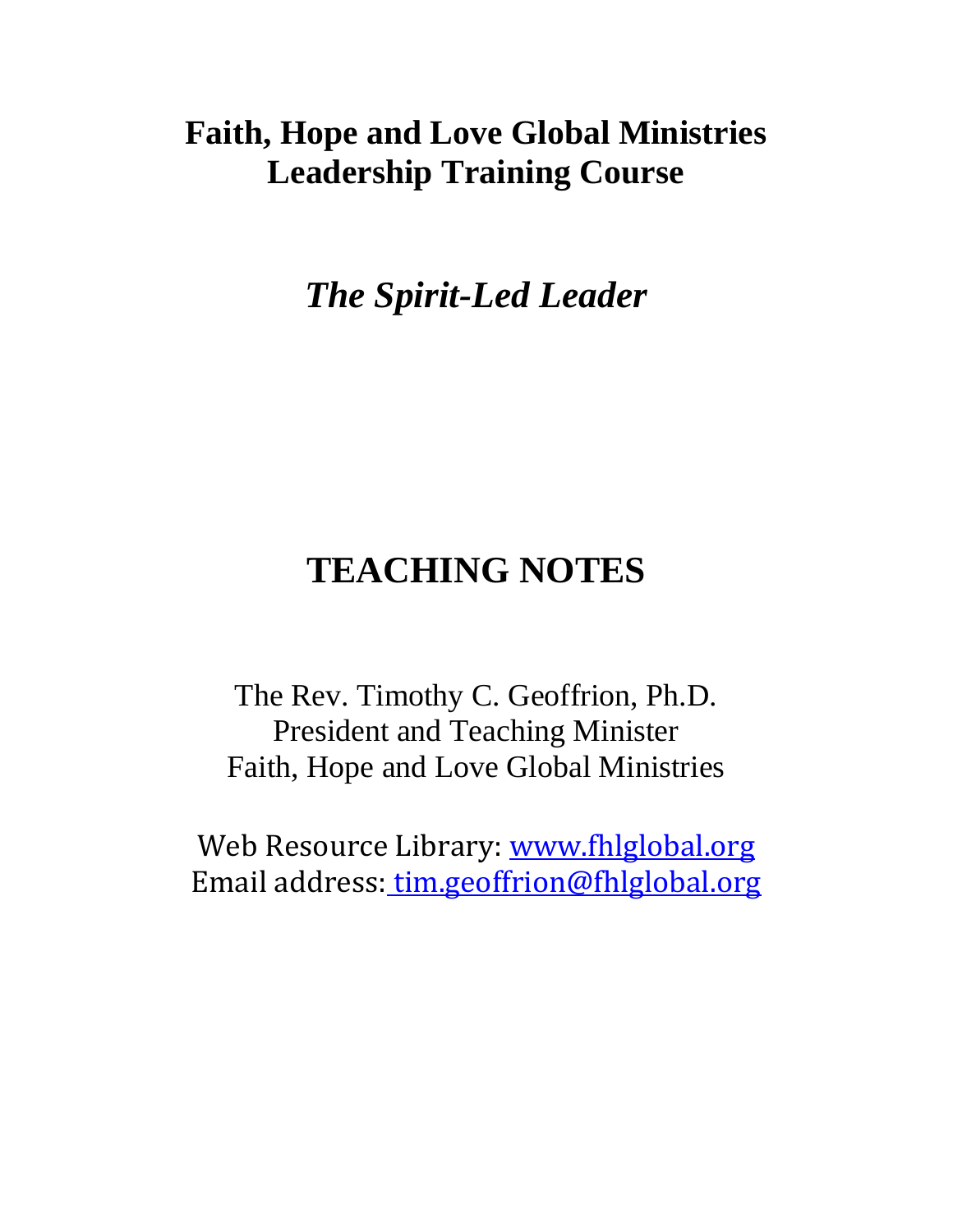# Faith, Hope and Love Global Ministries
# Leadership Training Course

## *The Spirit-Led Leader*

# TEACHING NOTES

The Rev. Timothy C. Geoffrion, Ph.D.
President and Teaching Minister
Faith, Hope and Love Global Ministries

Web Resource Library: www.fhlglobal.org
Email address: tim.geoffrion@fhlglobal.org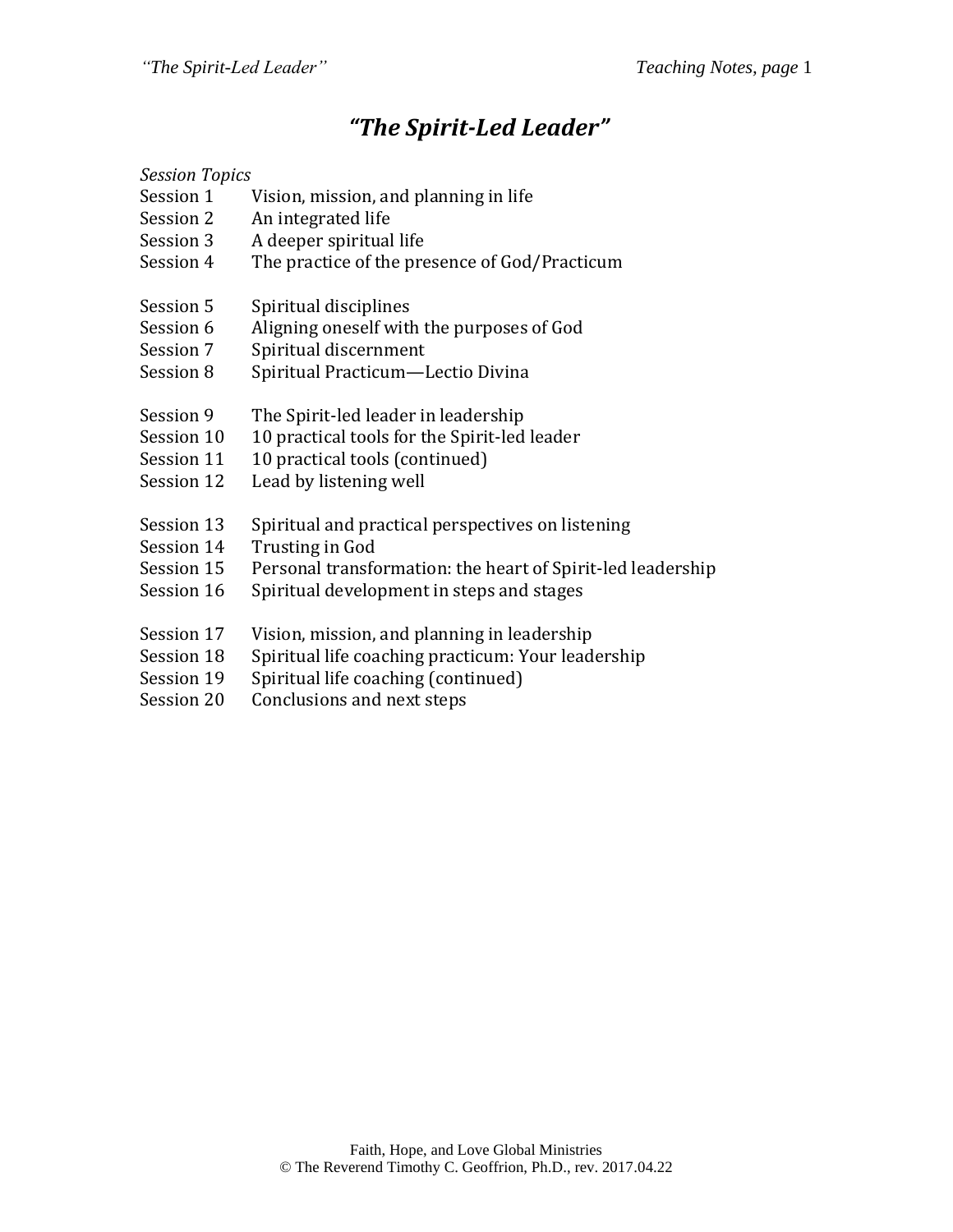# *"The Spirit-Led Leader"*

*Session Topics*

| | |
|---|---|
| Session 1 | Vision, mission, and planning in life |
| Session 2 | An integrated life |
| Session 3 | A deeper spiritual life |
| Session 4 | The practice of the presence of God/Practicum |
| Session 5 | Spiritual disciplines |
| Session 6 | Aligning oneself with the purposes of God |
| Session 7 | Spiritual discernment |
| Session 8 | Spiritual Practicum—Lectio Divina |
| Session 9 | The Spirit-led leader in leadership |
| Session 10 | 10 practical tools for the Spirit-led leader |
| Session 11 | 10 practical tools (continued) |
| Session 12 | Lead by listening well |
| Session 13 | Spiritual and practical perspectives on listening |
| Session 14 | Trusting in God |
| Session 15 | Personal transformation: the heart of Spirit-led leadership |
| Session 16 | Spiritual development in steps and stages |
| Session 17 | Vision, mission, and planning in leadership |
| Session 18 | Spiritual life coaching practicum: Your leadership |
| Session 19 | Spiritual life coaching (continued) |
| Session 20 | Conclusions and next steps |

Faith, Hope, and Love Global Ministries
© The Reverend Timothy C. Geoffrion, Ph.D., rev. 2017.04.22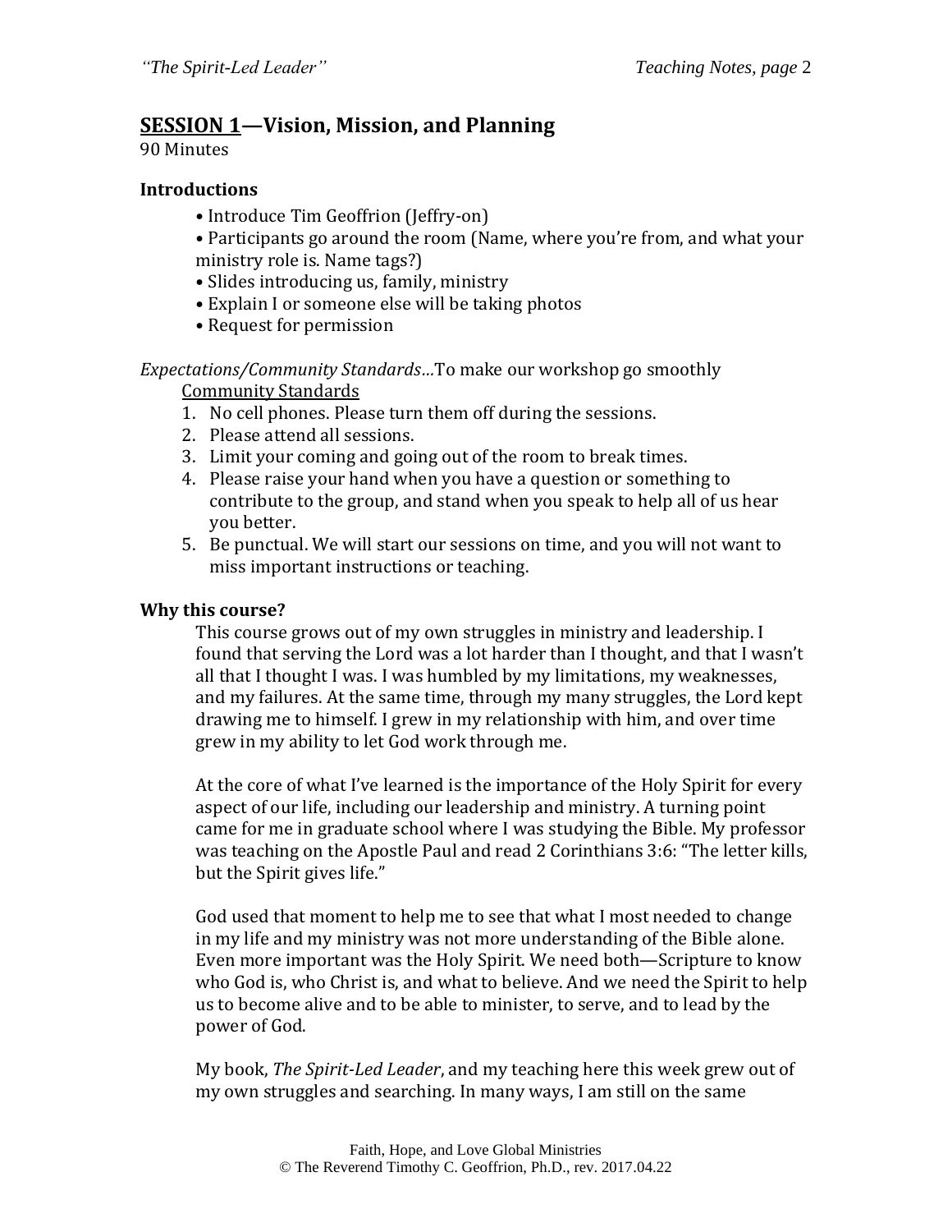## SESSION 1—Vision, Mission, and Planning

90 Minutes

### Introductions

- Introduce Tim Geoffrion (Jeffry-on)
- Participants go around the room (Name, where you're from, and what your ministry role is. Name tags?)
- Slides introducing us, family, ministry
- Explain I or someone else will be taking photos
- Request for permission

*Expectations/Community Standards…*To make our workshop go smoothly

Community Standards

1. No cell phones. Please turn them off during the sessions.
2. Please attend all sessions.
3. Limit your coming and going out of the room to break times.
4. Please raise your hand when you have a question or something to contribute to the group, and stand when you speak to help all of us hear you better.
5. Be punctual. We will start our sessions on time, and you will not want to miss important instructions or teaching.

### Why this course?

This course grows out of my own struggles in ministry and leadership. I found that serving the Lord was a lot harder than I thought, and that I wasn't all that I thought I was. I was humbled by my limitations, my weaknesses, and my failures. At the same time, through my many struggles, the Lord kept drawing me to himself. I grew in my relationship with him, and over time grew in my ability to let God work through me.

At the core of what I've learned is the importance of the Holy Spirit for every aspect of our life, including our leadership and ministry. A turning point came for me in graduate school where I was studying the Bible. My professor was teaching on the Apostle Paul and read 2 Corinthians 3:6: "The letter kills, but the Spirit gives life."

God used that moment to help me to see that what I most needed to change in my life and my ministry was not more understanding of the Bible alone. Even more important was the Holy Spirit. We need both—Scripture to know who God is, who Christ is, and what to believe. And we need the Spirit to help us to become alive and to be able to minister, to serve, and to lead by the power of God.

My book, *The Spirit-Led Leader*, and my teaching here this week grew out of my own struggles and searching. In many ways, I am still on the same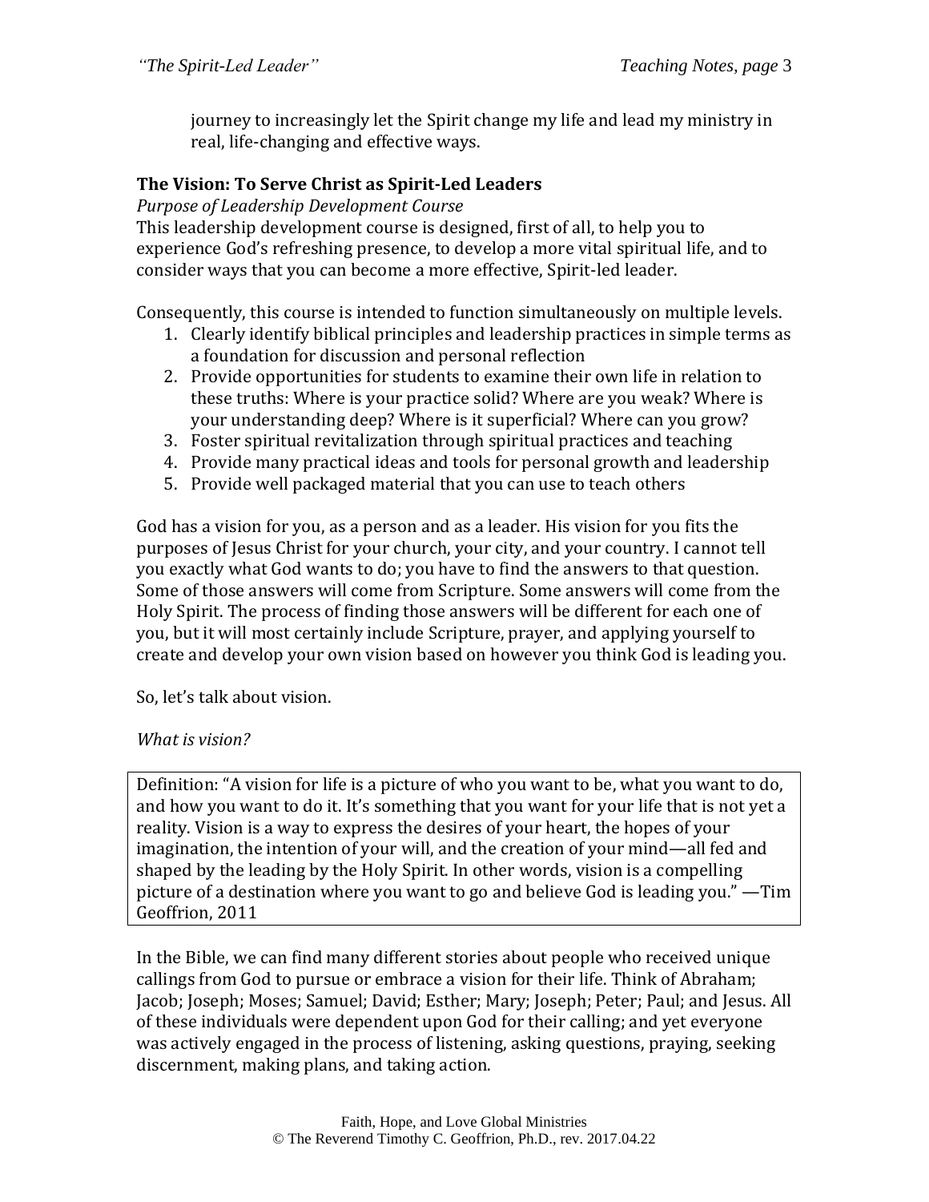journey to increasingly let the Spirit change my life and lead my ministry in real, life-changing and effective ways.

### The Vision: To Serve Christ as Spirit-Led Leaders

*Purpose of Leadership Development Course*

This leadership development course is designed, first of all, to help you to experience God's refreshing presence, to develop a more vital spiritual life, and to consider ways that you can become a more effective, Spirit-led leader.

Consequently, this course is intended to function simultaneously on multiple levels.

1. Clearly identify biblical principles and leadership practices in simple terms as a foundation for discussion and personal reflection
2. Provide opportunities for students to examine their own life in relation to these truths: Where is your practice solid? Where are you weak? Where is your understanding deep? Where is it superficial? Where can you grow?
3. Foster spiritual revitalization through spiritual practices and teaching
4. Provide many practical ideas and tools for personal growth and leadership
5. Provide well packaged material that you can use to teach others

God has a vision for you, as a person and as a leader. His vision for you fits the purposes of Jesus Christ for your church, your city, and your country. I cannot tell you exactly what God wants to do; you have to find the answers to that question. Some of those answers will come from Scripture. Some answers will come from the Holy Spirit. The process of finding those answers will be different for each one of you, but it will most certainly include Scripture, prayer, and applying yourself to create and develop your own vision based on however you think God is leading you.

So, let's talk about vision.

*What is vision?*

> Definition: "A vision for life is a picture of who you want to be, what you want to do, and how you want to do it. It's something that you want for your life that is not yet a reality. Vision is a way to express the desires of your heart, the hopes of your imagination, the intention of your will, and the creation of your mind—all fed and shaped by the leading by the Holy Spirit. In other words, vision is a compelling picture of a destination where you want to go and believe God is leading you." —Tim Geoffrion, 2011

In the Bible, we can find many different stories about people who received unique callings from God to pursue or embrace a vision for their life. Think of Abraham; Jacob; Joseph; Moses; Samuel; David; Esther; Mary; Joseph; Peter; Paul; and Jesus. All of these individuals were dependent upon God for their calling; and yet everyone was actively engaged in the process of listening, asking questions, praying, seeking discernment, making plans, and taking action.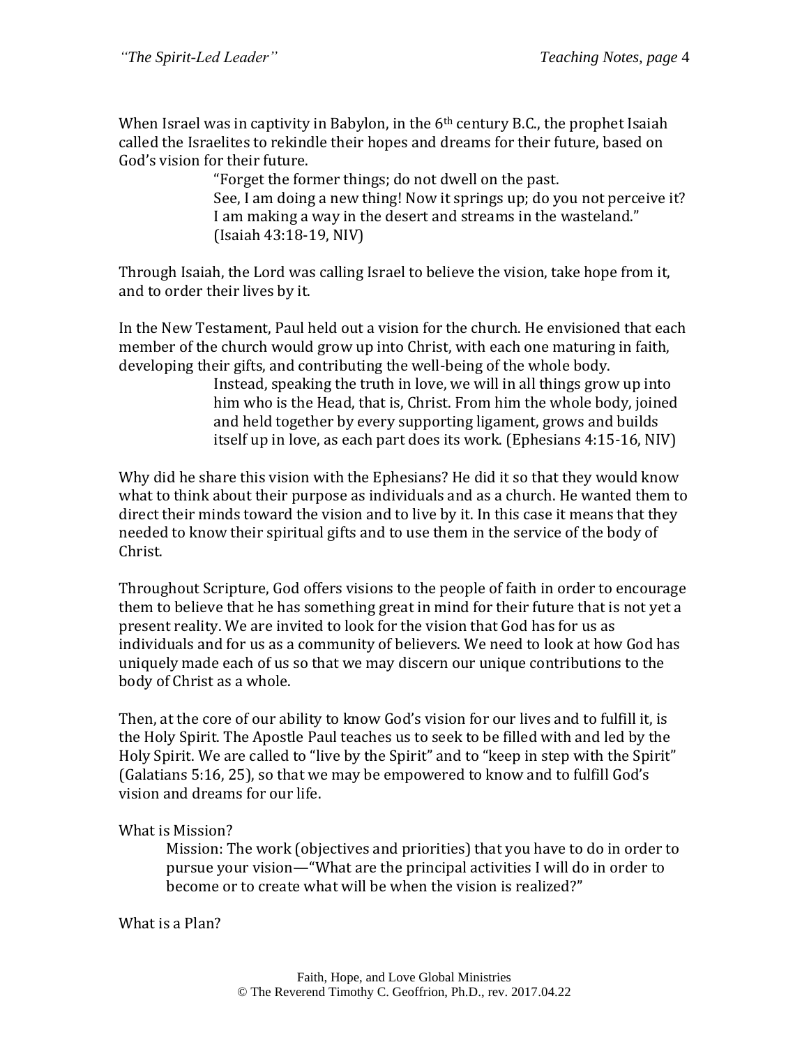When Israel was in captivity in Babylon, in the 6th century B.C., the prophet Isaiah called the Israelites to rekindle their hopes and dreams for their future, based on God's vision for their future.

> "Forget the former things; do not dwell on the past.
> See, I am doing a new thing! Now it springs up; do you not perceive it?
> I am making a way in the desert and streams in the wasteland."
> (Isaiah 43:18-19, NIV)

Through Isaiah, the Lord was calling Israel to believe the vision, take hope from it, and to order their lives by it.

In the New Testament, Paul held out a vision for the church. He envisioned that each member of the church would grow up into Christ, with each one maturing in faith, developing their gifts, and contributing the well-being of the whole body.

> Instead, speaking the truth in love, we will in all things grow up into him who is the Head, that is, Christ. From him the whole body, joined and held together by every supporting ligament, grows and builds itself up in love, as each part does its work. (Ephesians 4:15-16, NIV)

Why did he share this vision with the Ephesians? He did it so that they would know what to think about their purpose as individuals and as a church. He wanted them to direct their minds toward the vision and to live by it. In this case it means that they needed to know their spiritual gifts and to use them in the service of the body of Christ.

Throughout Scripture, God offers visions to the people of faith in order to encourage them to believe that he has something great in mind for their future that is not yet a present reality. We are invited to look for the vision that God has for us as individuals and for us as a community of believers. We need to look at how God has uniquely made each of us so that we may discern our unique contributions to the body of Christ as a whole.

Then, at the core of our ability to know God's vision for our lives and to fulfill it, is the Holy Spirit. The Apostle Paul teaches us to seek to be filled with and led by the Holy Spirit. We are called to "live by the Spirit" and to "keep in step with the Spirit" (Galatians 5:16, 25), so that we may be empowered to know and to fulfill God's vision and dreams for our life.

What is Mission?

> Mission: The work (objectives and priorities) that you have to do in order to pursue your vision—"What are the principal activities I will do in order to become or to create what will be when the vision is realized?"

What is a Plan?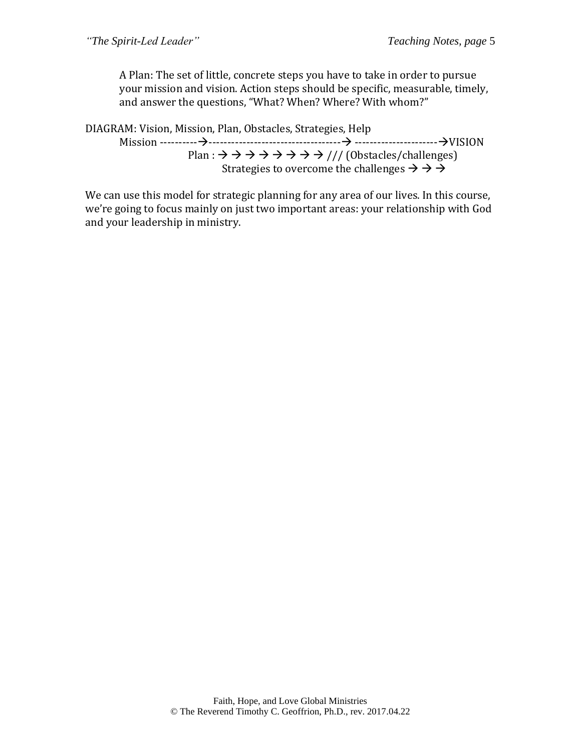A Plan: The set of little, concrete steps you have to take in order to pursue your mission and vision. Action steps should be specific, measurable, timely, and answer the questions, "What? When? Where? With whom?"

DIAGRAM: Vision, Mission, Plan, Obstacles, Strategies, Help

Mission ----------→----------------------------------→ ---------------------→VISION

Plan : → → → → → → → → → /// (Obstacles/challenges)

Strategies to overcome the challenges → → →

We can use this model for strategic planning for any area of our lives. In this course, we're going to focus mainly on just two important areas: your relationship with God and your leadership in ministry.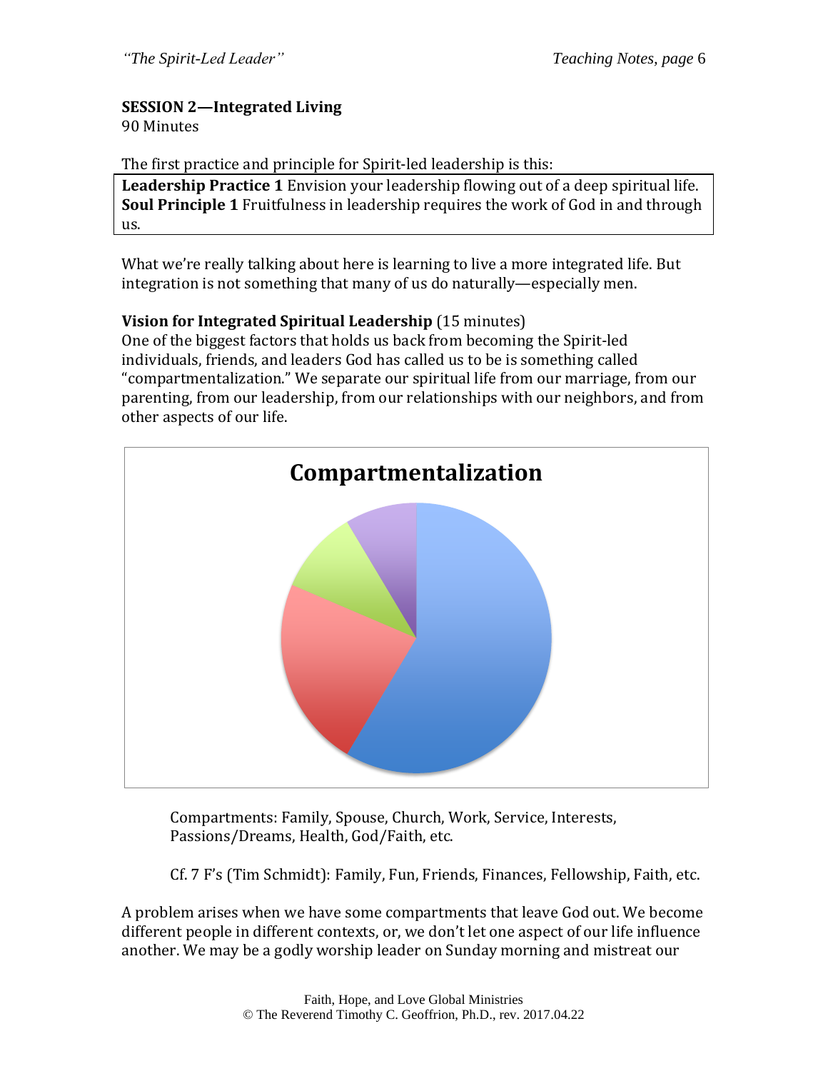**SESSION 2—Integrated Living**
90 Minutes

The first practice and principle for Spirit-led leadership is this:

**Leadership Practice 1** Envision your leadership flowing out of a deep spiritual life.
**Soul Principle 1** Fruitfulness in leadership requires the work of God in and through us.

What we're really talking about here is learning to live a more integrated life. But integration is not something that many of us do naturally—especially men.

**Vision for Integrated Spiritual Leadership** (15 minutes)
One of the biggest factors that holds us back from becoming the Spirit-led individuals, friends, and leaders God has called us to be is something called "compartmentalization." We separate our spiritual life from our marriage, from our parenting, from our leadership, from our relationships with our neighbors, and from other aspects of our life.

**Compartmentalization**

> Compartments: Family, Spouse, Church, Work, Service, Interests, Passions/Dreams, Health, God/Faith, etc.
>
> Cf. 7 F's (Tim Schmidt): Family, Fun, Friends, Finances, Fellowship, Faith, etc.

A problem arises when we have some compartments that leave God out. We become different people in different contexts, or, we don't let one aspect of our life influence another. We may be a godly worship leader on Sunday morning and mistreat our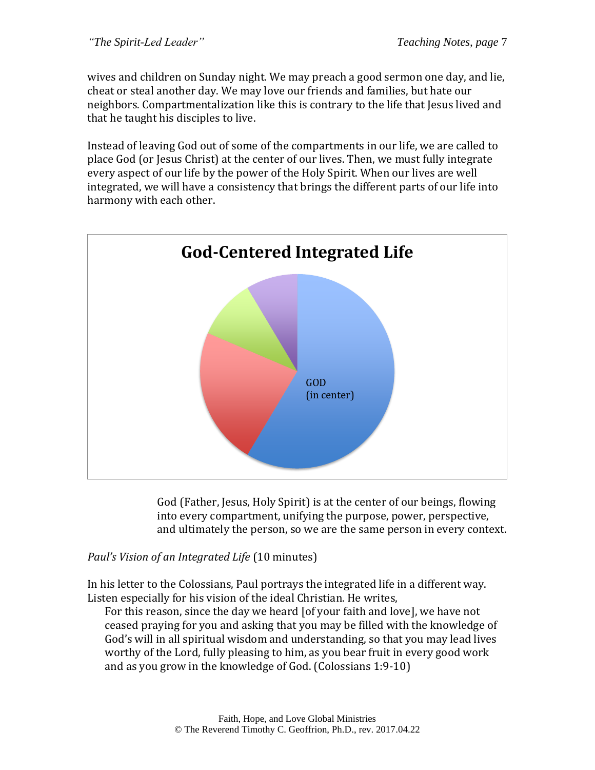wives and children on Sunday night. We may preach a good sermon one day, and lie, cheat or steal another day. We may love our friends and families, but hate our neighbors. Compartmentalization like this is contrary to the life that Jesus lived and that he taught his disciples to live.

Instead of leaving God out of some of the compartments in our life, we are called to place God (or Jesus Christ) at the center of our lives. Then, we must fully integrate every aspect of our life by the power of the Holy Spirit. When our lives are well integrated, we will have a consistency that brings the different parts of our life into harmony with each other.

**God-Centered Integrated Life**

GOD
(in center)

God (Father, Jesus, Holy Spirit) is at the center of our beings, flowing into every compartment, unifying the purpose, power, perspective, and ultimately the person, so we are the same person in every context.

*Paul's Vision of an Integrated Life* (10 minutes)

In his letter to the Colossians, Paul portrays the integrated life in a different way. Listen especially for his vision of the ideal Christian. He writes,

> For this reason, since the day we heard [of your faith and love], we have not ceased praying for you and asking that you may be filled with the knowledge of God's will in all spiritual wisdom and understanding, so that you may lead lives worthy of the Lord, fully pleasing to him, as you bear fruit in every good work and as you grow in the knowledge of God. (Colossians 1:9-10)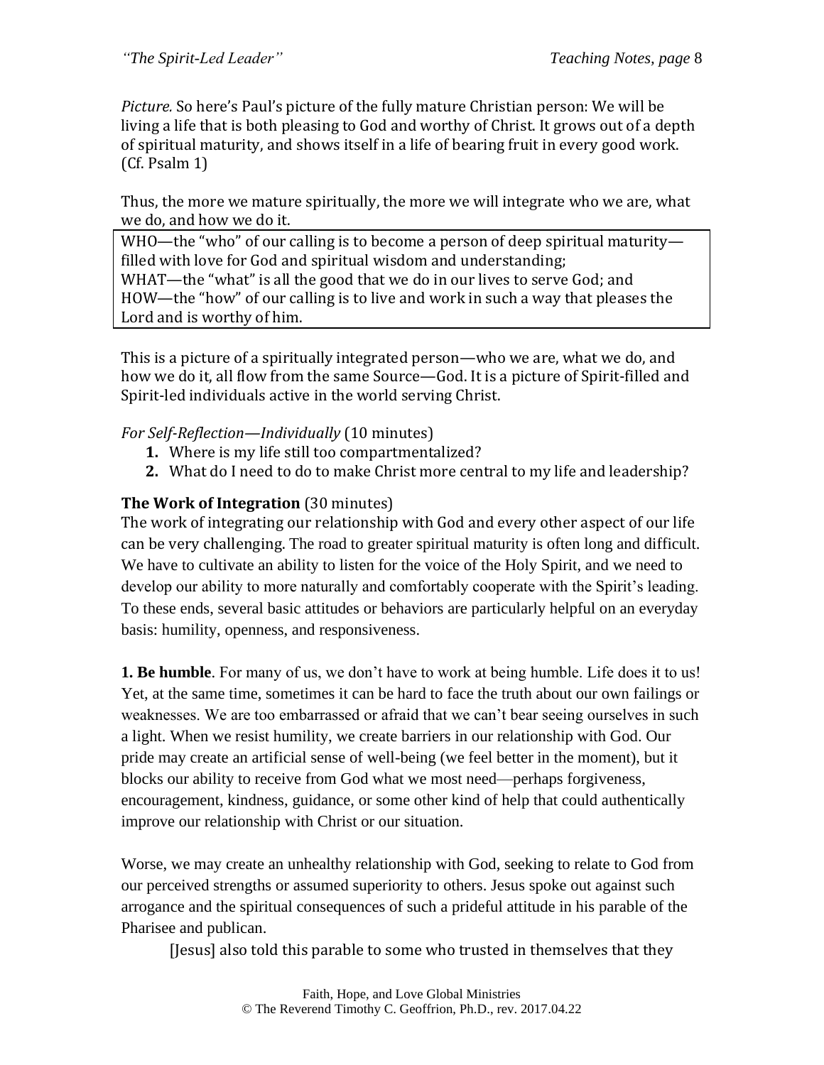*Picture.* So here's Paul's picture of the fully mature Christian person: We will be living a life that is both pleasing to God and worthy of Christ. It grows out of a depth of spiritual maturity, and shows itself in a life of bearing fruit in every good work. (Cf. Psalm 1)

Thus, the more we mature spiritually, the more we will integrate who we are, what we do, and how we do it.

> WHO—the "who" of our calling is to become a person of deep spiritual maturity—filled with love for God and spiritual wisdom and understanding;
> WHAT—the "what" is all the good that we do in our lives to serve God; and
> HOW—the "how" of our calling is to live and work in such a way that pleases the Lord and is worthy of him.

This is a picture of a spiritually integrated person—who we are, what we do, and how we do it, all flow from the same Source—God. It is a picture of Spirit-filled and Spirit-led individuals active in the world serving Christ.

*For Self-Reflection—Individually* (10 minutes)

1. Where is my life still too compartmentalized?
2. What do I need to do to make Christ more central to my life and leadership?

**The Work of Integration** (30 minutes)

The work of integrating our relationship with God and every other aspect of our life can be very challenging. The road to greater spiritual maturity is often long and difficult. We have to cultivate an ability to listen for the voice of the Holy Spirit, and we need to develop our ability to more naturally and comfortably cooperate with the Spirit's leading. To these ends, several basic attitudes or behaviors are particularly helpful on an everyday basis: humility, openness, and responsiveness.

**1. Be humble**. For many of us, we don't have to work at being humble. Life does it to us! Yet, at the same time, sometimes it can be hard to face the truth about our own failings or weaknesses. We are too embarrassed or afraid that we can't bear seeing ourselves in such a light. When we resist humility, we create barriers in our relationship with God. Our pride may create an artificial sense of well-being (we feel better in the moment), but it blocks our ability to receive from God what we most need—perhaps forgiveness, encouragement, kindness, guidance, or some other kind of help that could authentically improve our relationship with Christ or our situation.

Worse, we may create an unhealthy relationship with God, seeking to relate to God from our perceived strengths or assumed superiority to others. Jesus spoke out against such arrogance and the spiritual consequences of such a prideful attitude in his parable of the Pharisee and publican.

> [Jesus] also told this parable to some who trusted in themselves that they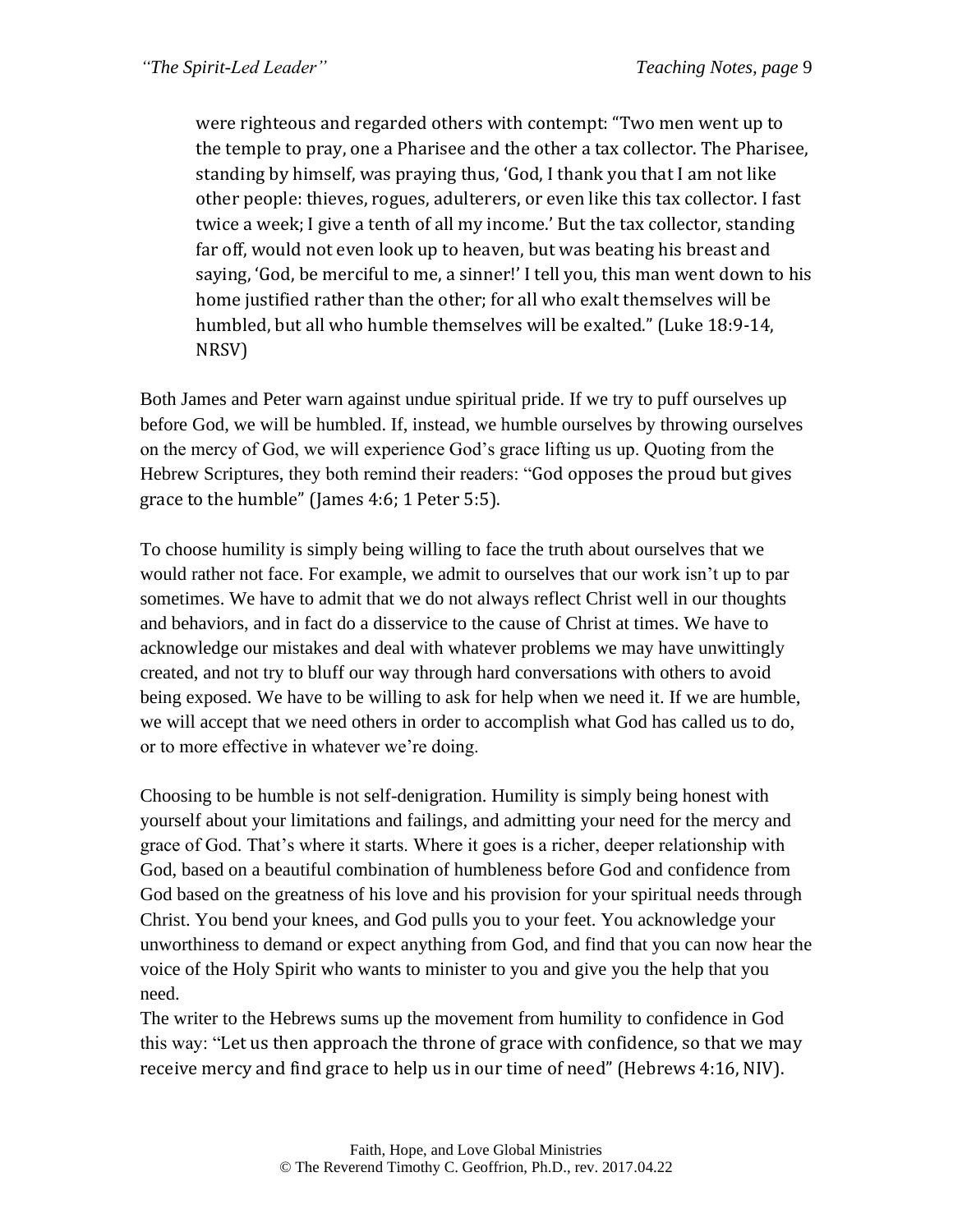> were righteous and regarded others with contempt: "Two men went up to the temple to pray, one a Pharisee and the other a tax collector. The Pharisee, standing by himself, was praying thus, 'God, I thank you that I am not like other people: thieves, rogues, adulterers, or even like this tax collector. I fast twice a week; I give a tenth of all my income.' But the tax collector, standing far off, would not even look up to heaven, but was beating his breast and saying, 'God, be merciful to me, a sinner!' I tell you, this man went down to his home justified rather than the other; for all who exalt themselves will be humbled, but all who humble themselves will be exalted." (Luke 18:9-14, NRSV)

Both James and Peter warn against undue spiritual pride. If we try to puff ourselves up before God, we will be humbled. If, instead, we humble ourselves by throwing ourselves on the mercy of God, we will experience God's grace lifting us up. Quoting from the Hebrew Scriptures, they both remind their readers: "God opposes the proud but gives grace to the humble" (James 4:6; 1 Peter 5:5).

To choose humility is simply being willing to face the truth about ourselves that we would rather not face. For example, we admit to ourselves that our work isn't up to par sometimes. We have to admit that we do not always reflect Christ well in our thoughts and behaviors, and in fact do a disservice to the cause of Christ at times. We have to acknowledge our mistakes and deal with whatever problems we may have unwittingly created, and not try to bluff our way through hard conversations with others to avoid being exposed. We have to be willing to ask for help when we need it. If we are humble, we will accept that we need others in order to accomplish what God has called us to do, or to more effective in whatever we're doing.

Choosing to be humble is not self-denigration. Humility is simply being honest with yourself about your limitations and failings, and admitting your need for the mercy and grace of God. That's where it starts. Where it goes is a richer, deeper relationship with God, based on a beautiful combination of humbleness before God and confidence from God based on the greatness of his love and his provision for your spiritual needs through Christ. You bend your knees, and God pulls you to your feet. You acknowledge your unworthiness to demand or expect anything from God, and find that you can now hear the voice of the Holy Spirit who wants to minister to you and give you the help that you need.

The writer to the Hebrews sums up the movement from humility to confidence in God this way: "Let us then approach the throne of grace with confidence, so that we may receive mercy and find grace to help us in our time of need" (Hebrews 4:16, NIV).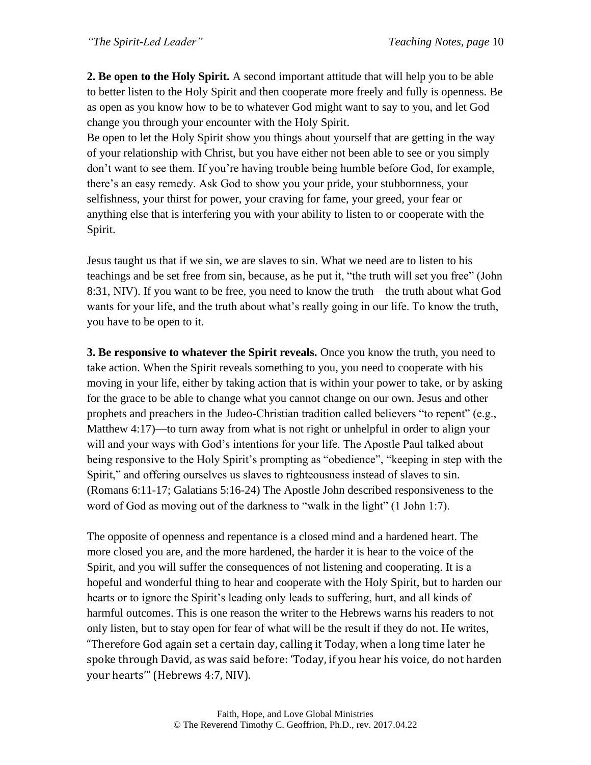**2. Be open to the Holy Spirit.** A second important attitude that will help you to be able to better listen to the Holy Spirit and then cooperate more freely and fully is openness. Be as open as you know how to be to whatever God might want to say to you, and let God change you through your encounter with the Holy Spirit.

Be open to let the Holy Spirit show you things about yourself that are getting in the way of your relationship with Christ, but you have either not been able to see or you simply don't want to see them. If you're having trouble being humble before God, for example, there's an easy remedy. Ask God to show you your pride, your stubbornness, your selfishness, your thirst for power, your craving for fame, your greed, your fear or anything else that is interfering you with your ability to listen to or cooperate with the Spirit.

Jesus taught us that if we sin, we are slaves to sin. What we need are to listen to his teachings and be set free from sin, because, as he put it, "the truth will set you free" (John 8:31, NIV). If you want to be free, you need to know the truth—the truth about what God wants for your life, and the truth about what's really going in our life. To know the truth, you have to be open to it.

**3. Be responsive to whatever the Spirit reveals.** Once you know the truth, you need to take action. When the Spirit reveals something to you, you need to cooperate with his moving in your life, either by taking action that is within your power to take, or by asking for the grace to be able to change what you cannot change on our own. Jesus and other prophets and preachers in the Judeo-Christian tradition called believers "to repent" (e.g., Matthew 4:17)—to turn away from what is not right or unhelpful in order to align your will and your ways with God's intentions for your life. The Apostle Paul talked about being responsive to the Holy Spirit's prompting as "obedience", "keeping in step with the Spirit," and offering ourselves us slaves to righteousness instead of slaves to sin. (Romans 6:11-17; Galatians 5:16-24) The Apostle John described responsiveness to the word of God as moving out of the darkness to "walk in the light" (1 John 1:7).

The opposite of openness and repentance is a closed mind and a hardened heart. The more closed you are, and the more hardened, the harder it is hear to the voice of the Spirit, and you will suffer the consequences of not listening and cooperating. It is a hopeful and wonderful thing to hear and cooperate with the Holy Spirit, but to harden our hearts or to ignore the Spirit's leading only leads to suffering, hurt, and all kinds of harmful outcomes. This is one reason the writer to the Hebrews warns his readers to not only listen, but to stay open for fear of what will be the result if they do not. He writes, "Therefore God again set a certain day, calling it Today, when a long time later he spoke through David, as was said before: 'Today, if you hear his voice, do not harden your hearts'" (Hebrews 4:7, NIV).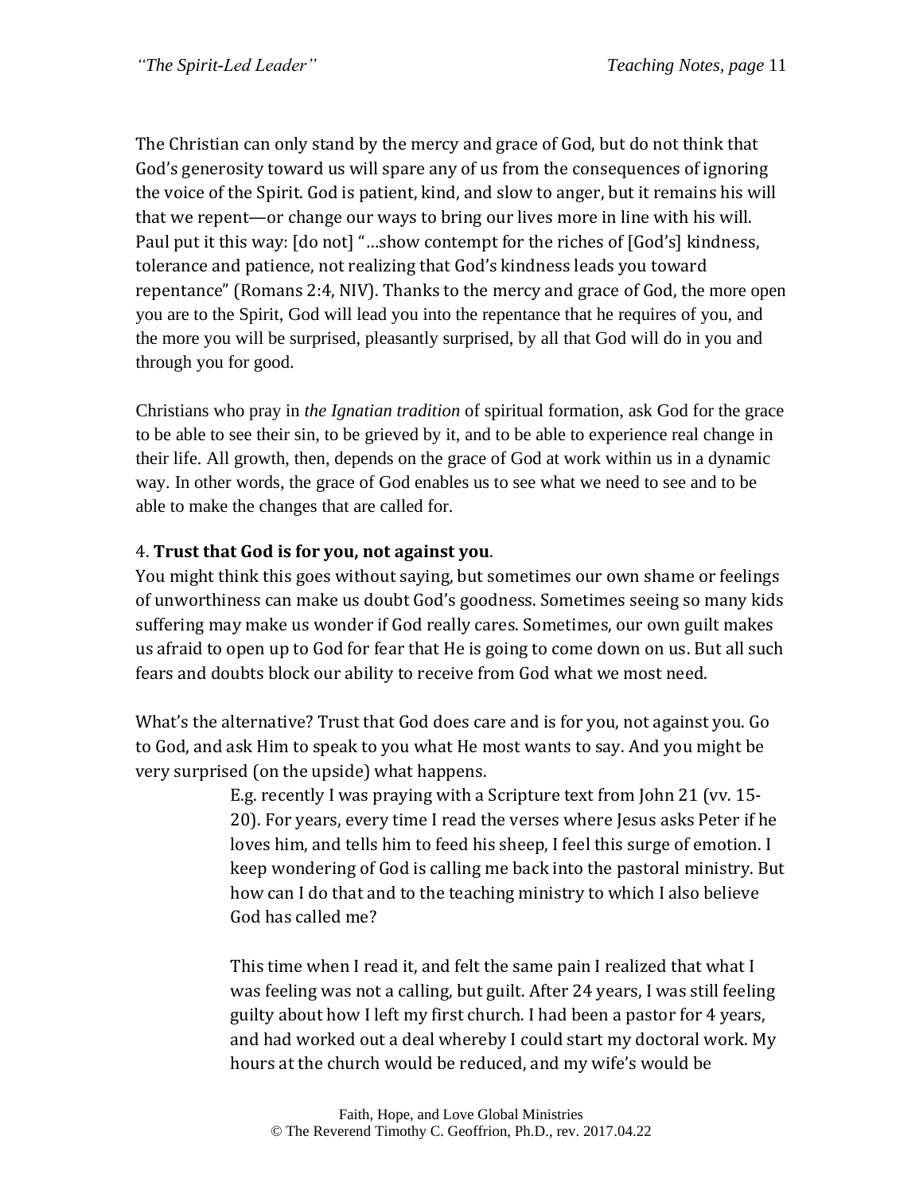The Christian can only stand by the mercy and grace of God, but do not think that God's generosity toward us will spare any of us from the consequences of ignoring the voice of the Spirit. God is patient, kind, and slow to anger, but it remains his will that we repent—or change our ways to bring our lives more in line with his will. Paul put it this way: [do not] "…show contempt for the riches of [God's] kindness, tolerance and patience, not realizing that God's kindness leads you toward repentance" (Romans 2:4, NIV). Thanks to the mercy and grace of God, the more open you are to the Spirit, God will lead you into the repentance that he requires of you, and the more you will be surprised, pleasantly surprised, by all that God will do in you and through you for good.

Christians who pray in *the Ignatian tradition* of spiritual formation, ask God for the grace to be able to see their sin, to be grieved by it, and to be able to experience real change in their life. All growth, then, depends on the grace of God at work within us in a dynamic way. In other words, the grace of God enables us to see what we need to see and to be able to make the changes that are called for.

4. **Trust that God is for you, not against you**.
You might think this goes without saying, but sometimes our own shame or feelings of unworthiness can make us doubt God's goodness. Sometimes seeing so many kids suffering may make us wonder if God really cares. Sometimes, our own guilt makes us afraid to open up to God for fear that He is going to come down on us. But all such fears and doubts block our ability to receive from God what we most need.

What's the alternative? Trust that God does care and is for you, not against you. Go to God, and ask Him to speak to you what He most wants to say. And you might be very surprised (on the upside) what happens.

> E.g. recently I was praying with a Scripture text from John 21 (vv. 15-20). For years, every time I read the verses where Jesus asks Peter if he loves him, and tells him to feed his sheep, I feel this surge of emotion. I keep wondering of God is calling me back into the pastoral ministry. But how can I do that and to the teaching ministry to which I also believe God has called me?
>
> This time when I read it, and felt the same pain I realized that what I was feeling was not a calling, but guilt. After 24 years, I was still feeling guilty about how I left my first church. I had been a pastor for 4 years, and had worked out a deal whereby I could start my doctoral work. My hours at the church would be reduced, and my wife's would be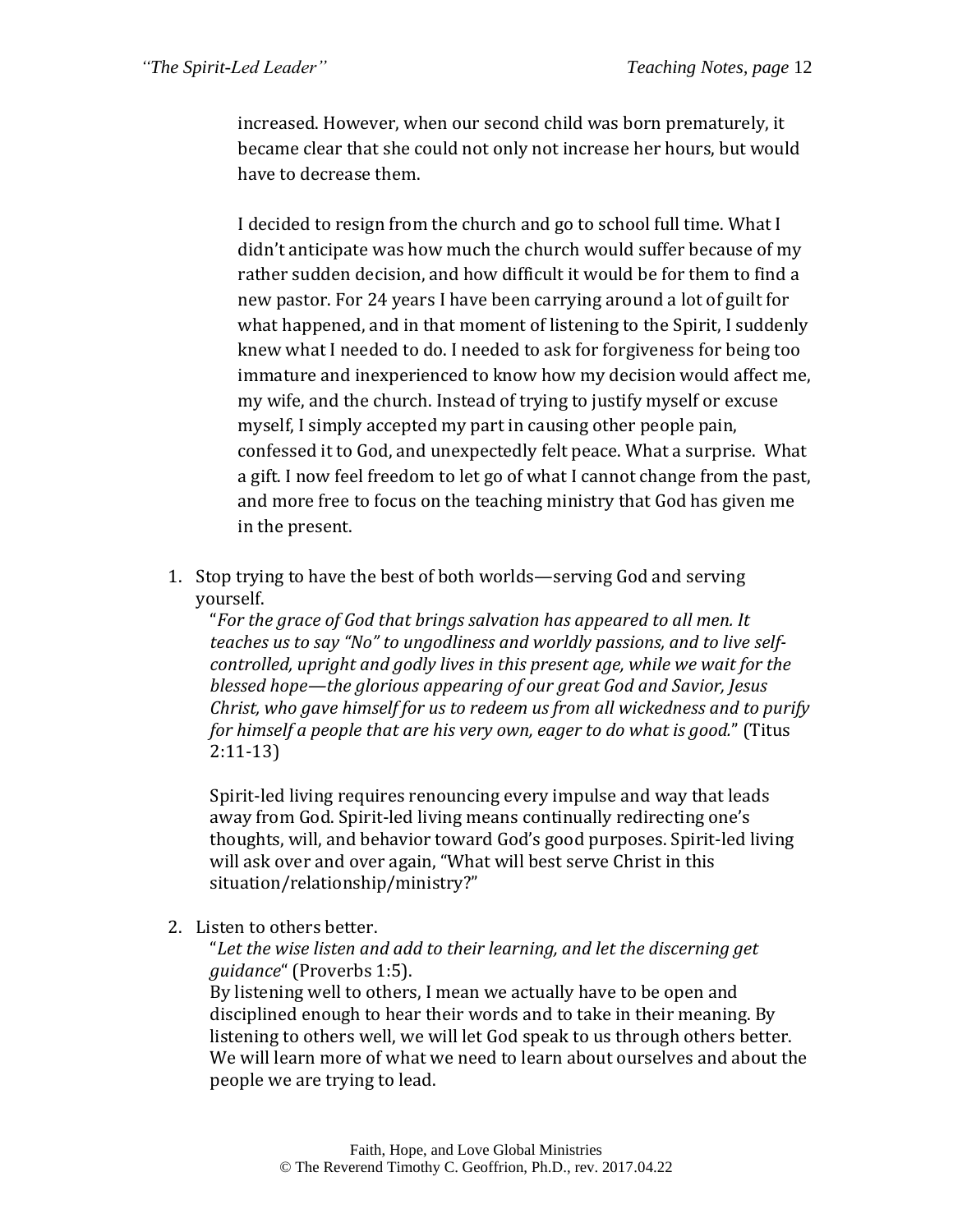increased. However, when our second child was born prematurely, it became clear that she could not only not increase her hours, but would have to decrease them.

I decided to resign from the church and go to school full time. What I didn't anticipate was how much the church would suffer because of my rather sudden decision, and how difficult it would be for them to find a new pastor. For 24 years I have been carrying around a lot of guilt for what happened, and in that moment of listening to the Spirit, I suddenly knew what I needed to do. I needed to ask for forgiveness for being too immature and inexperienced to know how my decision would affect me, my wife, and the church. Instead of trying to justify myself or excuse myself, I simply accepted my part in causing other people pain, confessed it to God, and unexpectedly felt peace. What a surprise. What a gift. I now feel freedom to let go of what I cannot change from the past, and more free to focus on the teaching ministry that God has given me in the present.

1. Stop trying to have the best of both worlds—serving God and serving yourself.
   "*For the grace of God that brings salvation has appeared to all men. It teaches us to say "No" to ungodliness and worldly passions, and to live self-controlled, upright and godly lives in this present age, while we wait for the blessed hope—the glorious appearing of our great God and Savior, Jesus Christ, who gave himself for us to redeem us from all wickedness and to purify for himself a people that are his very own, eager to do what is good.*" (Titus 2:11-13)

   Spirit-led living requires renouncing every impulse and way that leads away from God. Spirit-led living means continually redirecting one's thoughts, will, and behavior toward God's good purposes. Spirit-led living will ask over and over again, "What will best serve Christ in this situation/relationship/ministry?"

2. Listen to others better.
   "*Let the wise listen and add to their learning, and let the discerning get guidance*" (Proverbs 1:5).
   By listening well to others, I mean we actually have to be open and disciplined enough to hear their words and to take in their meaning. By listening to others well, we will let God speak to us through others better. We will learn more of what we need to learn about ourselves and about the people we are trying to lead.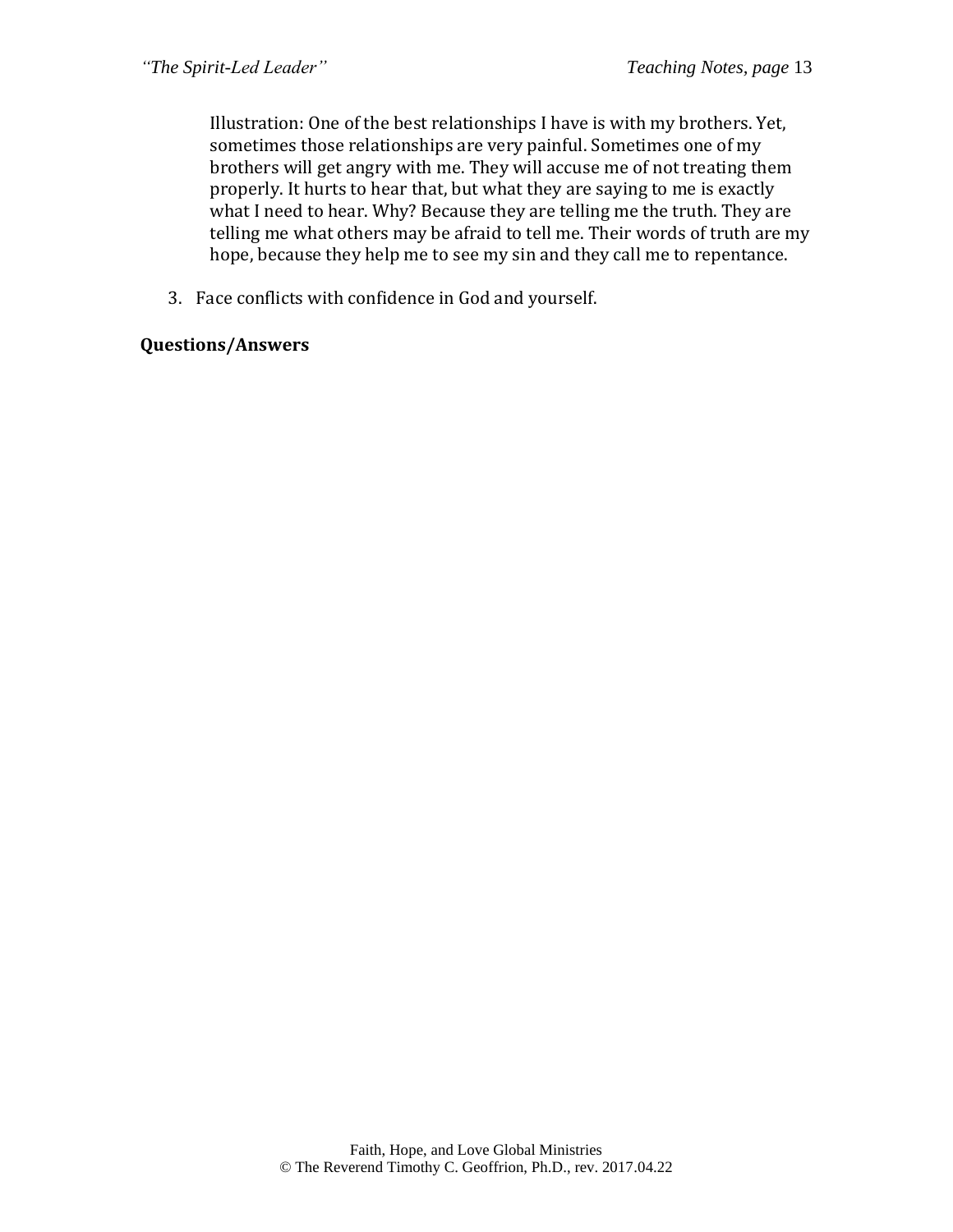Illustration: One of the best relationships I have is with my brothers. Yet, sometimes those relationships are very painful. Sometimes one of my brothers will get angry with me. They will accuse me of not treating them properly. It hurts to hear that, but what they are saying to me is exactly what I need to hear. Why? Because they are telling me the truth. They are telling me what others may be afraid to tell me. Their words of truth are my hope, because they help me to see my sin and they call me to repentance.

3. Face conflicts with confidence in God and yourself.

**Questions/Answers**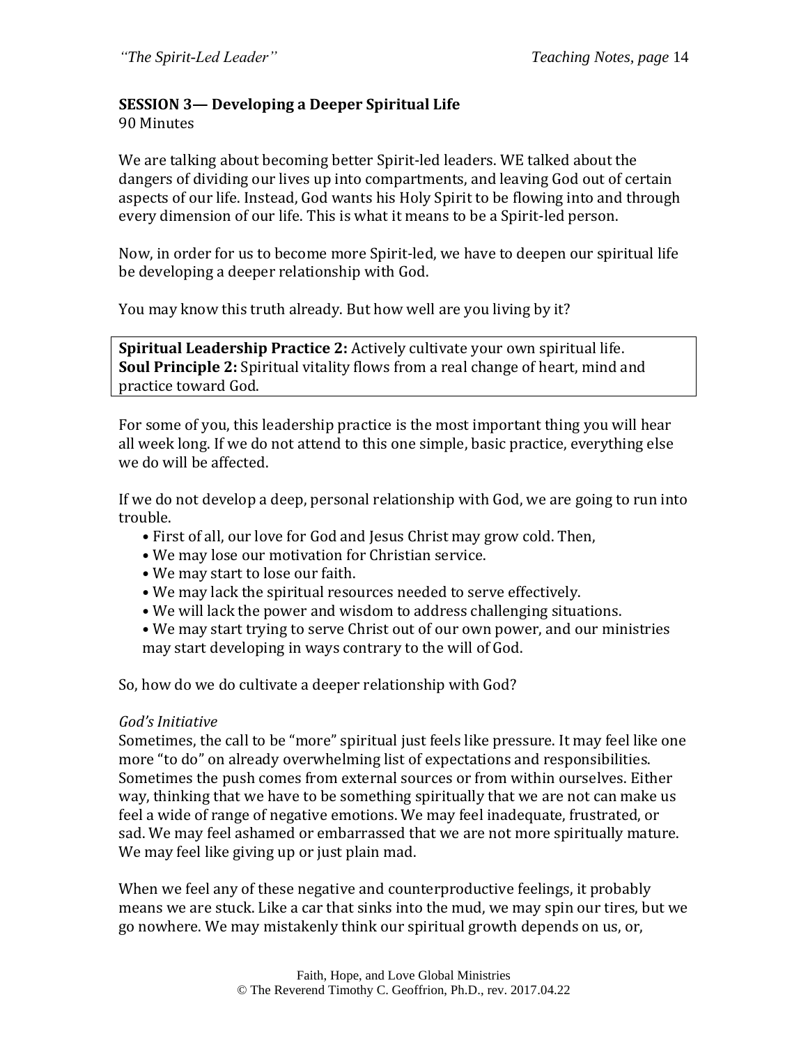**SESSION 3— Developing a Deeper Spiritual Life**
90 Minutes

We are talking about becoming better Spirit-led leaders. WE talked about the dangers of dividing our lives up into compartments, and leaving God out of certain aspects of our life. Instead, God wants his Holy Spirit to be flowing into and through every dimension of our life. This is what it means to be a Spirit-led person.

Now, in order for us to become more Spirit-led, we have to deepen our spiritual life be developing a deeper relationship with God.

You may know this truth already. But how well are you living by it?

**Spiritual Leadership Practice 2:** Actively cultivate your own spiritual life.
**Soul Principle 2:** Spiritual vitality flows from a real change of heart, mind and practice toward God.

For some of you, this leadership practice is the most important thing you will hear all week long. If we do not attend to this one simple, basic practice, everything else we do will be affected.

If we do not develop a deep, personal relationship with God, we are going to run into trouble.

- First of all, our love for God and Jesus Christ may grow cold. Then,
- We may lose our motivation for Christian service.
- We may start to lose our faith.
- We may lack the spiritual resources needed to serve effectively.
- We will lack the power and wisdom to address challenging situations.
- We may start trying to serve Christ out of our own power, and our ministries may start developing in ways contrary to the will of God.

So, how do we do cultivate a deeper relationship with God?

*God's Initiative*
Sometimes, the call to be "more" spiritual just feels like pressure. It may feel like one more "to do" on already overwhelming list of expectations and responsibilities. Sometimes the push comes from external sources or from within ourselves. Either way, thinking that we have to be something spiritually that we are not can make us feel a wide of range of negative emotions. We may feel inadequate, frustrated, or sad. We may feel ashamed or embarrassed that we are not more spiritually mature. We may feel like giving up or just plain mad.

When we feel any of these negative and counterproductive feelings, it probably means we are stuck. Like a car that sinks into the mud, we may spin our tires, but we go nowhere. We may mistakenly think our spiritual growth depends on us, or,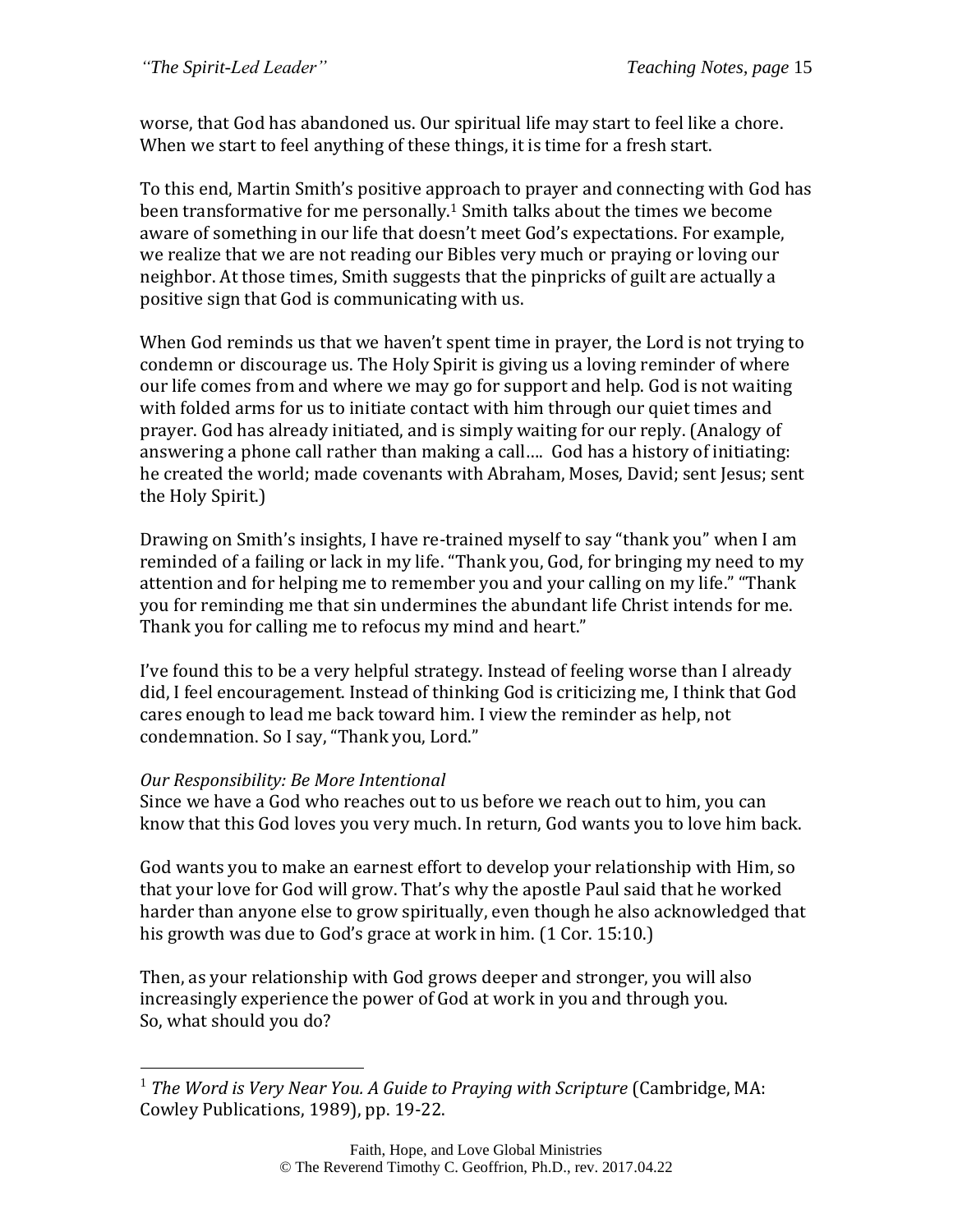worse, that God has abandoned us. Our spiritual life may start to feel like a chore. When we start to feel anything of these things, it is time for a fresh start.

To this end, Martin Smith's positive approach to prayer and connecting with God has been transformative for me personally.[1] Smith talks about the times we become aware of something in our life that doesn't meet God's expectations. For example, we realize that we are not reading our Bibles very much or praying or loving our neighbor. At those times, Smith suggests that the pinpricks of guilt are actually a positive sign that God is communicating with us.

When God reminds us that we haven't spent time in prayer, the Lord is not trying to condemn or discourage us. The Holy Spirit is giving us a loving reminder of where our life comes from and where we may go for support and help. God is not waiting with folded arms for us to initiate contact with him through our quiet times and prayer. God has already initiated, and is simply waiting for our reply. (Analogy of answering a phone call rather than making a call.... God has a history of initiating: he created the world; made covenants with Abraham, Moses, David; sent Jesus; sent the Holy Spirit.)

Drawing on Smith's insights, I have re-trained myself to say "thank you" when I am reminded of a failing or lack in my life. "Thank you, God, for bringing my need to my attention and for helping me to remember you and your calling on my life." "Thank you for reminding me that sin undermines the abundant life Christ intends for me. Thank you for calling me to refocus my mind and heart."

I've found this to be a very helpful strategy. Instead of feeling worse than I already did, I feel encouragement. Instead of thinking God is criticizing me, I think that God cares enough to lead me back toward him. I view the reminder as help, not condemnation. So I say, "Thank you, Lord."

*Our Responsibility: Be More Intentional*

Since we have a God who reaches out to us before we reach out to him, you can know that this God loves you very much. In return, God wants you to love him back.

God wants you to make an earnest effort to develop your relationship with Him, so that your love for God will grow. That's why the apostle Paul said that he worked harder than anyone else to grow spiritually, even though he also acknowledged that his growth was due to God's grace at work in him. (1 Cor. 15:10.)

Then, as your relationship with God grows deeper and stronger, you will also increasingly experience the power of God at work in you and through you.
So, what should you do?

---

[1] *The Word is Very Near You. A Guide to Praying with Scripture* (Cambridge, MA: Cowley Publications, 1989), pp. 19-22.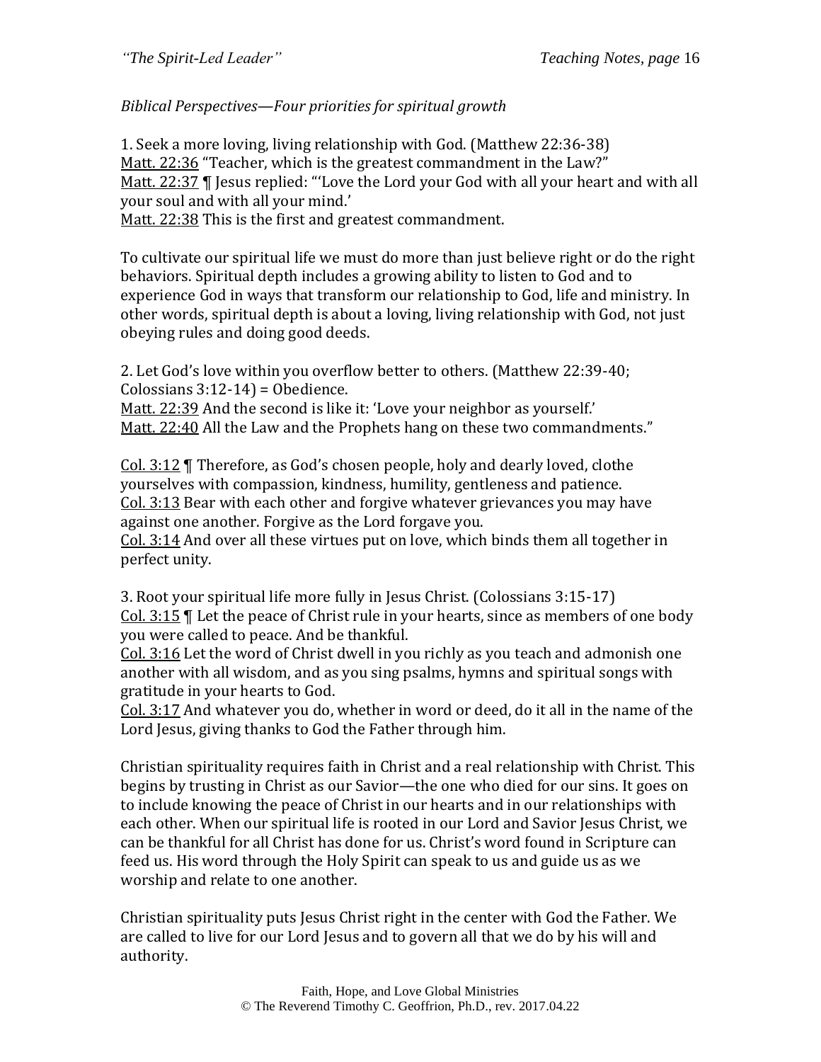*Biblical Perspectives—Four priorities for spiritual growth*

1. Seek a more loving, living relationship with God. (Matthew 22:36-38)
Matt. 22:36 "Teacher, which is the greatest commandment in the Law?"
Matt. 22:37 ¶ Jesus replied: "'Love the Lord your God with all your heart and with all your soul and with all your mind.'
Matt. 22:38 This is the first and greatest commandment.

To cultivate our spiritual life we must do more than just believe right or do the right behaviors. Spiritual depth includes a growing ability to listen to God and to experience God in ways that transform our relationship to God, life and ministry. In other words, spiritual depth is about a loving, living relationship with God, not just obeying rules and doing good deeds.

2. Let God's love within you overflow better to others. (Matthew 22:39-40; Colossians 3:12-14) = Obedience.
Matt. 22:39 And the second is like it: 'Love your neighbor as yourself.'
Matt. 22:40 All the Law and the Prophets hang on these two commandments."

Col. 3:12 ¶ Therefore, as God's chosen people, holy and dearly loved, clothe yourselves with compassion, kindness, humility, gentleness and patience.
Col. 3:13 Bear with each other and forgive whatever grievances you may have against one another. Forgive as the Lord forgave you.
Col. 3:14 And over all these virtues put on love, which binds them all together in perfect unity.

3. Root your spiritual life more fully in Jesus Christ. (Colossians 3:15-17)
Col. 3:15 ¶ Let the peace of Christ rule in your hearts, since as members of one body you were called to peace. And be thankful.
Col. 3:16 Let the word of Christ dwell in you richly as you teach and admonish one another with all wisdom, and as you sing psalms, hymns and spiritual songs with gratitude in your hearts to God.
Col. 3:17 And whatever you do, whether in word or deed, do it all in the name of the Lord Jesus, giving thanks to God the Father through him.

Christian spirituality requires faith in Christ and a real relationship with Christ. This begins by trusting in Christ as our Savior—the one who died for our sins. It goes on to include knowing the peace of Christ in our hearts and in our relationships with each other. When our spiritual life is rooted in our Lord and Savior Jesus Christ, we can be thankful for all Christ has done for us. Christ's word found in Scripture can feed us. His word through the Holy Spirit can speak to us and guide us as we worship and relate to one another.

Christian spirituality puts Jesus Christ right in the center with God the Father. We are called to live for our Lord Jesus and to govern all that we do by his will and authority.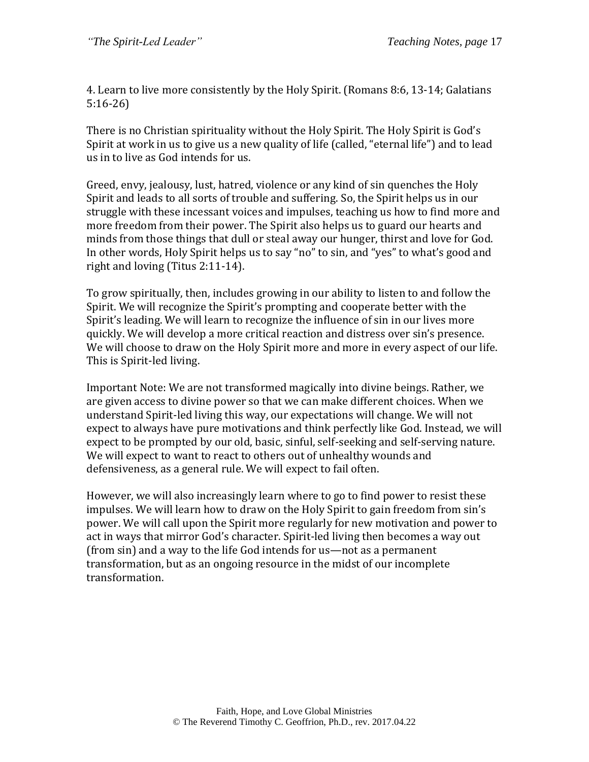4. Learn to live more consistently by the Holy Spirit. (Romans 8:6, 13-14; Galatians 5:16-26)

There is no Christian spirituality without the Holy Spirit. The Holy Spirit is God's Spirit at work in us to give us a new quality of life (called, "eternal life") and to lead us in to live as God intends for us.

Greed, envy, jealousy, lust, hatred, violence or any kind of sin quenches the Holy Spirit and leads to all sorts of trouble and suffering. So, the Spirit helps us in our struggle with these incessant voices and impulses, teaching us how to find more and more freedom from their power. The Spirit also helps us to guard our hearts and minds from those things that dull or steal away our hunger, thirst and love for God. In other words, Holy Spirit helps us to say "no" to sin, and "yes" to what's good and right and loving (Titus 2:11-14).

To grow spiritually, then, includes growing in our ability to listen to and follow the Spirit. We will recognize the Spirit's prompting and cooperate better with the Spirit's leading. We will learn to recognize the influence of sin in our lives more quickly. We will develop a more critical reaction and distress over sin's presence. We will choose to draw on the Holy Spirit more and more in every aspect of our life. This is Spirit-led living.

Important Note: We are not transformed magically into divine beings. Rather, we are given access to divine power so that we can make different choices. When we understand Spirit-led living this way, our expectations will change. We will not expect to always have pure motivations and think perfectly like God. Instead, we will expect to be prompted by our old, basic, sinful, self-seeking and self-serving nature. We will expect to want to react to others out of unhealthy wounds and defensiveness, as a general rule. We will expect to fail often.

However, we will also increasingly learn where to go to find power to resist these impulses. We will learn how to draw on the Holy Spirit to gain freedom from sin's power. We will call upon the Spirit more regularly for new motivation and power to act in ways that mirror God's character. Spirit-led living then becomes a way out (from sin) and a way to the life God intends for us—not as a permanent transformation, but as an ongoing resource in the midst of our incomplete transformation.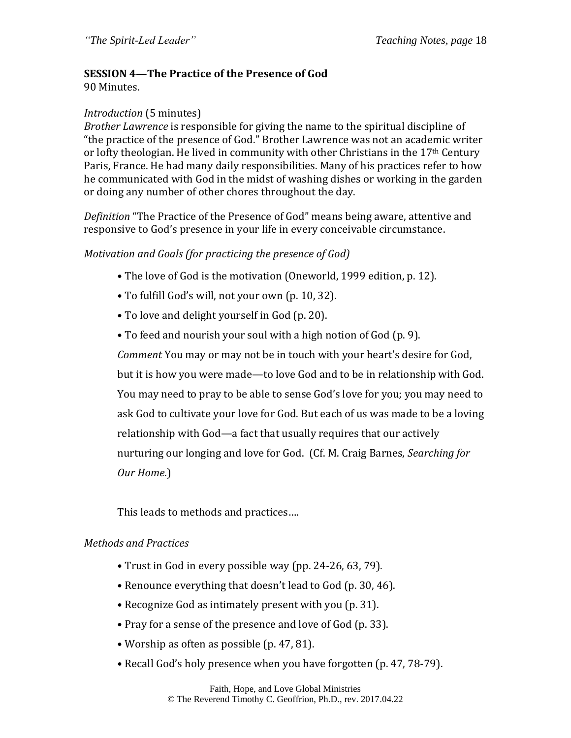**SESSION 4—The Practice of the Presence of God**
90 Minutes.

*Introduction* (5 minutes)
*Brother Lawrence* is responsible for giving the name to the spiritual discipline of "the practice of the presence of God." Brother Lawrence was not an academic writer or lofty theologian. He lived in community with other Christians in the 17th Century Paris, France. He had many daily responsibilities. Many of his practices refer to how he communicated with God in the midst of washing dishes or working in the garden or doing any number of other chores throughout the day.

*Definition* "The Practice of the Presence of God" means being aware, attentive and responsive to God's presence in your life in every conceivable circumstance.

*Motivation and Goals (for practicing the presence of God)*

- The love of God is the motivation (Oneworld, 1999 edition, p. 12).
- To fulfill God's will, not your own (p. 10, 32).
- To love and delight yourself in God (p. 20).
- To feed and nourish your soul with a high notion of God (p. 9).

*Comment* You may or may not be in touch with your heart's desire for God, but it is how you were made—to love God and to be in relationship with God. You may need to pray to be able to sense God's love for you; you may need to ask God to cultivate your love for God. But each of us was made to be a loving relationship with God—a fact that usually requires that our actively nurturing our longing and love for God. (Cf. M. Craig Barnes, *Searching for Our Home.*)

This leads to methods and practices….

*Methods and Practices*

- Trust in God in every possible way (pp. 24-26, 63, 79).
- Renounce everything that doesn't lead to God (p. 30, 46).
- Recognize God as intimately present with you (p. 31).
- Pray for a sense of the presence and love of God (p. 33).
- Worship as often as possible (p. 47, 81).
- Recall God's holy presence when you have forgotten (p. 47, 78-79).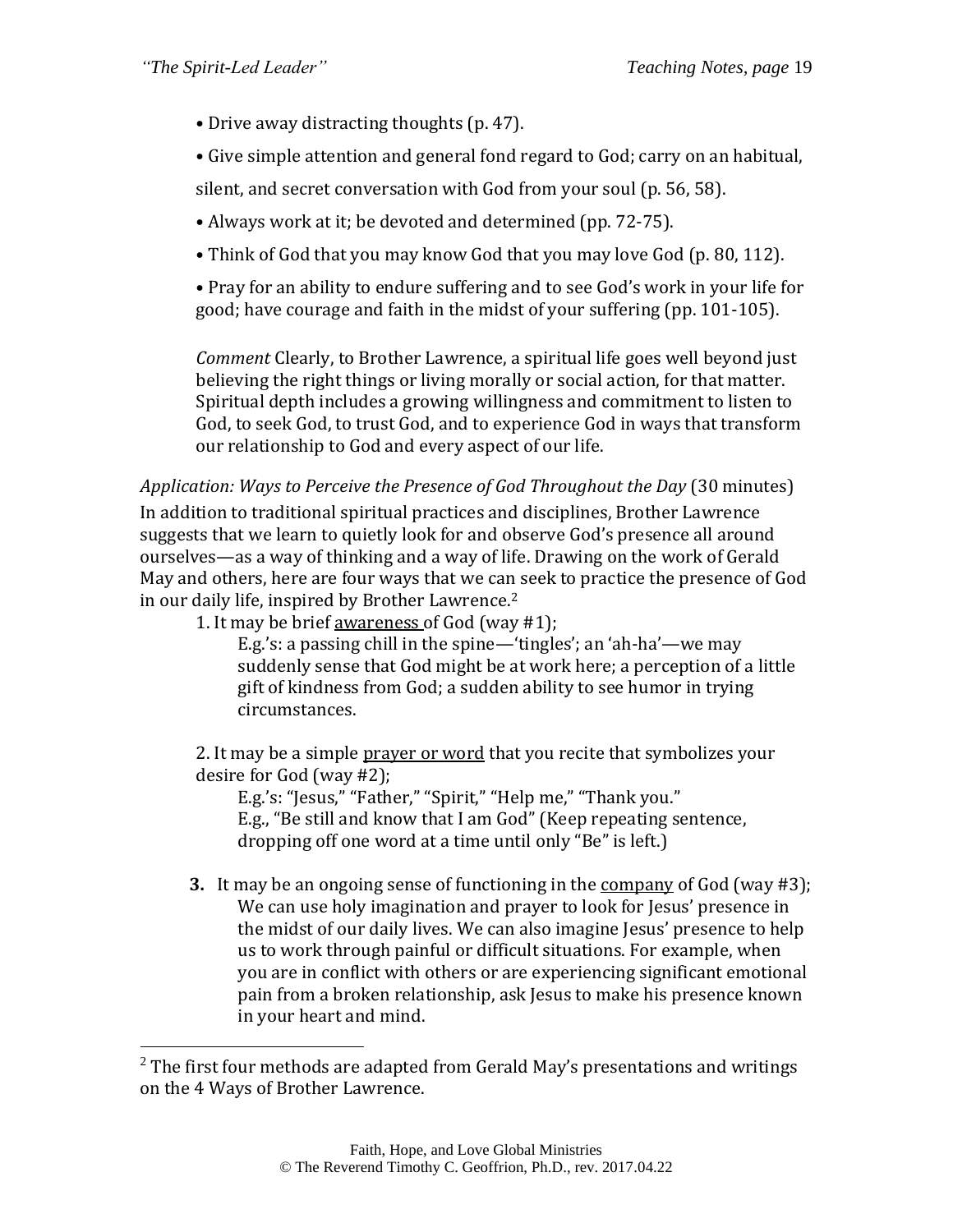- Drive away distracting thoughts (p. 47).
- Give simple attention and general fond regard to God; carry on an habitual, silent, and secret conversation with God from your soul (p. 56, 58).
- Always work at it; be devoted and determined (pp. 72-75).
- Think of God that you may know God that you may love God (p. 80, 112).
- Pray for an ability to endure suffering and to see God's work in your life for good; have courage and faith in the midst of your suffering (pp. 101-105).

*Comment* Clearly, to Brother Lawrence, a spiritual life goes well beyond just believing the right things or living morally or social action, for that matter. Spiritual depth includes a growing willingness and commitment to listen to God, to seek God, to trust God, and to experience God in ways that transform our relationship to God and every aspect of our life.

*Application: Ways to Perceive the Presence of God Throughout the Day* (30 minutes)

In addition to traditional spiritual practices and disciplines, Brother Lawrence suggests that we learn to quietly look for and observe God's presence all around ourselves—as a way of thinking and a way of life. Drawing on the work of Gerald May and others, here are four ways that we can seek to practice the presence of God in our daily life, inspired by Brother Lawrence.[2]

1. It may be brief awareness of God (way #1);

   E.g.'s: a passing chill in the spine—'tingles'; an 'ah-ha'—we may suddenly sense that God might be at work here; a perception of a little gift of kindness from God; a sudden ability to see humor in trying circumstances.

2. It may be a simple prayer or word that you recite that symbolizes your desire for God (way #2);

   E.g.'s: "Jesus," "Father," "Spirit," "Help me," "Thank you."
   E.g., "Be still and know that I am God" (Keep repeating sentence, dropping off one word at a time until only "Be" is left.)

3. It may be an ongoing sense of functioning in the company of God (way #3);

   We can use holy imagination and prayer to look for Jesus' presence in the midst of our daily lives. We can also imagine Jesus' presence to help us to work through painful or difficult situations. For example, when you are in conflict with others or are experiencing significant emotional pain from a broken relationship, ask Jesus to make his presence known in your heart and mind.

---

[2] The first four methods are adapted from Gerald May's presentations and writings on the 4 Ways of Brother Lawrence.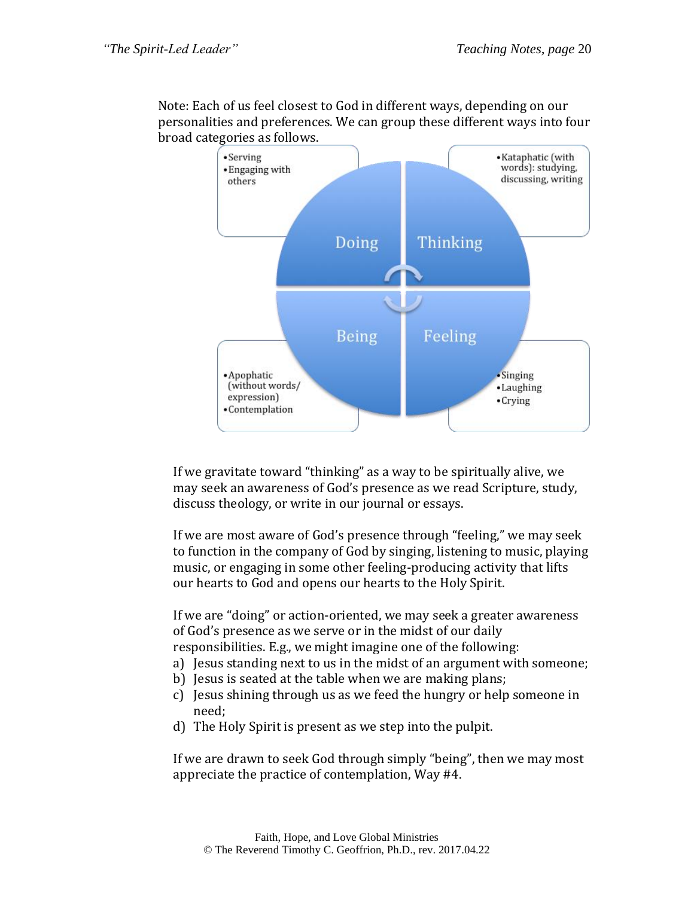Note: Each of us feel closest to God in different ways, depending on our personalities and preferences. We can group these different ways into four broad categories as follows.

| Category | Examples |
|---|---|
| Doing | • Serving<br>• Engaging with others |
| Thinking | • Kataphatic (with words): studying, discussing, writing |
| Being | • Apophatic (without words/ expression)<br>• Contemplation |
| Feeling | • Singing<br>• Laughing<br>• Crying |

If we gravitate toward "thinking" as a way to be spiritually alive, we may seek an awareness of God's presence as we read Scripture, study, discuss theology, or write in our journal or essays.

If we are most aware of God's presence through "feeling," we may seek to function in the company of God by singing, listening to music, playing music, or engaging in some other feeling-producing activity that lifts our hearts to God and opens our hearts to the Holy Spirit.

If we are "doing" or action-oriented, we may seek a greater awareness of God's presence as we serve or in the midst of our daily responsibilities. E.g., we might imagine one of the following:

a) Jesus standing next to us in the midst of an argument with someone;
b) Jesus is seated at the table when we are making plans;
c) Jesus shining through us as we feed the hungry or help someone in need;
d) The Holy Spirit is present as we step into the pulpit.

If we are drawn to seek God through simply "being", then we may most appreciate the practice of contemplation, Way #4.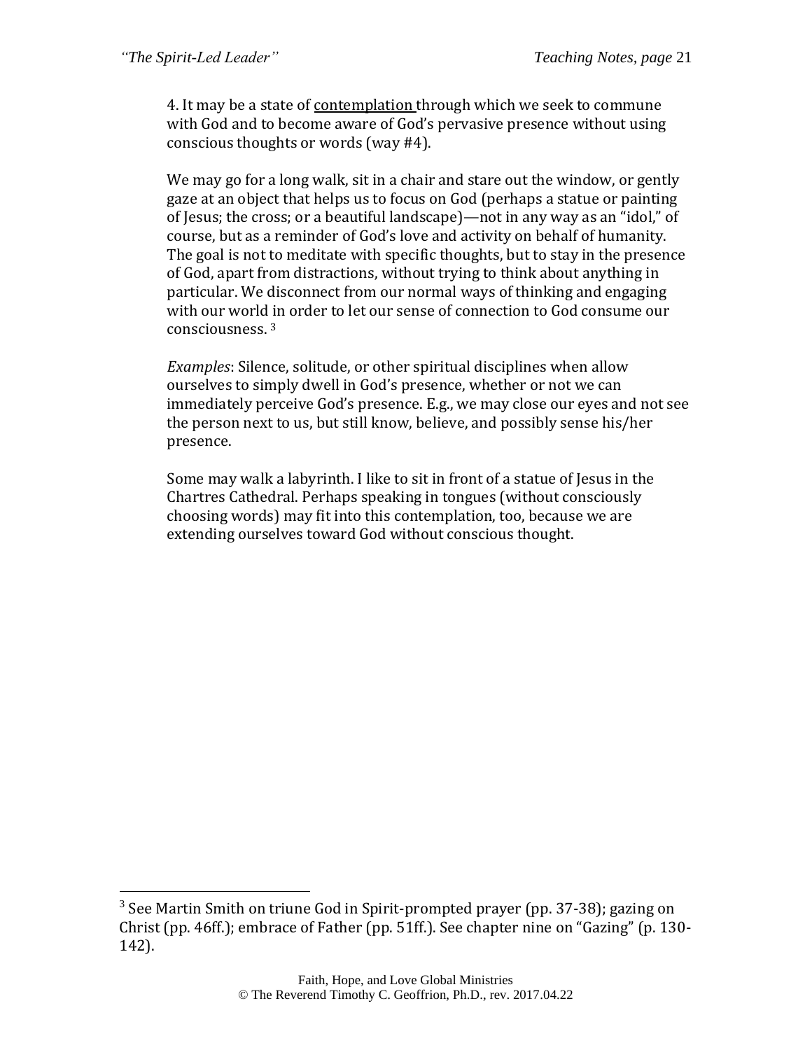4. It may be a state of <u>contemplation</u> through which we seek to commune with God and to become aware of God's pervasive presence without using conscious thoughts or words (way #4).

We may go for a long walk, sit in a chair and stare out the window, or gently gaze at an object that helps us to focus on God (perhaps a statue or painting of Jesus; the cross; or a beautiful landscape)—not in any way as an "idol," of course, but as a reminder of God's love and activity on behalf of humanity. The goal is not to meditate with specific thoughts, but to stay in the presence of God, apart from distractions, without trying to think about anything in particular. We disconnect from our normal ways of thinking and engaging with our world in order to let our sense of connection to God consume our consciousness. [3]

*Examples*: Silence, solitude, or other spiritual disciplines when allow ourselves to simply dwell in God's presence, whether or not we can immediately perceive God's presence. E.g., we may close our eyes and not see the person next to us, but still know, believe, and possibly sense his/her presence.

Some may walk a labyrinth. I like to sit in front of a statue of Jesus in the Chartres Cathedral. Perhaps speaking in tongues (without consciously choosing words) may fit into this contemplation, too, because we are extending ourselves toward God without conscious thought.

---

[3] See Martin Smith on triune God in Spirit-prompted prayer (pp. 37-38); gazing on Christ (pp. 46ff.); embrace of Father (pp. 51ff.). See chapter nine on "Gazing" (p. 130-142).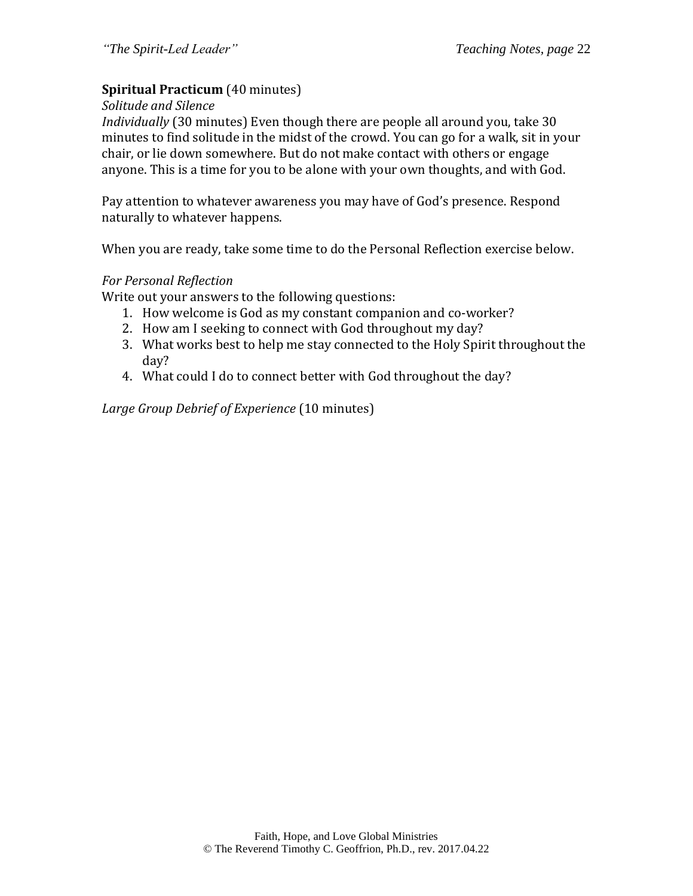**Spiritual Practicum** (40 minutes)

*Solitude and Silence*

*Individually* (30 minutes) Even though there are people all around you, take 30 minutes to find solitude in the midst of the crowd. You can go for a walk, sit in your chair, or lie down somewhere. But do not make contact with others or engage anyone. This is a time for you to be alone with your own thoughts, and with God.

Pay attention to whatever awareness you may have of God's presence. Respond naturally to whatever happens.

When you are ready, take some time to do the Personal Reflection exercise below.

*For Personal Reflection*

Write out your answers to the following questions:

1. How welcome is God as my constant companion and co-worker?
2. How am I seeking to connect with God throughout my day?
3. What works best to help me stay connected to the Holy Spirit throughout the day?
4. What could I do to connect better with God throughout the day?

*Large Group Debrief of Experience* (10 minutes)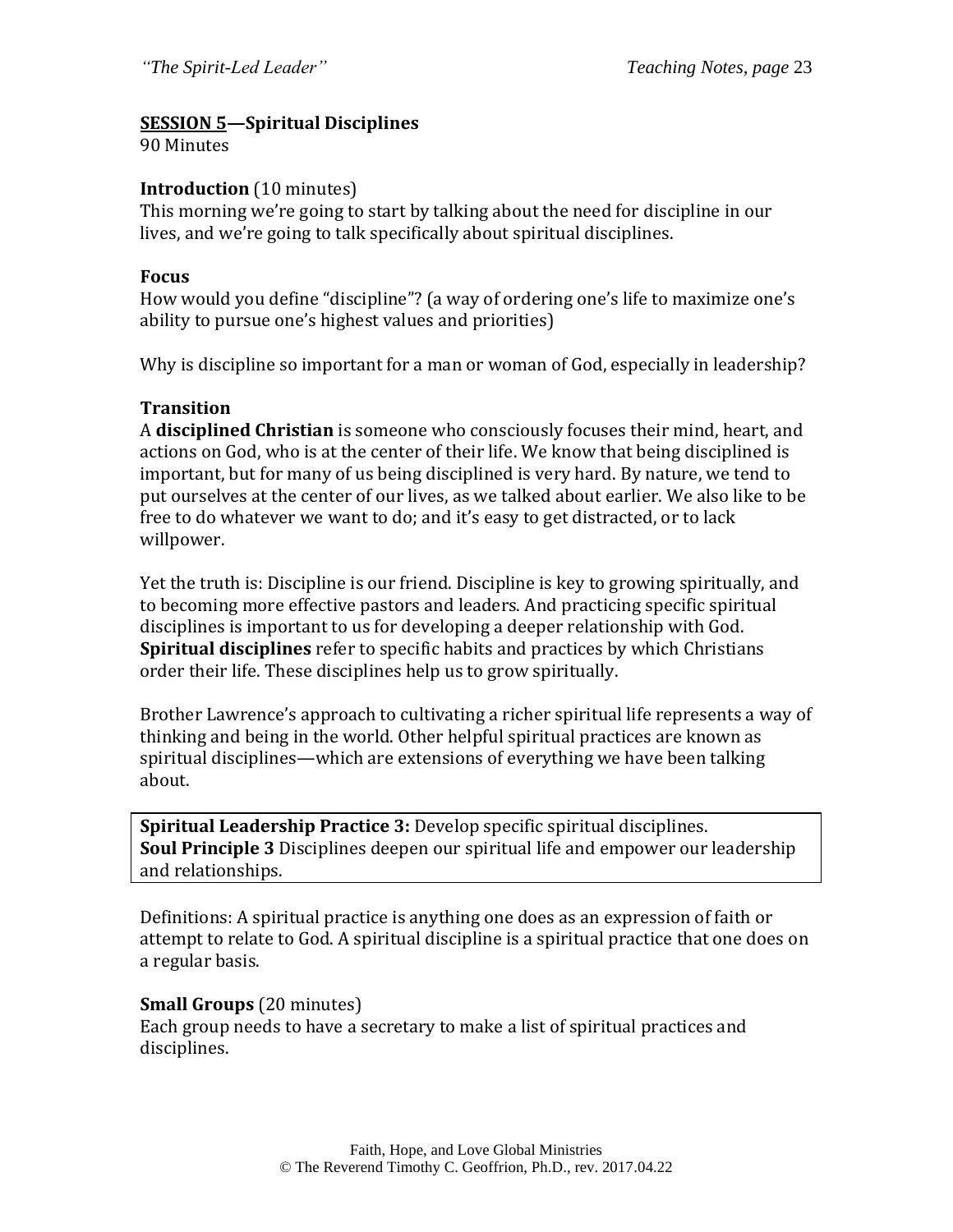**SESSION 5—Spiritual Disciplines**
90 Minutes

**Introduction** (10 minutes)
This morning we're going to start by talking about the need for discipline in our lives, and we're going to talk specifically about spiritual disciplines.

**Focus**
How would you define "discipline"? (a way of ordering one's life to maximize one's ability to pursue one's highest values and priorities)

Why is discipline so important for a man or woman of God, especially in leadership?

**Transition**
A **disciplined Christian** is someone who consciously focuses their mind, heart, and actions on God, who is at the center of their life. We know that being disciplined is important, but for many of us being disciplined is very hard. By nature, we tend to put ourselves at the center of our lives, as we talked about earlier. We also like to be free to do whatever we want to do; and it's easy to get distracted, or to lack willpower.

Yet the truth is: Discipline is our friend. Discipline is key to growing spiritually, and to becoming more effective pastors and leaders. And practicing specific spiritual disciplines is important to us for developing a deeper relationship with God. **Spiritual disciplines** refer to specific habits and practices by which Christians order their life. These disciplines help us to grow spiritually.

Brother Lawrence's approach to cultivating a richer spiritual life represents a way of thinking and being in the world. Other helpful spiritual practices are known as spiritual disciplines—which are extensions of everything we have been talking about.

**Spiritual Leadership Practice 3:** Develop specific spiritual disciplines.
**Soul Principle 3** Disciplines deepen our spiritual life and empower our leadership and relationships.

Definitions: A spiritual practice is anything one does as an expression of faith or attempt to relate to God. A spiritual discipline is a spiritual practice that one does on a regular basis.

**Small Groups** (20 minutes)
Each group needs to have a secretary to make a list of spiritual practices and disciplines.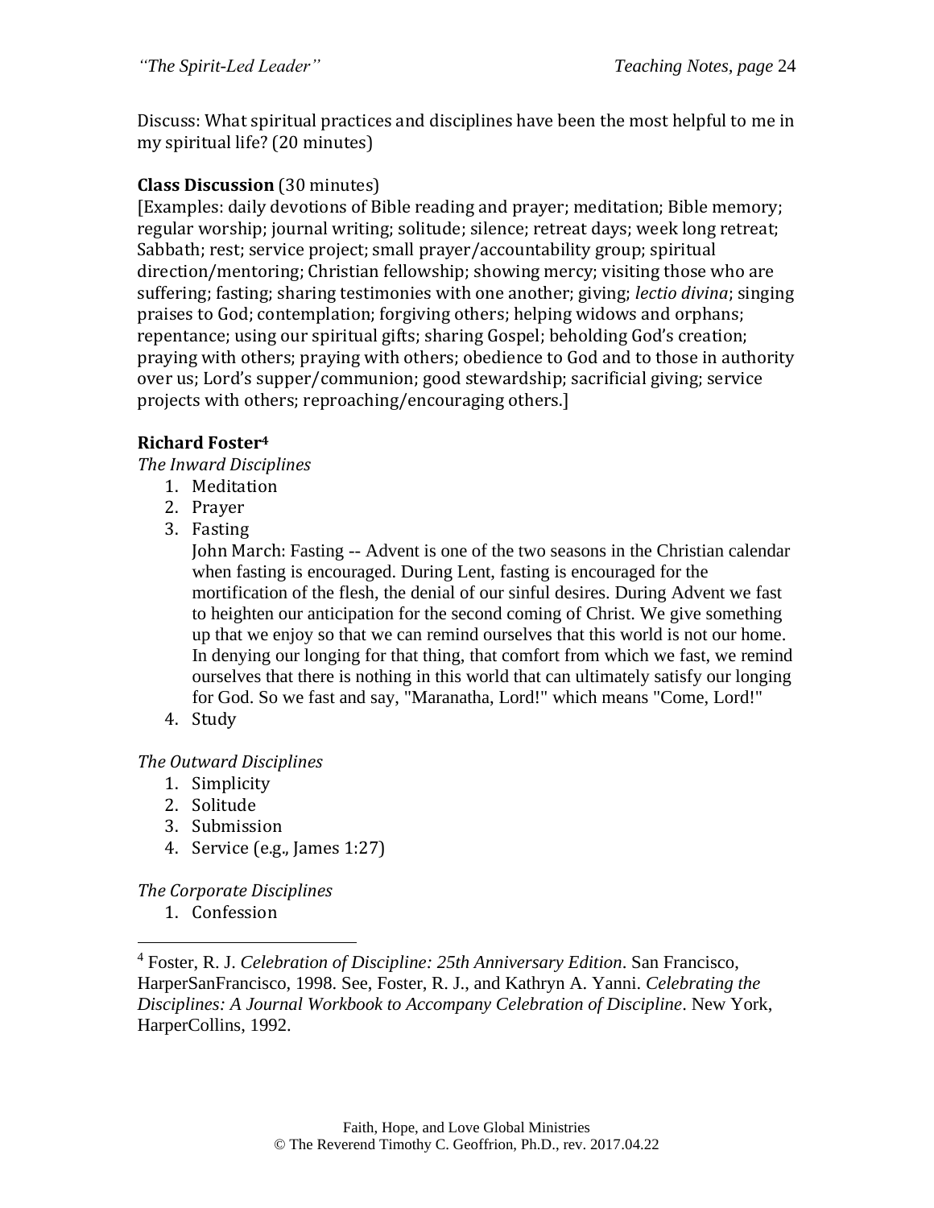Discuss: What spiritual practices and disciplines have been the most helpful to me in my spiritual life? (20 minutes)

**Class Discussion** (30 minutes)
[Examples: daily devotions of Bible reading and prayer; meditation; Bible memory; regular worship; journal writing; solitude; silence; retreat days; week long retreat; Sabbath; rest; service project; small prayer/accountability group; spiritual direction/mentoring; Christian fellowship; showing mercy; visiting those who are suffering; fasting; sharing testimonies with one another; giving; *lectio divina*; singing praises to God; contemplation; forgiving others; helping widows and orphans; repentance; using our spiritual gifts; sharing Gospel; beholding God's creation; praying with others; praying with others; obedience to God and to those in authority over us; Lord's supper/communion; good stewardship; sacrificial giving; service projects with others; reproaching/encouraging others.]

**Richard Foster**[4]

*The Inward Disciplines*

1. Meditation
2. Prayer
3. Fasting
   John March: Fasting -- Advent is one of the two seasons in the Christian calendar when fasting is encouraged. During Lent, fasting is encouraged for the mortification of the flesh, the denial of our sinful desires. During Advent we fast to heighten our anticipation for the second coming of Christ. We give something up that we enjoy so that we can remind ourselves that this world is not our home. In denying our longing for that thing, that comfort from which we fast, we remind ourselves that there is nothing in this world that can ultimately satisfy our longing for God. So we fast and say, "Maranatha, Lord!" which means "Come, Lord!"
4. Study

*The Outward Disciplines*

1. Simplicity
2. Solitude
3. Submission
4. Service (e.g., James 1:27)

*The Corporate Disciplines*

1. Confession

[4] Foster, R. J. *Celebration of Discipline: 25th Anniversary Edition*. San Francisco, HarperSanFrancisco, 1998. See, Foster, R. J., and Kathryn A. Yanni. *Celebrating the Disciplines: A Journal Workbook to Accompany Celebration of Discipline*. New York, HarperCollins, 1992.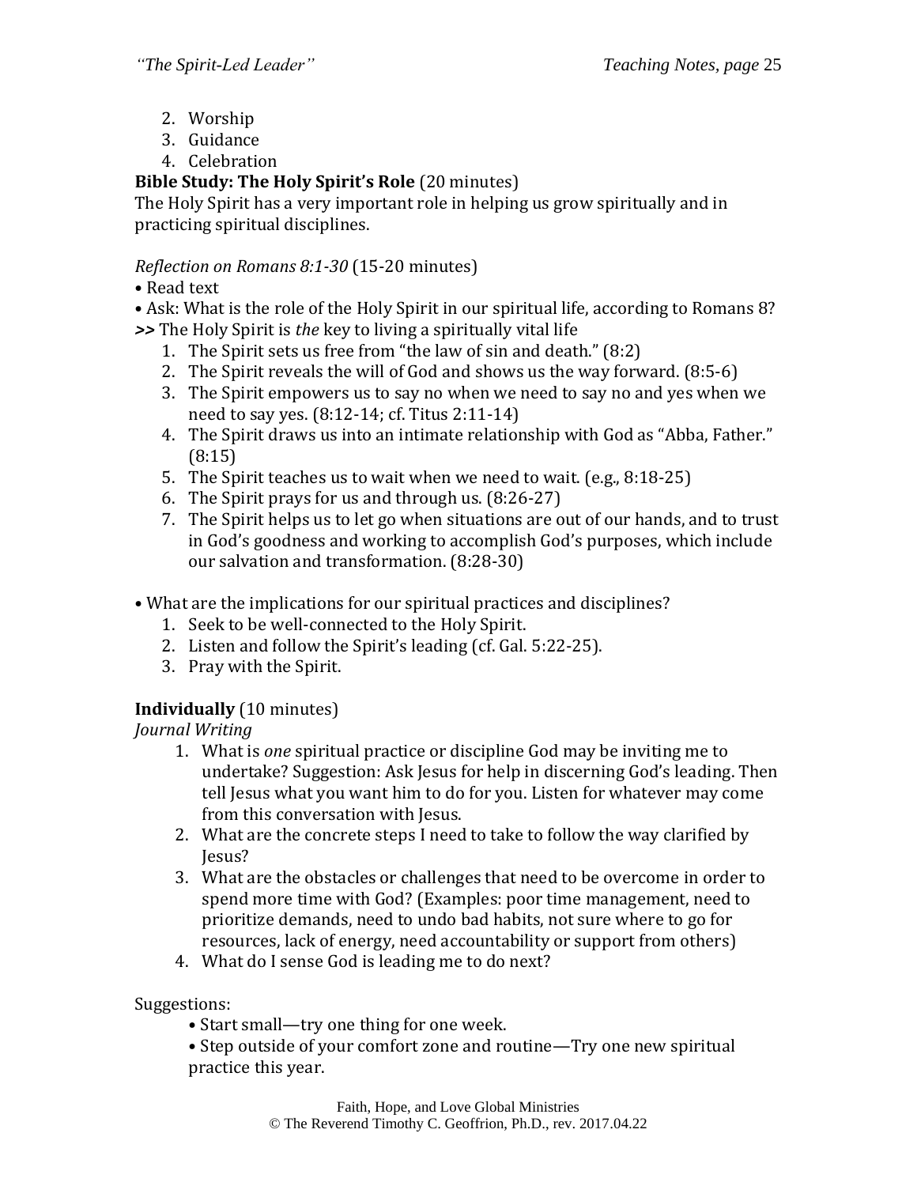2. Worship
3. Guidance
4. Celebration

**Bible Study: The Holy Spirit's Role** (20 minutes)

The Holy Spirit has a very important role in helping us grow spiritually and in practicing spiritual disciplines.

*Reflection on Romans 8:1-30* (15-20 minutes)

- Read text
- Ask: What is the role of the Holy Spirit in our spiritual life, according to Romans 8?

**>>** The Holy Spirit is *the* key to living a spiritually vital life

1. The Spirit sets us free from "the law of sin and death." (8:2)
2. The Spirit reveals the will of God and shows us the way forward. (8:5-6)
3. The Spirit empowers us to say no when we need to say no and yes when we need to say yes. (8:12-14; cf. Titus 2:11-14)
4. The Spirit draws us into an intimate relationship with God as "Abba, Father." (8:15)
5. The Spirit teaches us to wait when we need to wait. (e.g., 8:18-25)
6. The Spirit prays for us and through us. (8:26-27)
7. The Spirit helps us to let go when situations are out of our hands, and to trust in God's goodness and working to accomplish God's purposes, which include our salvation and transformation. (8:28-30)

- What are the implications for our spiritual practices and disciplines?
  1. Seek to be well-connected to the Holy Spirit.
  2. Listen and follow the Spirit's leading (cf. Gal. 5:22-25).
  3. Pray with the Spirit.

**Individually** (10 minutes)

*Journal Writing*

1. What is *one* spiritual practice or discipline God may be inviting me to undertake? Suggestion: Ask Jesus for help in discerning God's leading. Then tell Jesus what you want him to do for you. Listen for whatever may come from this conversation with Jesus.
2. What are the concrete steps I need to take to follow the way clarified by Jesus?
3. What are the obstacles or challenges that need to be overcome in order to spend more time with God? (Examples: poor time management, need to prioritize demands, need to undo bad habits, not sure where to go for resources, lack of energy, need accountability or support from others)
4. What do I sense God is leading me to do next?

Suggestions:

- Start small—try one thing for one week.
- Step outside of your comfort zone and routine—Try one new spiritual practice this year.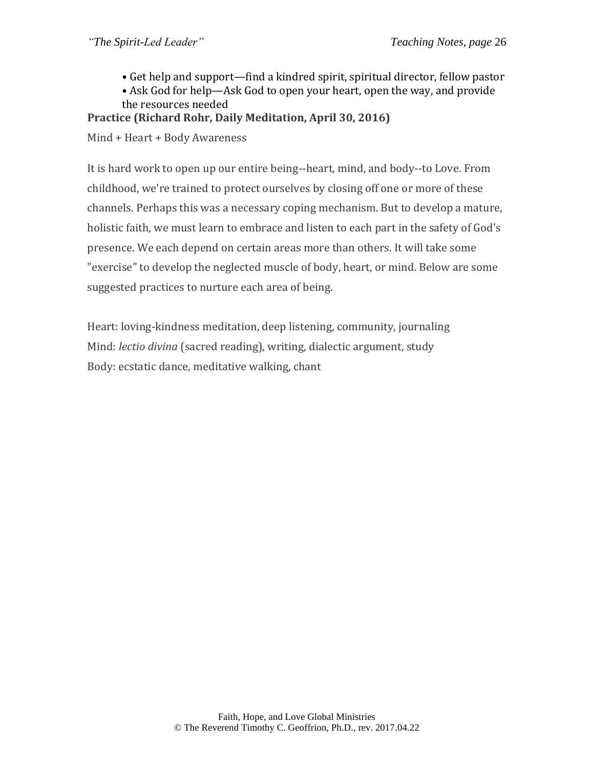- Get help and support—find a kindred spirit, spiritual director, fellow pastor
- Ask God for help—Ask God to open your heart, open the way, and provide the resources needed

**Practice (Richard Rohr, Daily Meditation, April 30, 2016)**

Mind + Heart + Body Awareness

It is hard work to open up our entire being--heart, mind, and body--to Love. From childhood, we're trained to protect ourselves by closing off one or more of these channels. Perhaps this was a necessary coping mechanism. But to develop a mature, holistic faith, we must learn to embrace and listen to each part in the safety of God's presence. We each depend on certain areas more than others. It will take some "exercise" to develop the neglected muscle of body, heart, or mind. Below are some suggested practices to nurture each area of being.

Heart: loving-kindness meditation, deep listening, community, journaling
Mind: *lectio divina* (sacred reading), writing, dialectic argument, study
Body: ecstatic dance, meditative walking, chant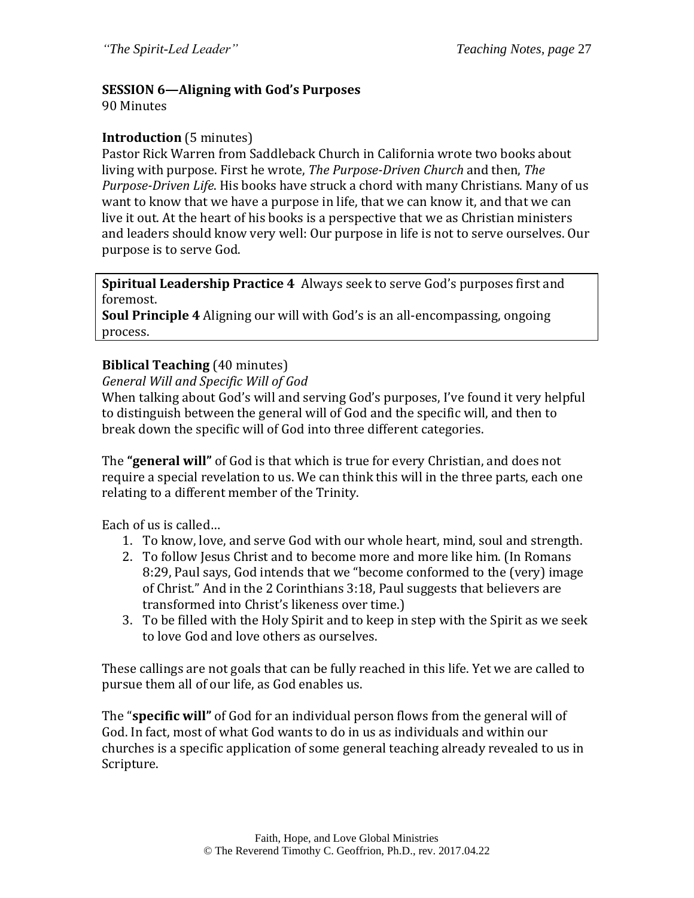**SESSION 6—Aligning with God's Purposes**
90 Minutes

**Introduction** (5 minutes)
Pastor Rick Warren from Saddleback Church in California wrote two books about living with purpose. First he wrote, *The Purpose-Driven Church* and then, *The Purpose-Driven Life*. His books have struck a chord with many Christians. Many of us want to know that we have a purpose in life, that we can know it, and that we can live it out. At the heart of his books is a perspective that we as Christian ministers and leaders should know very well: Our purpose in life is not to serve ourselves. Our purpose is to serve God.

**Spiritual Leadership Practice 4** Always seek to serve God's purposes first and foremost.
**Soul Principle 4** Aligning our will with God's is an all-encompassing, ongoing process.

**Biblical Teaching** (40 minutes)
*General Will and Specific Will of God*
When talking about God's will and serving God's purposes, I've found it very helpful to distinguish between the general will of God and the specific will, and then to break down the specific will of God into three different categories.

The **"general will"** of God is that which is true for every Christian, and does not require a special revelation to us. We can think this will in the three parts, each one relating to a different member of the Trinity.

Each of us is called…

1. To know, love, and serve God with our whole heart, mind, soul and strength.
2. To follow Jesus Christ and to become more and more like him. (In Romans 8:29, Paul says, God intends that we "become conformed to the (very) image of Christ." And in the 2 Corinthians 3:18, Paul suggests that believers are transformed into Christ's likeness over time.)
3. To be filled with the Holy Spirit and to keep in step with the Spirit as we seek to love God and love others as ourselves.

These callings are not goals that can be fully reached in this life. Yet we are called to pursue them all of our life, as God enables us.

The "**specific will"** of God for an individual person flows from the general will of God. In fact, most of what God wants to do in us as individuals and within our churches is a specific application of some general teaching already revealed to us in Scripture.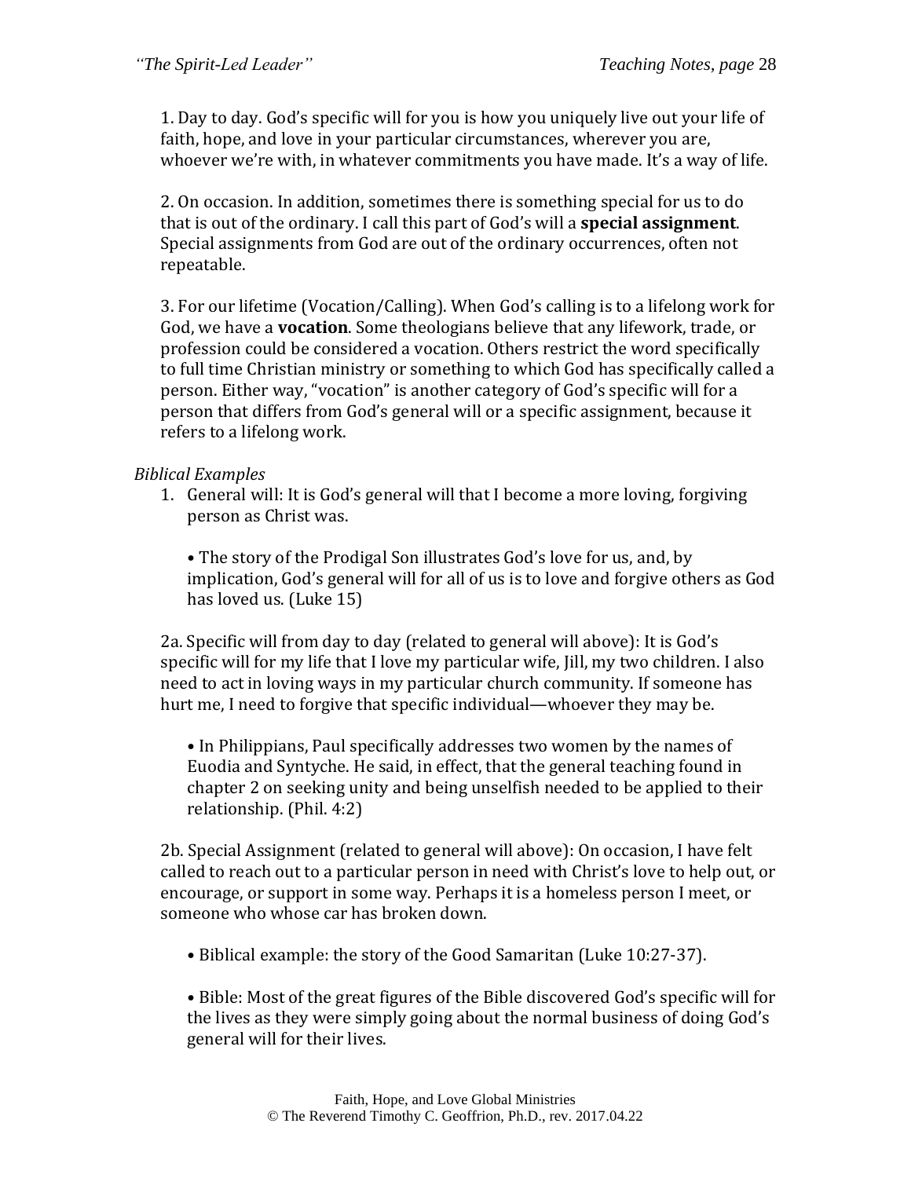1. Day to day. God's specific will for you is how you uniquely live out your life of faith, hope, and love in your particular circumstances, wherever you are, whoever we're with, in whatever commitments you have made. It's a way of life.

2. On occasion. In addition, sometimes there is something special for us to do that is out of the ordinary. I call this part of God's will a **special assignment**. Special assignments from God are out of the ordinary occurrences, often not repeatable.

3. For our lifetime (Vocation/Calling). When God's calling is to a lifelong work for God, we have a **vocation**. Some theologians believe that any lifework, trade, or profession could be considered a vocation. Others restrict the word specifically to full time Christian ministry or something to which God has specifically called a person. Either way, "vocation" is another category of God's specific will for a person that differs from God's general will or a specific assignment, because it refers to a lifelong work.

*Biblical Examples*

1. General will: It is God's general will that I become a more loving, forgiving person as Christ was.

   • The story of the Prodigal Son illustrates God's love for us, and, by implication, God's general will for all of us is to love and forgive others as God has loved us. (Luke 15)

2a. Specific will from day to day (related to general will above): It is God's specific will for my life that I love my particular wife, Jill, my two children. I also need to act in loving ways in my particular church community. If someone has hurt me, I need to forgive that specific individual—whoever they may be.

   • In Philippians, Paul specifically addresses two women by the names of Euodia and Syntyche. He said, in effect, that the general teaching found in chapter 2 on seeking unity and being unselfish needed to be applied to their relationship. (Phil. 4:2)

2b. Special Assignment (related to general will above): On occasion, I have felt called to reach out to a particular person in need with Christ's love to help out, or encourage, or support in some way. Perhaps it is a homeless person I meet, or someone who whose car has broken down.

   • Biblical example: the story of the Good Samaritan (Luke 10:27-37).

   • Bible: Most of the great figures of the Bible discovered God's specific will for the lives as they were simply going about the normal business of doing God's general will for their lives.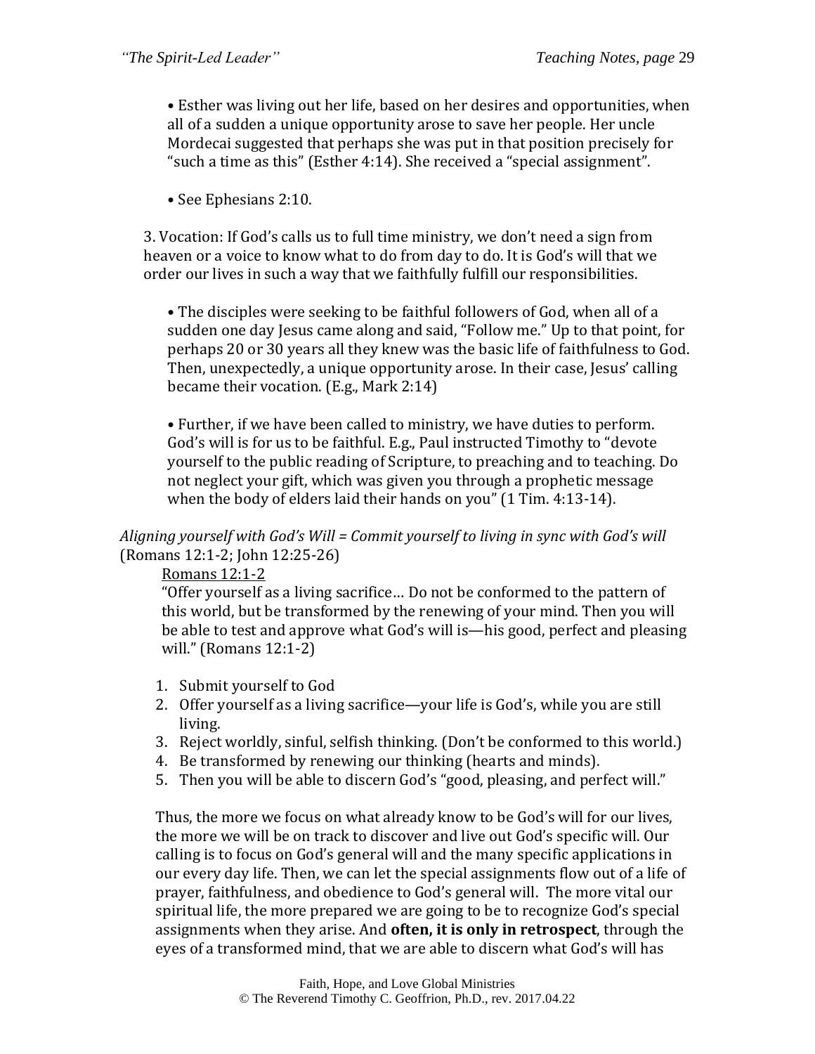• Esther was living out her life, based on her desires and opportunities, when all of a sudden a unique opportunity arose to save her people. Her uncle Mordecai suggested that perhaps she was put in that position precisely for "such a time as this" (Esther 4:14). She received a "special assignment".

• See Ephesians 2:10.

3. Vocation: If God's calls us to full time ministry, we don't need a sign from heaven or a voice to know what to do from day to do. It is God's will that we order our lives in such a way that we faithfully fulfill our responsibilities.

• The disciples were seeking to be faithful followers of God, when all of a sudden one day Jesus came along and said, "Follow me." Up to that point, for perhaps 20 or 30 years all they knew was the basic life of faithfulness to God. Then, unexpectedly, a unique opportunity arose. In their case, Jesus' calling became their vocation. (E.g., Mark 2:14)

• Further, if we have been called to ministry, we have duties to perform. God's will is for us to be faithful. E.g., Paul instructed Timothy to "devote yourself to the public reading of Scripture, to preaching and to teaching. Do not neglect your gift, which was given you through a prophetic message when the body of elders laid their hands on you" (1 Tim. 4:13-14).

*Aligning yourself with God's Will = Commit yourself to living in sync with God's will* (Romans 12:1-2; John 12:25-26)

<u>Romans 12:1-2</u>

"Offer yourself as a living sacrifice… Do not be conformed to the pattern of this world, but be transformed by the renewing of your mind. Then you will be able to test and approve what God's will is—his good, perfect and pleasing will." (Romans 12:1-2)

1. Submit yourself to God
2. Offer yourself as a living sacrifice—your life is God's, while you are still living.
3. Reject worldly, sinful, selfish thinking. (Don't be conformed to this world.)
4. Be transformed by renewing our thinking (hearts and minds).
5. Then you will be able to discern God's "good, pleasing, and perfect will."

Thus, the more we focus on what already know to be God's will for our lives, the more we will be on track to discover and live out God's specific will. Our calling is to focus on God's general will and the many specific applications in our every day life. Then, we can let the special assignments flow out of a life of prayer, faithfulness, and obedience to God's general will. The more vital our spiritual life, the more prepared we are going to be to recognize God's special assignments when they arise. And **often, it is only in retrospect**, through the eyes of a transformed mind, that we are able to discern what God's will has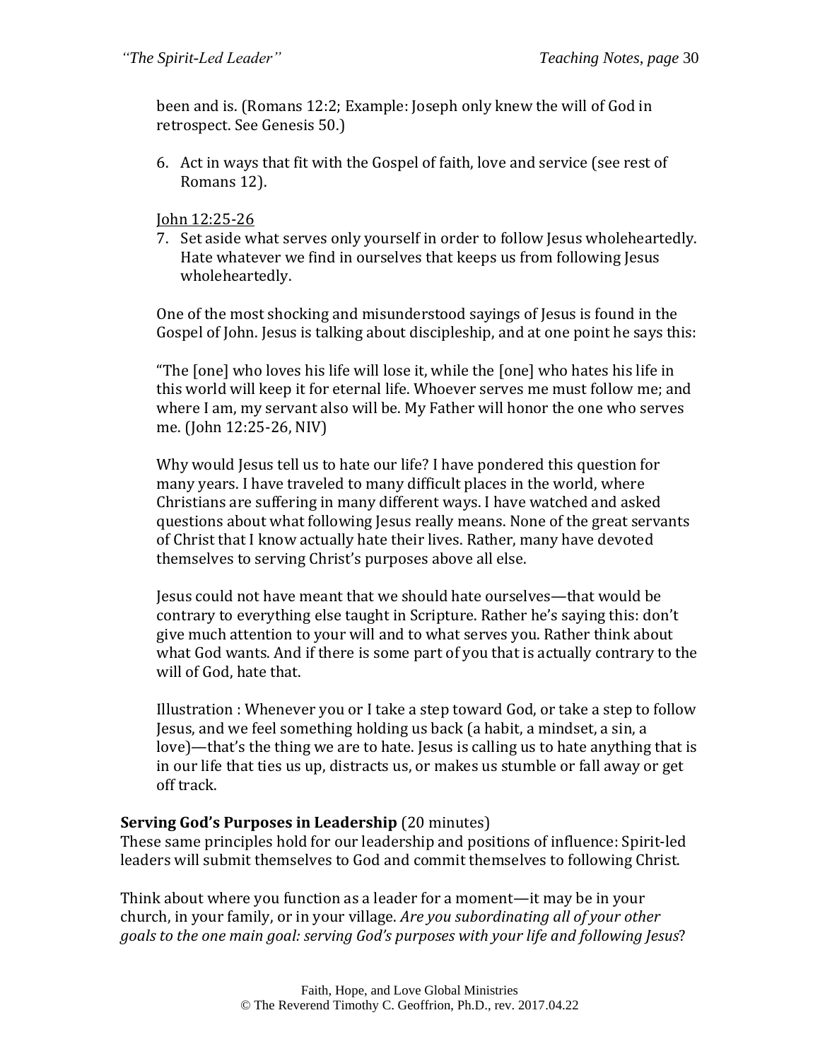been and is. (Romans 12:2; Example: Joseph only knew the will of God in retrospect. See Genesis 50.)

6. Act in ways that fit with the Gospel of faith, love and service (see rest of Romans 12).

John 12:25-26

7. Set aside what serves only yourself in order to follow Jesus wholeheartedly. Hate whatever we find in ourselves that keeps us from following Jesus wholeheartedly.

One of the most shocking and misunderstood sayings of Jesus is found in the Gospel of John. Jesus is talking about discipleship, and at one point he says this:

"The [one] who loves his life will lose it, while the [one] who hates his life in this world will keep it for eternal life. Whoever serves me must follow me; and where I am, my servant also will be. My Father will honor the one who serves me. (John 12:25-26, NIV)

Why would Jesus tell us to hate our life? I have pondered this question for many years. I have traveled to many difficult places in the world, where Christians are suffering in many different ways. I have watched and asked questions about what following Jesus really means. None of the great servants of Christ that I know actually hate their lives. Rather, many have devoted themselves to serving Christ's purposes above all else.

Jesus could not have meant that we should hate ourselves—that would be contrary to everything else taught in Scripture. Rather he's saying this: don't give much attention to your will and to what serves you. Rather think about what God wants. And if there is some part of you that is actually contrary to the will of God, hate that.

Illustration : Whenever you or I take a step toward God, or take a step to follow Jesus, and we feel something holding us back (a habit, a mindset, a sin, a love)—that's the thing we are to hate. Jesus is calling us to hate anything that is in our life that ties us up, distracts us, or makes us stumble or fall away or get off track.

**Serving God's Purposes in Leadership** (20 minutes)

These same principles hold for our leadership and positions of influence: Spirit-led leaders will submit themselves to God and commit themselves to following Christ.

Think about where you function as a leader for a moment—it may be in your church, in your family, or in your village. *Are you subordinating all of your other goals to the one main goal: serving God's purposes with your life and following Jesus*?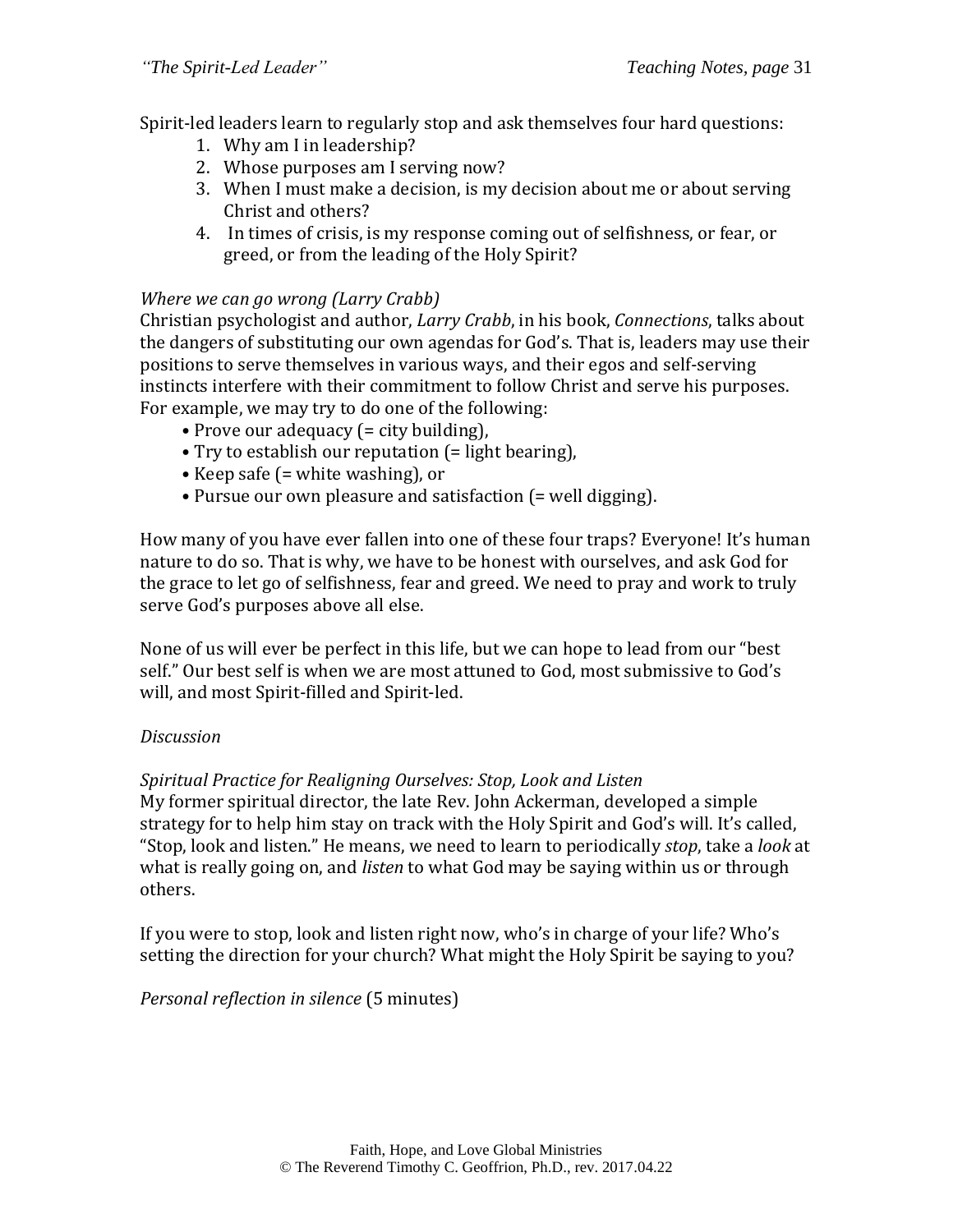Spirit-led leaders learn to regularly stop and ask themselves four hard questions:

1. Why am I in leadership?
2. Whose purposes am I serving now?
3. When I must make a decision, is my decision about me or about serving Christ and others?
4. In times of crisis, is my response coming out of selfishness, or fear, or greed, or from the leading of the Holy Spirit?

*Where we can go wrong (Larry Crabb)*
Christian psychologist and author, *Larry Crabb*, in his book, *Connections*, talks about the dangers of substituting our own agendas for God's. That is, leaders may use their positions to serve themselves in various ways, and their egos and self-serving instincts interfere with their commitment to follow Christ and serve his purposes. For example, we may try to do one of the following:

- Prove our adequacy (= city building),
- Try to establish our reputation (= light bearing),
- Keep safe (= white washing), or
- Pursue our own pleasure and satisfaction (= well digging).

How many of you have ever fallen into one of these four traps? Everyone! It's human nature to do so. That is why, we have to be honest with ourselves, and ask God for the grace to let go of selfishness, fear and greed. We need to pray and work to truly serve God's purposes above all else.

None of us will ever be perfect in this life, but we can hope to lead from our "best self." Our best self is when we are most attuned to God, most submissive to God's will, and most Spirit-filled and Spirit-led.

*Discussion*

*Spiritual Practice for Realigning Ourselves: Stop, Look and Listen*
My former spiritual director, the late Rev. John Ackerman, developed a simple strategy for to help him stay on track with the Holy Spirit and God's will. It's called, "Stop, look and listen." He means, we need to learn to periodically *stop*, take a *look* at what is really going on, and *listen* to what God may be saying within us or through others.

If you were to stop, look and listen right now, who's in charge of your life? Who's setting the direction for your church? What might the Holy Spirit be saying to you?

*Personal reflection in silence* (5 minutes)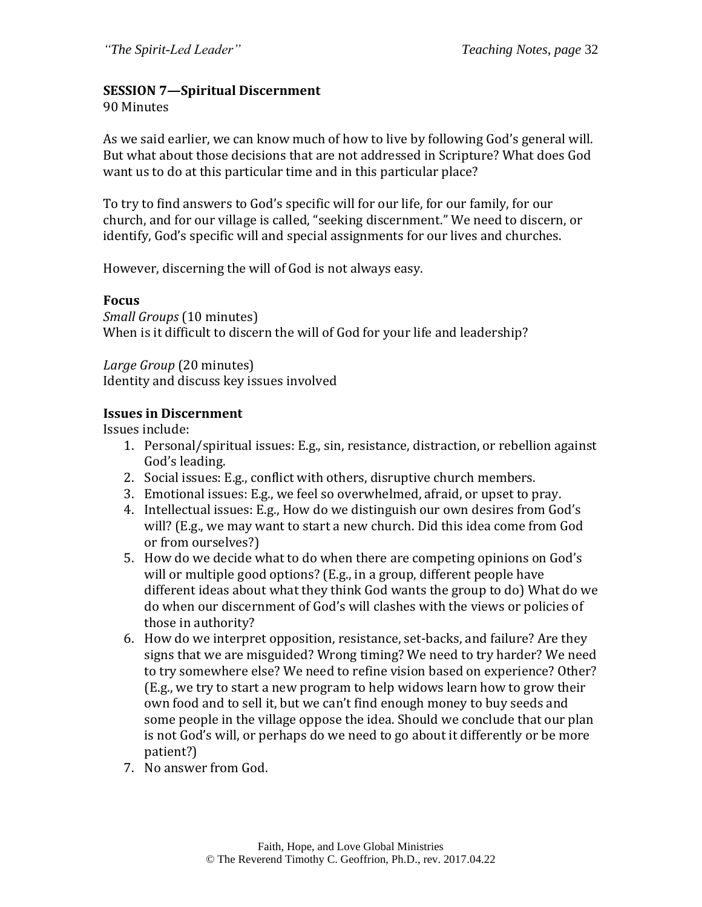## SESSION 7—Spiritual Discernment

90 Minutes

As we said earlier, we can know much of how to live by following God's general will. But what about those decisions that are not addressed in Scripture? What does God want us to do at this particular time and in this particular place?

To try to find answers to God's specific will for our life, for our family, for our church, and for our village is called, "seeking discernment." We need to discern, or identify, God's specific will and special assignments for our lives and churches.

However, discerning the will of God is not always easy.

### Focus

*Small Groups* (10 minutes)
When is it difficult to discern the will of God for your life and leadership?

*Large Group* (20 minutes)
Identity and discuss key issues involved

### Issues in Discernment

Issues include:

1. Personal/spiritual issues: E.g., sin, resistance, distraction, or rebellion against God's leading.
2. Social issues: E.g., conflict with others, disruptive church members.
3. Emotional issues: E.g., we feel so overwhelmed, afraid, or upset to pray.
4. Intellectual issues: E.g., How do we distinguish our own desires from God's will? (E.g., we may want to start a new church. Did this idea come from God or from ourselves?)
5. How do we decide what to do when there are competing opinions on God's will or multiple good options? (E.g., in a group, different people have different ideas about what they think God wants the group to do) What do we do when our discernment of God's will clashes with the views or policies of those in authority?
6. How do we interpret opposition, resistance, set-backs, and failure? Are they signs that we are misguided? Wrong timing? We need to try harder? We need to try somewhere else? We need to refine vision based on experience? Other? (E.g., we try to start a new program to help widows learn how to grow their own food and to sell it, but we can't find enough money to buy seeds and some people in the village oppose the idea. Should we conclude that our plan is not God's will, or perhaps do we need to go about it differently or be more patient?)
7. No answer from God.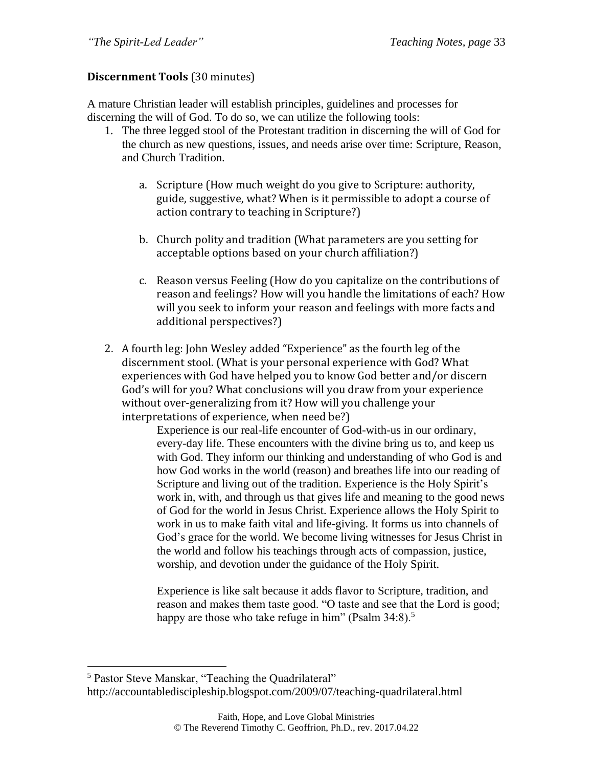**Discernment Tools** (30 minutes)

A mature Christian leader will establish principles, guidelines and processes for discerning the will of God. To do so, we can utilize the following tools:

1. The three legged stool of the Protestant tradition in discerning the will of God for the church as new questions, issues, and needs arise over time: Scripture, Reason, and Church Tradition.

    a. Scripture (How much weight do you give to Scripture: authority, guide, suggestive, what? When is it permissible to adopt a course of action contrary to teaching in Scripture?)

    b. Church polity and tradition (What parameters are you setting for acceptable options based on your church affiliation?)

    c. Reason versus Feeling (How do you capitalize on the contributions of reason and feelings? How will you handle the limitations of each? How will you seek to inform your reason and feelings with more facts and additional perspectives?)

2. A fourth leg: John Wesley added "Experience" as the fourth leg of the discernment stool. (What is your personal experience with God? What experiences with God have helped you to know God better and/or discern God's will for you? What conclusions will you draw from your experience without over-generalizing from it? How will you challenge your interpretations of experience, when need be?)

    > Experience is our real-life encounter of God-with-us in our ordinary, every-day life. These encounters with the divine bring us to, and keep us with God. They inform our thinking and understanding of who God is and how God works in the world (reason) and breathes life into our reading of Scripture and living out of the tradition. Experience is the Holy Spirit's work in, with, and through us that gives life and meaning to the good news of God for the world in Jesus Christ. Experience allows the Holy Spirit to work in us to make faith vital and life-giving. It forms us into channels of God's grace for the world. We become living witnesses for Jesus Christ in the world and follow his teachings through acts of compassion, justice, worship, and devotion under the guidance of the Holy Spirit.
    >
    > Experience is like salt because it adds flavor to Scripture, tradition, and reason and makes them taste good. "O taste and see that the Lord is good; happy are those who take refuge in him" (Psalm 34:8).[5]

[5] Pastor Steve Manskar, "Teaching the Quadrilateral" http://accountablediscipleship.blogspot.com/2009/07/teaching-quadrilateral.html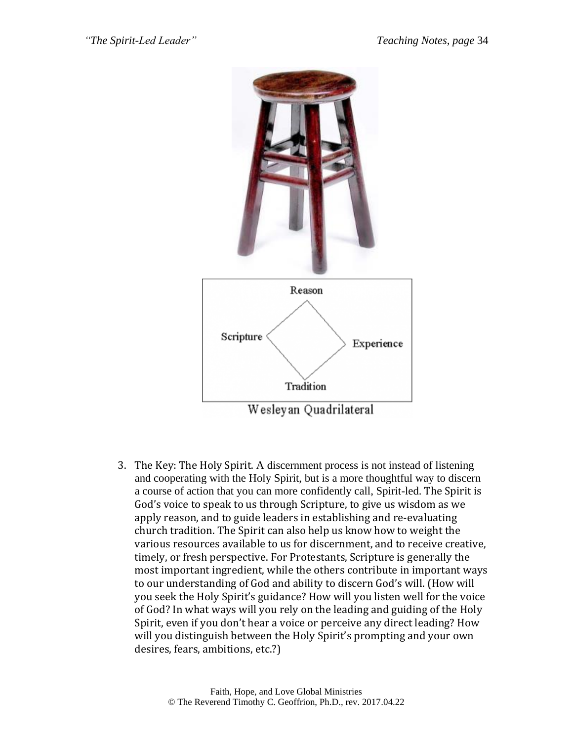Reason

Scripture

Experience

Tradition

Wesleyan Quadrilateral

3. The Key: The Holy Spirit. A discernment process is not instead of listening and cooperating with the Holy Spirit, but is a more thoughtful way to discern a course of action that you can more confidently call, Spirit-led. The Spirit is God's voice to speak to us through Scripture, to give us wisdom as we apply reason, and to guide leaders in establishing and re-evaluating church tradition. The Spirit can also help us know how to weight the various resources available to us for discernment, and to receive creative, timely, or fresh perspective. For Protestants, Scripture is generally the most important ingredient, while the others contribute in important ways to our understanding of God and ability to discern God's will. (How will you seek the Holy Spirit's guidance? How will you listen well for the voice of God? In what ways will you rely on the leading and guiding of the Holy Spirit, even if you don't hear a voice or perceive any direct leading? How will you distinguish between the Holy Spirit's prompting and your own desires, fears, ambitions, etc.?)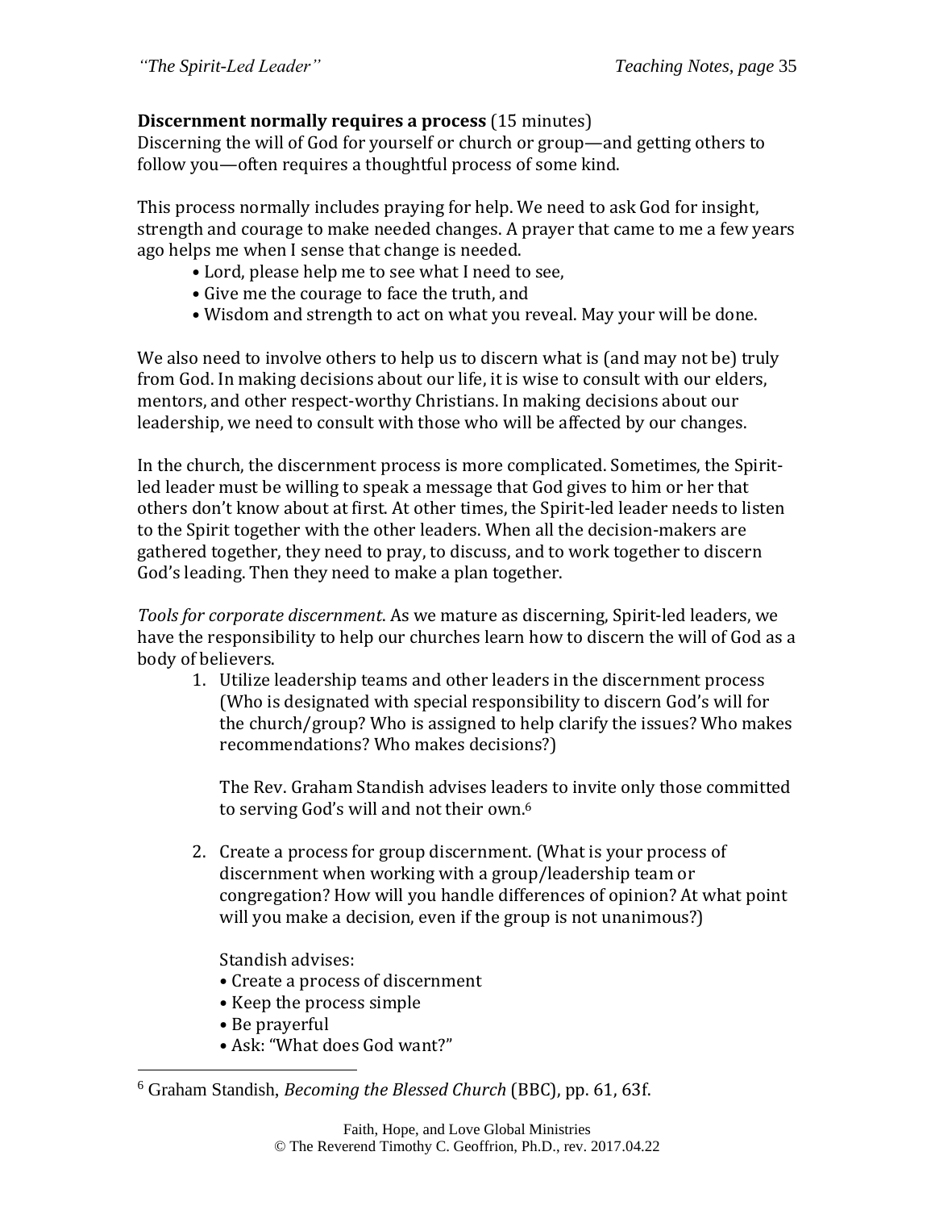**Discernment normally requires a process** (15 minutes)
Discerning the will of God for yourself or church or group—and getting others to follow you—often requires a thoughtful process of some kind.

This process normally includes praying for help. We need to ask God for insight, strength and courage to make needed changes. A prayer that came to me a few years ago helps me when I sense that change is needed.

- Lord, please help me to see what I need to see,
- Give me the courage to face the truth, and
- Wisdom and strength to act on what you reveal. May your will be done.

We also need to involve others to help us to discern what is (and may not be) truly from God. In making decisions about our life, it is wise to consult with our elders, mentors, and other respect-worthy Christians. In making decisions about our leadership, we need to consult with those who will be affected by our changes.

In the church, the discernment process is more complicated. Sometimes, the Spirit-led leader must be willing to speak a message that God gives to him or her that others don't know about at first. At other times, the Spirit-led leader needs to listen to the Spirit together with the other leaders. When all the decision-makers are gathered together, they need to pray, to discuss, and to work together to discern God's leading. Then they need to make a plan together.

*Tools for corporate discernment*. As we mature as discerning, Spirit-led leaders, we have the responsibility to help our churches learn how to discern the will of God as a body of believers.

1. Utilize leadership teams and other leaders in the discernment process (Who is designated with special responsibility to discern God's will for the church/group? Who is assigned to help clarify the issues? Who makes recommendations? Who makes decisions?)

   The Rev. Graham Standish advises leaders to invite only those committed to serving God's will and not their own.[6]

2. Create a process for group discernment. (What is your process of discernment when working with a group/leadership team or congregation? How will you handle differences of opinion? At what point will you make a decision, even if the group is not unanimous?)

   Standish advises:
   - Create a process of discernment
   - Keep the process simple
   - Be prayerful
   - Ask: "What does God want?"

[6] Graham Standish, *Becoming the Blessed Church* (BBC), pp. 61, 63f.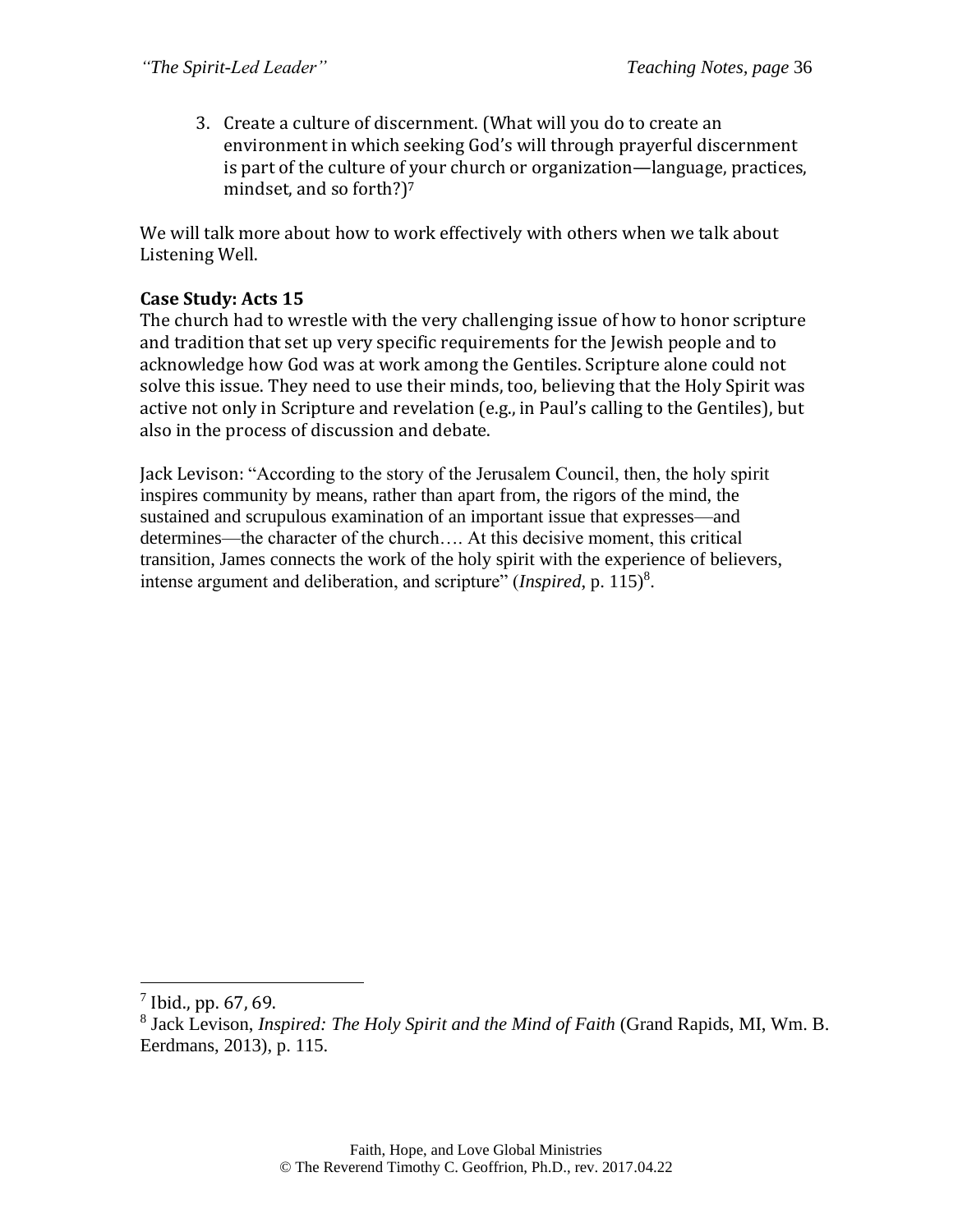3. Create a culture of discernment. (What will you do to create an environment in which seeking God's will through prayerful discernment is part of the culture of your church or organization—language, practices, mindset, and so forth?)[7]

We will talk more about how to work effectively with others when we talk about Listening Well.

**Case Study: Acts 15**
The church had to wrestle with the very challenging issue of how to honor scripture and tradition that set up very specific requirements for the Jewish people and to acknowledge how God was at work among the Gentiles. Scripture alone could not solve this issue. They need to use their minds, too, believing that the Holy Spirit was active not only in Scripture and revelation (e.g., in Paul's calling to the Gentiles), but also in the process of discussion and debate.

Jack Levison: "According to the story of the Jerusalem Council, then, the holy spirit inspires community by means, rather than apart from, the rigors of the mind, the sustained and scrupulous examination of an important issue that expresses—and determines—the character of the church…. At this decisive moment, this critical transition, James connects the work of the holy spirit with the experience of believers, intense argument and deliberation, and scripture" (*Inspired*, p. 115)[8].

---

[7] Ibid., pp. 67, 69.

[8] Jack Levison, *Inspired: The Holy Spirit and the Mind of Faith* (Grand Rapids, MI, Wm. B. Eerdmans, 2013), p. 115.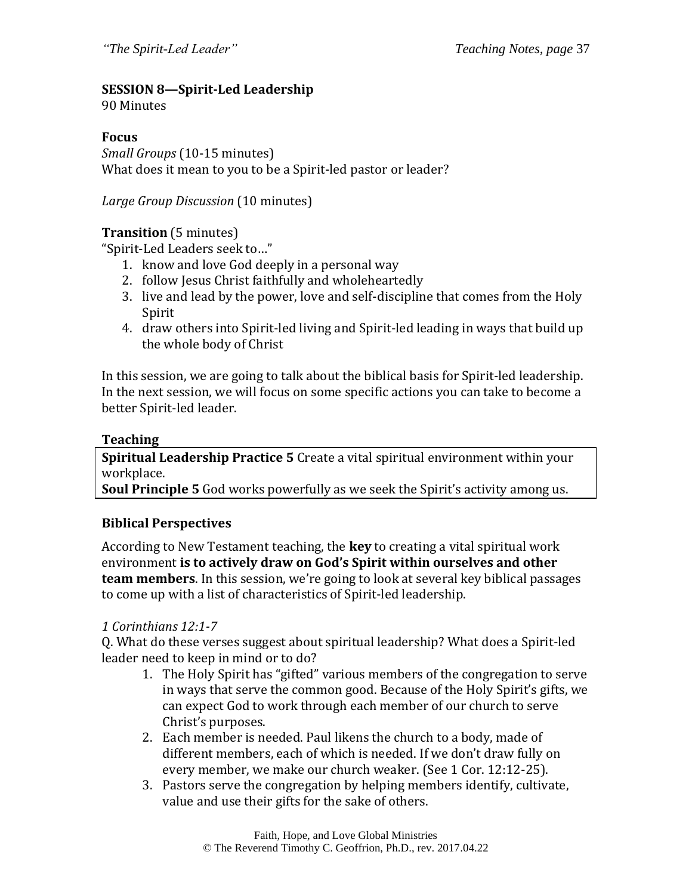**SESSION 8—Spirit-Led Leadership**
90 Minutes

**Focus**
*Small Groups* (10-15 minutes)
What does it mean to you to be a Spirit-led pastor or leader?

*Large Group Discussion* (10 minutes)

**Transition** (5 minutes)
"Spirit-Led Leaders seek to…"

1. know and love God deeply in a personal way
2. follow Jesus Christ faithfully and wholeheartedly
3. live and lead by the power, love and self-discipline that comes from the Holy Spirit
4. draw others into Spirit-led living and Spirit-led leading in ways that build up the whole body of Christ

In this session, we are going to talk about the biblical basis for Spirit-led leadership. In the next session, we will focus on some specific actions you can take to become a better Spirit-led leader.

**Teaching**

| **Spiritual Leadership Practice 5** Create a vital spiritual environment within your workplace.<br>**Soul Principle 5** God works powerfully as we seek the Spirit's activity among us. |
|---|

**Biblical Perspectives**

According to New Testament teaching, the **key** to creating a vital spiritual work environment **is to actively draw on God's Spirit within ourselves and other team members**. In this session, we're going to look at several key biblical passages to come up with a list of characteristics of Spirit-led leadership.

*1 Corinthians 12:1-7*
Q. What do these verses suggest about spiritual leadership? What does a Spirit-led leader need to keep in mind or to do?

1. The Holy Spirit has "gifted" various members of the congregation to serve in ways that serve the common good. Because of the Holy Spirit's gifts, we can expect God to work through each member of our church to serve Christ's purposes.
2. Each member is needed. Paul likens the church to a body, made of different members, each of which is needed. If we don't draw fully on every member, we make our church weaker. (See 1 Cor. 12:12-25).
3. Pastors serve the congregation by helping members identify, cultivate, value and use their gifts for the sake of others.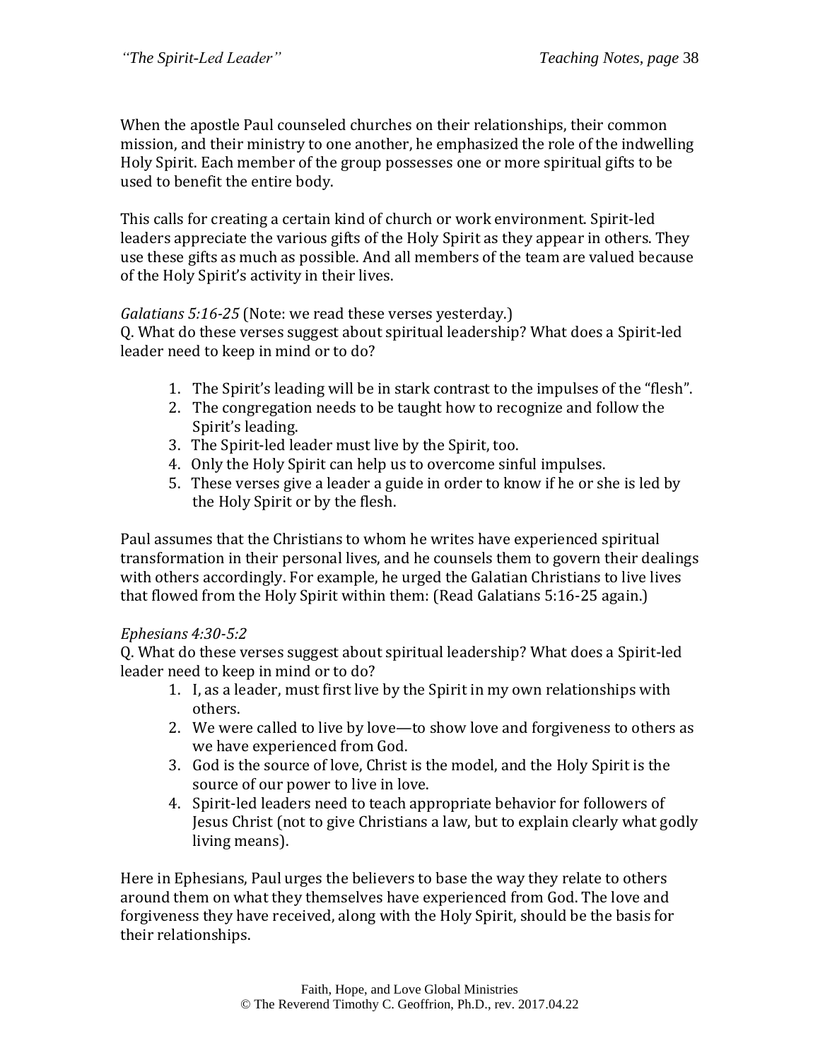When the apostle Paul counseled churches on their relationships, their common mission, and their ministry to one another, he emphasized the role of the indwelling Holy Spirit. Each member of the group possesses one or more spiritual gifts to be used to benefit the entire body.

This calls for creating a certain kind of church or work environment. Spirit-led leaders appreciate the various gifts of the Holy Spirit as they appear in others. They use these gifts as much as possible. And all members of the team are valued because of the Holy Spirit's activity in their lives.

*Galatians 5:16-25* (Note: we read these verses yesterday.)
Q. What do these verses suggest about spiritual leadership? What does a Spirit-led leader need to keep in mind or to do?

1. The Spirit's leading will be in stark contrast to the impulses of the "flesh".
2. The congregation needs to be taught how to recognize and follow the Spirit's leading.
3. The Spirit-led leader must live by the Spirit, too.
4. Only the Holy Spirit can help us to overcome sinful impulses.
5. These verses give a leader a guide in order to know if he or she is led by the Holy Spirit or by the flesh.

Paul assumes that the Christians to whom he writes have experienced spiritual transformation in their personal lives, and he counsels them to govern their dealings with others accordingly. For example, he urged the Galatian Christians to live lives that flowed from the Holy Spirit within them: (Read Galatians 5:16-25 again.)

*Ephesians 4:30-5:2*
Q. What do these verses suggest about spiritual leadership? What does a Spirit-led leader need to keep in mind or to do?

1. I, as a leader, must first live by the Spirit in my own relationships with others.
2. We were called to live by love—to show love and forgiveness to others as we have experienced from God.
3. God is the source of love, Christ is the model, and the Holy Spirit is the source of our power to live in love.
4. Spirit-led leaders need to teach appropriate behavior for followers of Jesus Christ (not to give Christians a law, but to explain clearly what godly living means).

Here in Ephesians, Paul urges the believers to base the way they relate to others around them on what they themselves have experienced from God. The love and forgiveness they have received, along with the Holy Spirit, should be the basis for their relationships.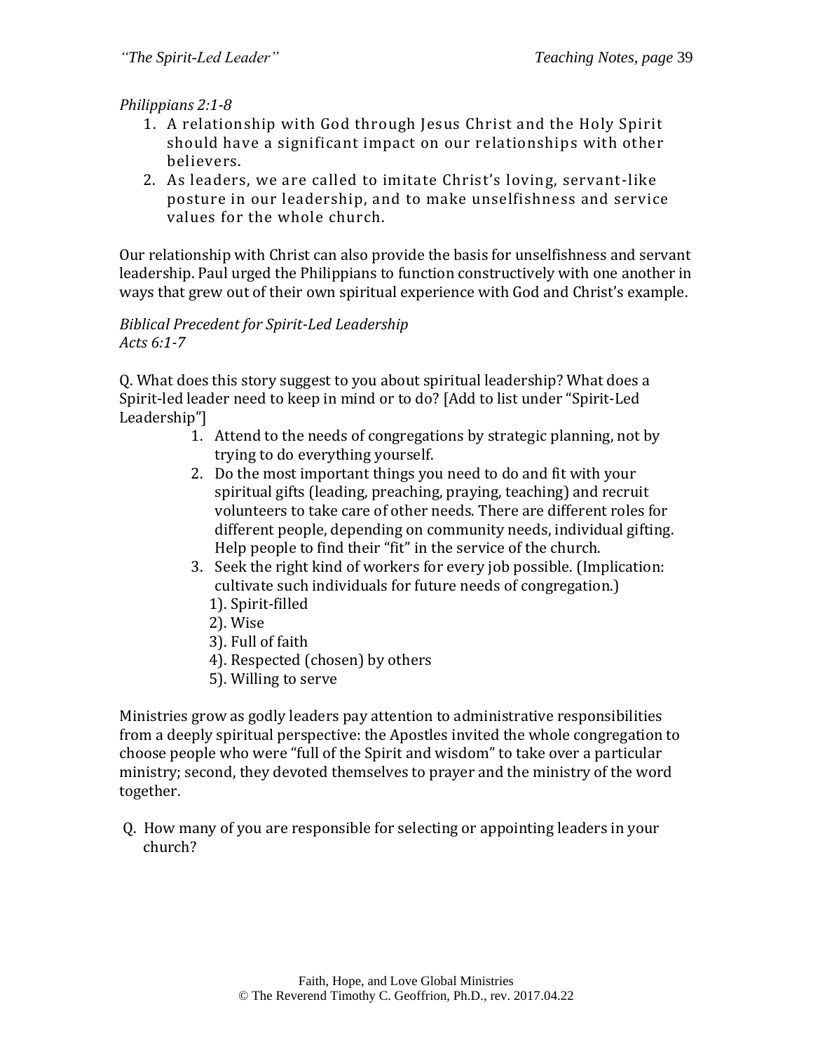*Philippians 2:1-8*

1. A relationship with God through Jesus Christ and the Holy Spirit should have a significant impact on our relationships with other believers.
2. As leaders, we are called to imitate Christ's loving, servant-like posture in our leadership, and to make unselfishness and service values for the whole church.

Our relationship with Christ can also provide the basis for unselfishness and servant leadership. Paul urged the Philippians to function constructively with one another in ways that grew out of their own spiritual experience with God and Christ's example.

*Biblical Precedent for Spirit-Led Leadership*
*Acts 6:1-7*

Q. What does this story suggest to you about spiritual leadership? What does a Spirit-led leader need to keep in mind or to do? [Add to list under "Spirit-Led Leadership"]

1. Attend to the needs of congregations by strategic planning, not by trying to do everything yourself.
2. Do the most important things you need to do and fit with your spiritual gifts (leading, preaching, praying, teaching) and recruit volunteers to take care of other needs. There are different roles for different people, depending on community needs, individual gifting. Help people to find their "fit" in the service of the church.
3. Seek the right kind of workers for every job possible. (Implication: cultivate such individuals for future needs of congregation.)
   1). Spirit-filled
   2). Wise
   3). Full of faith
   4). Respected (chosen) by others
   5). Willing to serve

Ministries grow as godly leaders pay attention to administrative responsibilities from a deeply spiritual perspective: the Apostles invited the whole congregation to choose people who were "full of the Spirit and wisdom" to take over a particular ministry; second, they devoted themselves to prayer and the ministry of the word together.

Q. How many of you are responsible for selecting or appointing leaders in your church?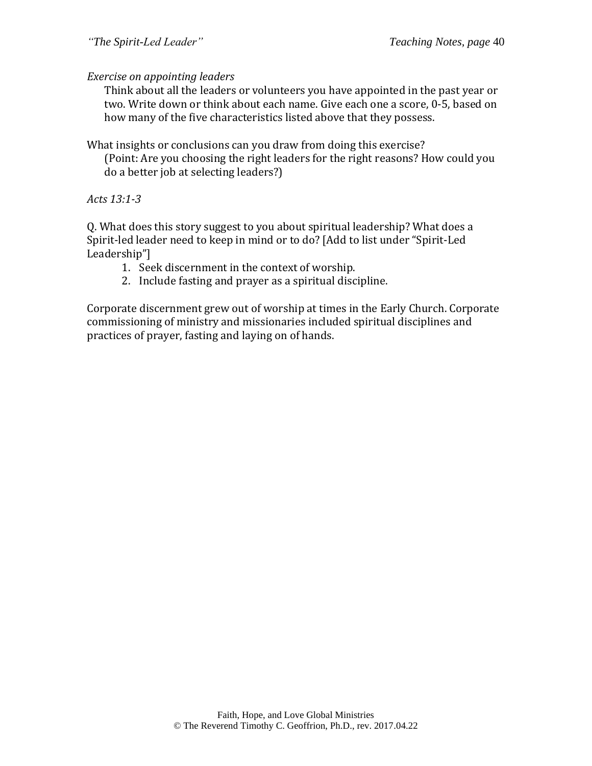*Exercise on appointing leaders*

Think about all the leaders or volunteers you have appointed in the past year or two. Write down or think about each name. Give each one a score, 0-5, based on how many of the five characteristics listed above that they possess.

What insights or conclusions can you draw from doing this exercise?

(Point: Are you choosing the right leaders for the right reasons? How could you do a better job at selecting leaders?)

*Acts 13:1-3*

Q. What does this story suggest to you about spiritual leadership? What does a Spirit-led leader need to keep in mind or to do? [Add to list under "Spirit-Led Leadership"]

1. Seek discernment in the context of worship.
2. Include fasting and prayer as a spiritual discipline.

Corporate discernment grew out of worship at times in the Early Church. Corporate commissioning of ministry and missionaries included spiritual disciplines and practices of prayer, fasting and laying on of hands.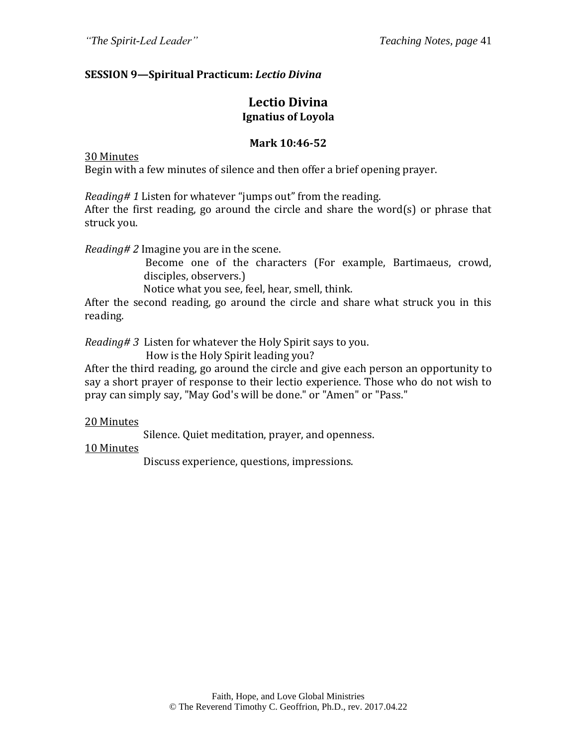**SESSION 9—Spiritual Practicum: *Lectio Divina***

## Lectio Divina

### Ignatius of Loyola

### Mark 10:46-52

<u>30 Minutes</u>

Begin with a few minutes of silence and then offer a brief opening prayer.

*Reading# 1* Listen for whatever "jumps out" from the reading.

After the first reading, go around the circle and share the word(s) or phrase that struck you.

*Reading# 2* Imagine you are in the scene.

Become one of the characters (For example, Bartimaeus, crowd, disciples, observers.)

Notice what you see, feel, hear, smell, think.

After the second reading, go around the circle and share what struck you in this reading.

*Reading# 3* Listen for whatever the Holy Spirit says to you.

How is the Holy Spirit leading you?

After the third reading, go around the circle and give each person an opportunity to say a short prayer of response to their lectio experience. Those who do not wish to pray can simply say, "May God's will be done." or "Amen" or "Pass."

<u>20 Minutes</u>

Silence. Quiet meditation, prayer, and openness.

<u>10 Minutes</u>

Discuss experience, questions, impressions.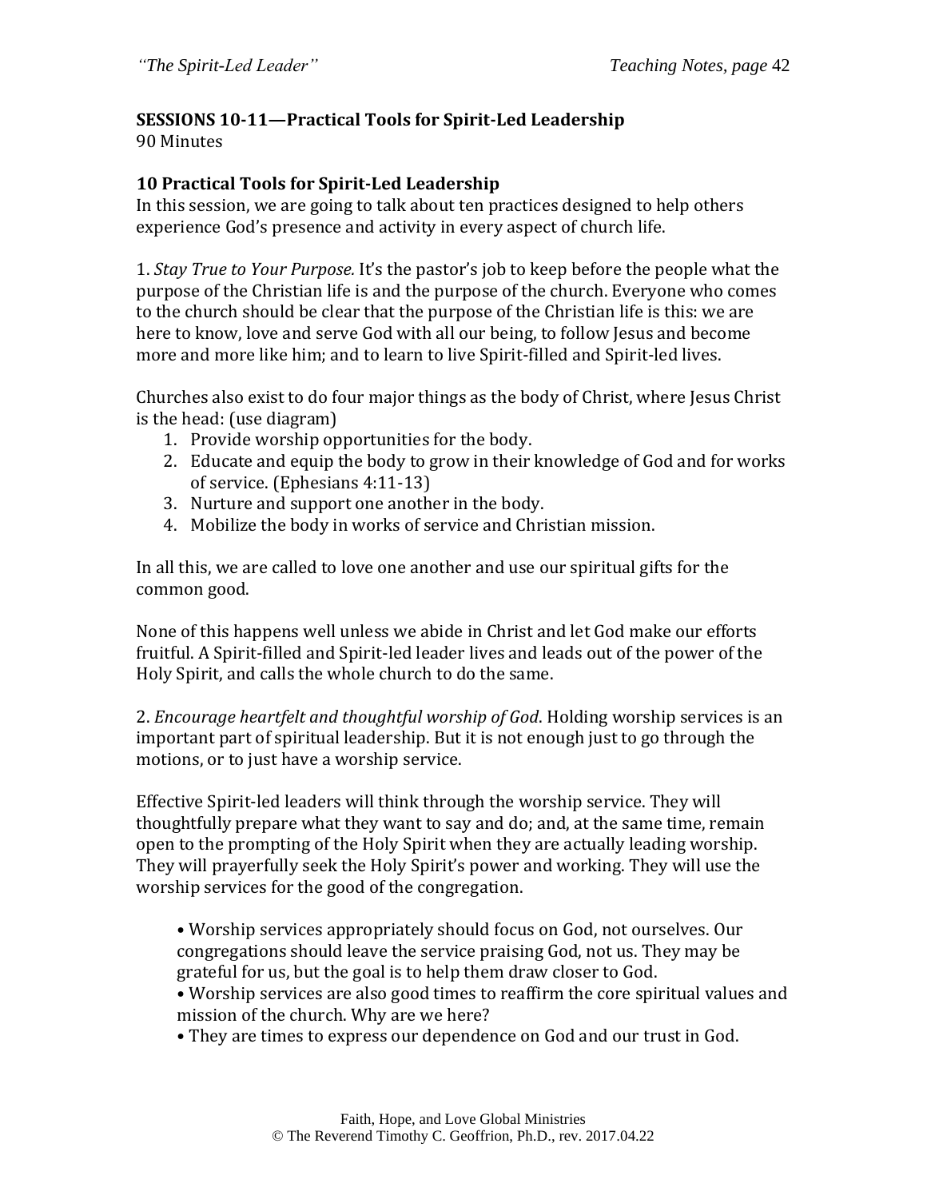**SESSIONS 10-11—Practical Tools for Spirit-Led Leadership**
90 Minutes

**10 Practical Tools for Spirit-Led Leadership**
In this session, we are going to talk about ten practices designed to help others experience God's presence and activity in every aspect of church life.

1. *Stay True to Your Purpose.* It's the pastor's job to keep before the people what the purpose of the Christian life is and the purpose of the church. Everyone who comes to the church should be clear that the purpose of the Christian life is this: we are here to know, love and serve God with all our being, to follow Jesus and become more and more like him; and to learn to live Spirit-filled and Spirit-led lives.

Churches also exist to do four major things as the body of Christ, where Jesus Christ is the head: (use diagram)

1. Provide worship opportunities for the body.
2. Educate and equip the body to grow in their knowledge of God and for works of service. (Ephesians 4:11-13)
3. Nurture and support one another in the body.
4. Mobilize the body in works of service and Christian mission.

In all this, we are called to love one another and use our spiritual gifts for the common good.

None of this happens well unless we abide in Christ and let God make our efforts fruitful. A Spirit-filled and Spirit-led leader lives and leads out of the power of the Holy Spirit, and calls the whole church to do the same.

2. *Encourage heartfelt and thoughtful worship of God*. Holding worship services is an important part of spiritual leadership. But it is not enough just to go through the motions, or to just have a worship service.

Effective Spirit-led leaders will think through the worship service. They will thoughtfully prepare what they want to say and do; and, at the same time, remain open to the prompting of the Holy Spirit when they are actually leading worship. They will prayerfully seek the Holy Spirit's power and working. They will use the worship services for the good of the congregation.

- Worship services appropriately should focus on God, not ourselves. Our congregations should leave the service praising God, not us. They may be grateful for us, but the goal is to help them draw closer to God.
- Worship services are also good times to reaffirm the core spiritual values and mission of the church. Why are we here?
- They are times to express our dependence on God and our trust in God.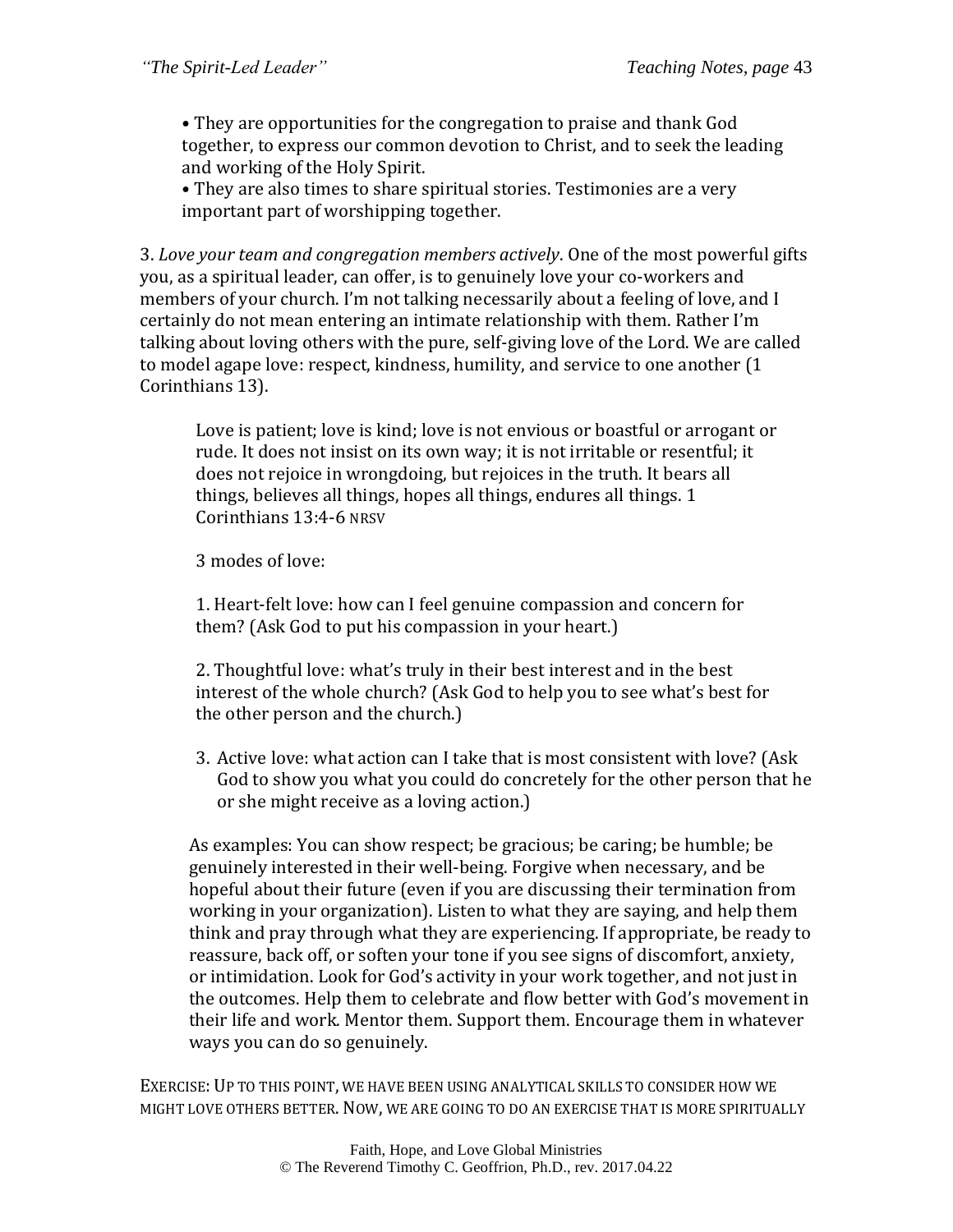• They are opportunities for the congregation to praise and thank God together, to express our common devotion to Christ, and to seek the leading and working of the Holy Spirit.
• They are also times to share spiritual stories. Testimonies are a very important part of worshipping together.

3. *Love your team and congregation members actively*. One of the most powerful gifts you, as a spiritual leader, can offer, is to genuinely love your co-workers and members of your church. I'm not talking necessarily about a feeling of love, and I certainly do not mean entering an intimate relationship with them. Rather I'm talking about loving others with the pure, self-giving love of the Lord. We are called to model agape love: respect, kindness, humility, and service to one another (1 Corinthians 13).

> Love is patient; love is kind; love is not envious or boastful or arrogant or rude. It does not insist on its own way; it is not irritable or resentful; it does not rejoice in wrongdoing, but rejoices in the truth. It bears all things, believes all things, hopes all things, endures all things. 1 Corinthians 13:4-6 NRSV

3 modes of love:

1. Heart-felt love: how can I feel genuine compassion and concern for them? (Ask God to put his compassion in your heart.)

2. Thoughtful love: what's truly in their best interest and in the best interest of the whole church? (Ask God to help you to see what's best for the other person and the church.)

3. Active love: what action can I take that is most consistent with love? (Ask God to show you what you could do concretely for the other person that he or she might receive as a loving action.)

As examples: You can show respect; be gracious; be caring; be humble; be genuinely interested in their well-being. Forgive when necessary, and be hopeful about their future (even if you are discussing their termination from working in your organization). Listen to what they are saying, and help them think and pray through what they are experiencing. If appropriate, be ready to reassure, back off, or soften your tone if you see signs of discomfort, anxiety, or intimidation. Look for God's activity in your work together, and not just in the outcomes. Help them to celebrate and flow better with God's movement in their life and work. Mentor them. Support them. Encourage them in whatever ways you can do so genuinely.

EXERCISE: UP TO THIS POINT, WE HAVE BEEN USING ANALYTICAL SKILLS TO CONSIDER HOW WE MIGHT LOVE OTHERS BETTER. NOW, WE ARE GOING TO DO AN EXERCISE THAT IS MORE SPIRITUALLY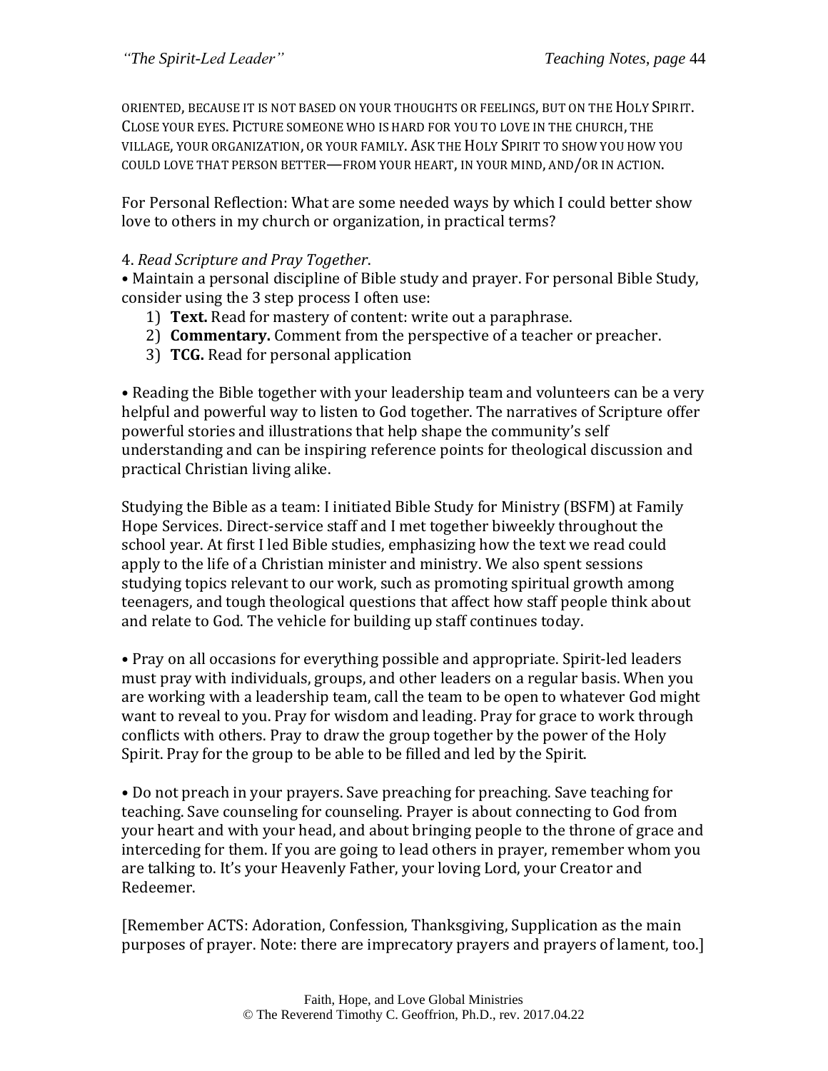ORIENTED, BECAUSE IT IS NOT BASED ON YOUR THOUGHTS OR FEELINGS, BUT ON THE HOLY SPIRIT. CLOSE YOUR EYES. PICTURE SOMEONE WHO IS HARD FOR YOU TO LOVE IN THE CHURCH, THE VILLAGE, YOUR ORGANIZATION, OR YOUR FAMILY. ASK THE HOLY SPIRIT TO SHOW YOU HOW YOU COULD LOVE THAT PERSON BETTER—FROM YOUR HEART, IN YOUR MIND, AND/OR IN ACTION.

For Personal Reflection: What are some needed ways by which I could better show love to others in my church or organization, in practical terms?

4. *Read Scripture and Pray Together*.

• Maintain a personal discipline of Bible study and prayer. For personal Bible Study, consider using the 3 step process I often use:

1) **Text.** Read for mastery of content: write out a paraphrase.
2) **Commentary.** Comment from the perspective of a teacher or preacher.
3) **TCG.** Read for personal application

• Reading the Bible together with your leadership team and volunteers can be a very helpful and powerful way to listen to God together. The narratives of Scripture offer powerful stories and illustrations that help shape the community's self understanding and can be inspiring reference points for theological discussion and practical Christian living alike.

Studying the Bible as a team: I initiated Bible Study for Ministry (BSFM) at Family Hope Services. Direct-service staff and I met together biweekly throughout the school year. At first I led Bible studies, emphasizing how the text we read could apply to the life of a Christian minister and ministry. We also spent sessions studying topics relevant to our work, such as promoting spiritual growth among teenagers, and tough theological questions that affect how staff people think about and relate to God. The vehicle for building up staff continues today.

• Pray on all occasions for everything possible and appropriate. Spirit-led leaders must pray with individuals, groups, and other leaders on a regular basis. When you are working with a leadership team, call the team to be open to whatever God might want to reveal to you. Pray for wisdom and leading. Pray for grace to work through conflicts with others. Pray to draw the group together by the power of the Holy Spirit. Pray for the group to be able to be filled and led by the Spirit.

• Do not preach in your prayers. Save preaching for preaching. Save teaching for teaching. Save counseling for counseling. Prayer is about connecting to God from your heart and with your head, and about bringing people to the throne of grace and interceding for them. If you are going to lead others in prayer, remember whom you are talking to. It's your Heavenly Father, your loving Lord, your Creator and Redeemer.

[Remember ACTS: Adoration, Confession, Thanksgiving, Supplication as the main purposes of prayer. Note: there are imprecatory prayers and prayers of lament, too.]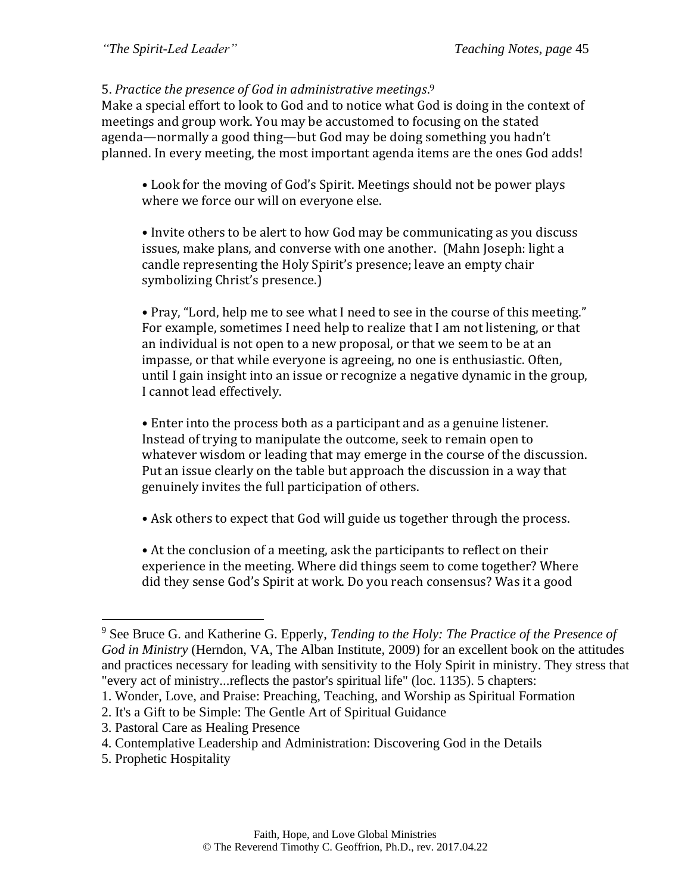5. *Practice the presence of God in administrative meetings*.[9]
Make a special effort to look to God and to notice what God is doing in the context of meetings and group work. You may be accustomed to focusing on the stated agenda—normally a good thing—but God may be doing something you hadn't planned. In every meeting, the most important agenda items are the ones God adds!

> • Look for the moving of God's Spirit. Meetings should not be power plays where we force our will on everyone else.
>
> • Invite others to be alert to how God may be communicating as you discuss issues, make plans, and converse with one another. (Mahn Joseph: light a candle representing the Holy Spirit's presence; leave an empty chair symbolizing Christ's presence.)
>
> • Pray, "Lord, help me to see what I need to see in the course of this meeting." For example, sometimes I need help to realize that I am not listening, or that an individual is not open to a new proposal, or that we seem to be at an impasse, or that while everyone is agreeing, no one is enthusiastic. Often, until I gain insight into an issue or recognize a negative dynamic in the group, I cannot lead effectively.
>
> • Enter into the process both as a participant and as a genuine listener. Instead of trying to manipulate the outcome, seek to remain open to whatever wisdom or leading that may emerge in the course of the discussion. Put an issue clearly on the table but approach the discussion in a way that genuinely invites the full participation of others.
>
> • Ask others to expect that God will guide us together through the process.
>
> • At the conclusion of a meeting, ask the participants to reflect on their experience in the meeting. Where did things seem to come together? Where did they sense God's Spirit at work. Do you reach consensus? Was it a good

---

[9] See Bruce G. and Katherine G. Epperly, *Tending to the Holy: The Practice of the Presence of God in Ministry* (Herndon, VA, The Alban Institute, 2009) for an excellent book on the attitudes and practices necessary for leading with sensitivity to the Holy Spirit in ministry. They stress that "every act of ministry...reflects the pastor's spiritual life" (loc. 1135). 5 chapters:

1. Wonder, Love, and Praise: Preaching, Teaching, and Worship as Spiritual Formation
2. It's a Gift to be Simple: The Gentle Art of Spiritual Guidance
3. Pastoral Care as Healing Presence
4. Contemplative Leadership and Administration: Discovering God in the Details
5. Prophetic Hospitality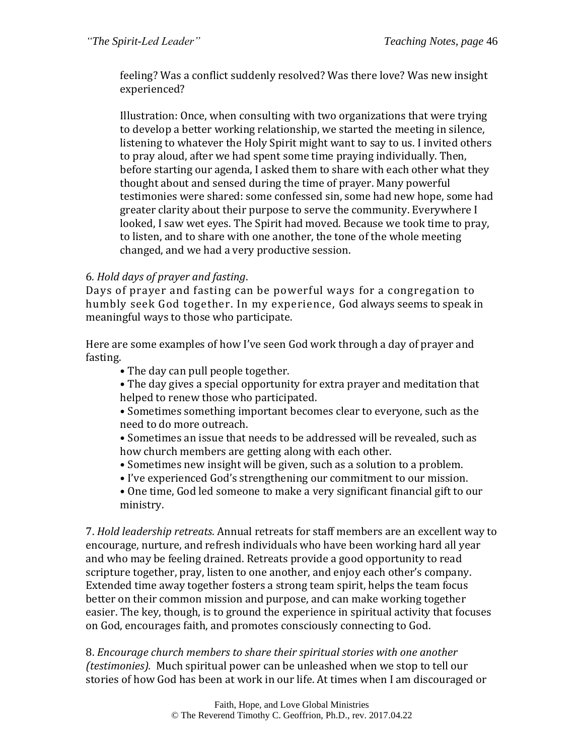feeling? Was a conflict suddenly resolved? Was there love? Was new insight experienced?

Illustration: Once, when consulting with two organizations that were trying to develop a better working relationship, we started the meeting in silence, listening to whatever the Holy Spirit might want to say to us. I invited others to pray aloud, after we had spent some time praying individually. Then, before starting our agenda, I asked them to share with each other what they thought about and sensed during the time of prayer. Many powerful testimonies were shared: some confessed sin, some had new hope, some had greater clarity about their purpose to serve the community. Everywhere I looked, I saw wet eyes. The Spirit had moved. Because we took time to pray, to listen, and to share with one another, the tone of the whole meeting changed, and we had a very productive session.

6. *Hold days of prayer and fasting*.
Days of prayer and fasting can be powerful ways for a congregation to humbly seek God together. In my experience, God always seems to speak in meaningful ways to those who participate.

Here are some examples of how I've seen God work through a day of prayer and fasting.

- The day can pull people together.
- The day gives a special opportunity for extra prayer and meditation that helped to renew those who participated.
- Sometimes something important becomes clear to everyone, such as the need to do more outreach.
- Sometimes an issue that needs to be addressed will be revealed, such as how church members are getting along with each other.
- Sometimes new insight will be given, such as a solution to a problem.
- I've experienced God's strengthening our commitment to our mission.
- One time, God led someone to make a very significant financial gift to our ministry.

7. *Hold leadership retreats.* Annual retreats for staff members are an excellent way to encourage, nurture, and refresh individuals who have been working hard all year and who may be feeling drained. Retreats provide a good opportunity to read scripture together, pray, listen to one another, and enjoy each other's company. Extended time away together fosters a strong team spirit, helps the team focus better on their common mission and purpose, and can make working together easier. The key, though, is to ground the experience in spiritual activity that focuses on God, encourages faith, and promotes consciously connecting to God.

8. *Encourage church members to share their spiritual stories with one another (testimonies).* Much spiritual power can be unleashed when we stop to tell our stories of how God has been at work in our life. At times when I am discouraged or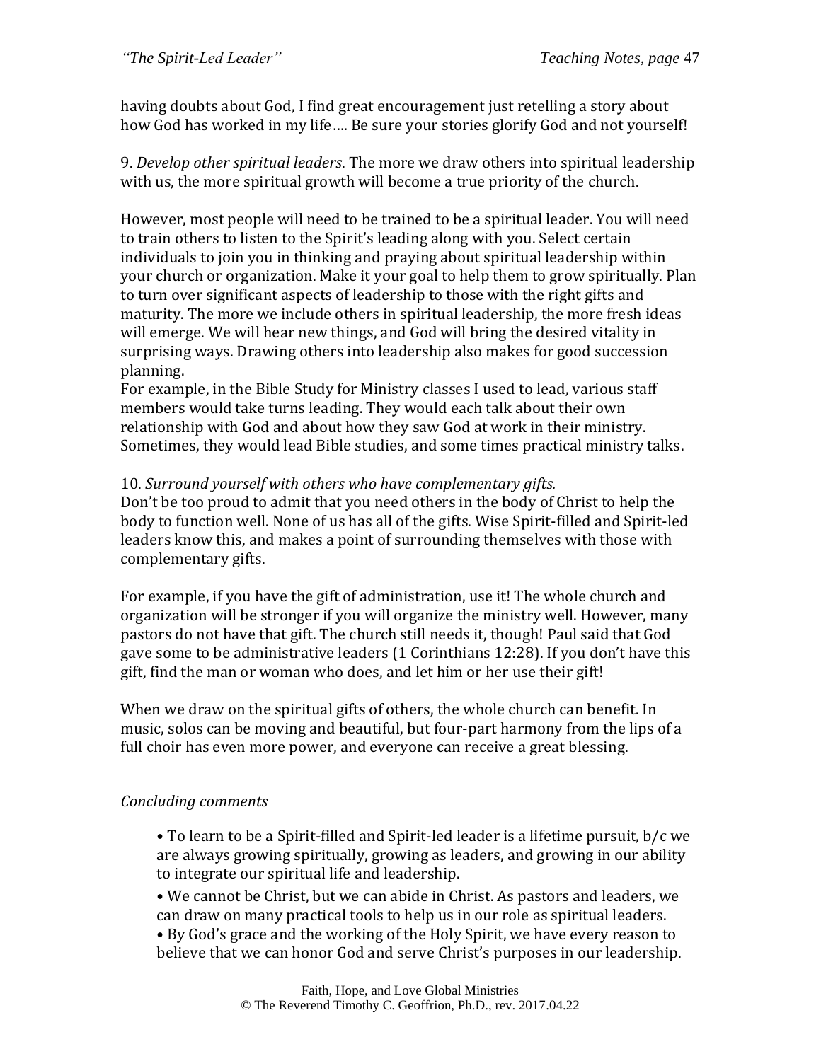having doubts about God, I find great encouragement just retelling a story about how God has worked in my life…. Be sure your stories glorify God and not yourself!

9. *Develop other spiritual leaders*. The more we draw others into spiritual leadership with us, the more spiritual growth will become a true priority of the church.

However, most people will need to be trained to be a spiritual leader. You will need to train others to listen to the Spirit's leading along with you. Select certain individuals to join you in thinking and praying about spiritual leadership within your church or organization. Make it your goal to help them to grow spiritually. Plan to turn over significant aspects of leadership to those with the right gifts and maturity. The more we include others in spiritual leadership, the more fresh ideas will emerge. We will hear new things, and God will bring the desired vitality in surprising ways. Drawing others into leadership also makes for good succession planning.

For example, in the Bible Study for Ministry classes I used to lead, various staff members would take turns leading. They would each talk about their own relationship with God and about how they saw God at work in their ministry. Sometimes, they would lead Bible studies, and some times practical ministry talks.

10. *Surround yourself with others who have complementary gifts.*

Don't be too proud to admit that you need others in the body of Christ to help the body to function well. None of us has all of the gifts. Wise Spirit-filled and Spirit-led leaders know this, and makes a point of surrounding themselves with those with complementary gifts.

For example, if you have the gift of administration, use it! The whole church and organization will be stronger if you will organize the ministry well. However, many pastors do not have that gift. The church still needs it, though! Paul said that God gave some to be administrative leaders (1 Corinthians 12:28). If you don't have this gift, find the man or woman who does, and let him or her use their gift!

When we draw on the spiritual gifts of others, the whole church can benefit. In music, solos can be moving and beautiful, but four-part harmony from the lips of a full choir has even more power, and everyone can receive a great blessing.

*Concluding comments*

- To learn to be a Spirit-filled and Spirit-led leader is a lifetime pursuit, b/c we are always growing spiritually, growing as leaders, and growing in our ability to integrate our spiritual life and leadership.
- We cannot be Christ, but we can abide in Christ. As pastors and leaders, we can draw on many practical tools to help us in our role as spiritual leaders.
- By God's grace and the working of the Holy Spirit, we have every reason to believe that we can honor God and serve Christ's purposes in our leadership.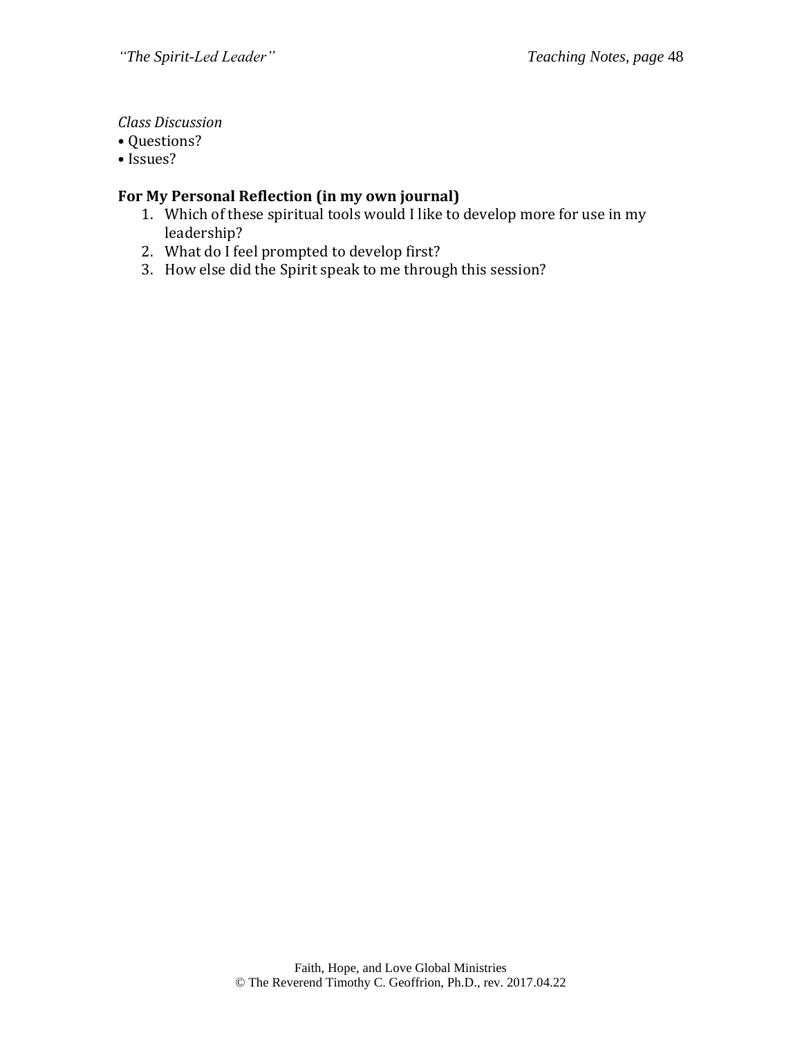*Class Discussion*

- Questions?
- Issues?

**For My Personal Reflection (in my own journal)**

1. Which of these spiritual tools would I like to develop more for use in my leadership?
2. What do I feel prompted to develop first?
3. How else did the Spirit speak to me through this session?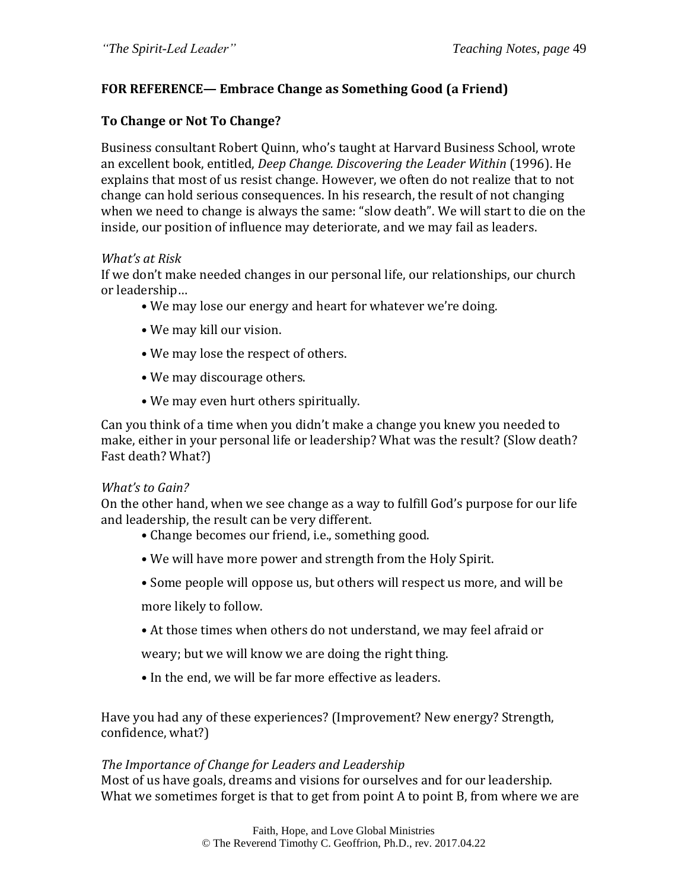**FOR REFERENCE— Embrace Change as Something Good (a Friend)**

**To Change or Not To Change?**

Business consultant Robert Quinn, who's taught at Harvard Business School, wrote an excellent book, entitled, *Deep Change. Discovering the Leader Within* (1996). He explains that most of us resist change. However, we often do not realize that to not change can hold serious consequences. In his research, the result of not changing when we need to change is always the same: "slow death". We will start to die on the inside, our position of influence may deteriorate, and we may fail as leaders.

*What's at Risk*

If we don't make needed changes in our personal life, our relationships, our church or leadership…

- We may lose our energy and heart for whatever we're doing.
- We may kill our vision.
- We may lose the respect of others.
- We may discourage others.
- We may even hurt others spiritually.

Can you think of a time when you didn't make a change you knew you needed to make, either in your personal life or leadership? What was the result? (Slow death? Fast death? What?)

*What's to Gain?*

On the other hand, when we see change as a way to fulfill God's purpose for our life and leadership, the result can be very different.

- Change becomes our friend, i.e., something good.
- We will have more power and strength from the Holy Spirit.
- Some people will oppose us, but others will respect us more, and will be more likely to follow.
- At those times when others do not understand, we may feel afraid or weary; but we will know we are doing the right thing.
- In the end, we will be far more effective as leaders.

Have you had any of these experiences? (Improvement? New energy? Strength, confidence, what?)

*The Importance of Change for Leaders and Leadership*

Most of us have goals, dreams and visions for ourselves and for our leadership. What we sometimes forget is that to get from point A to point B, from where we are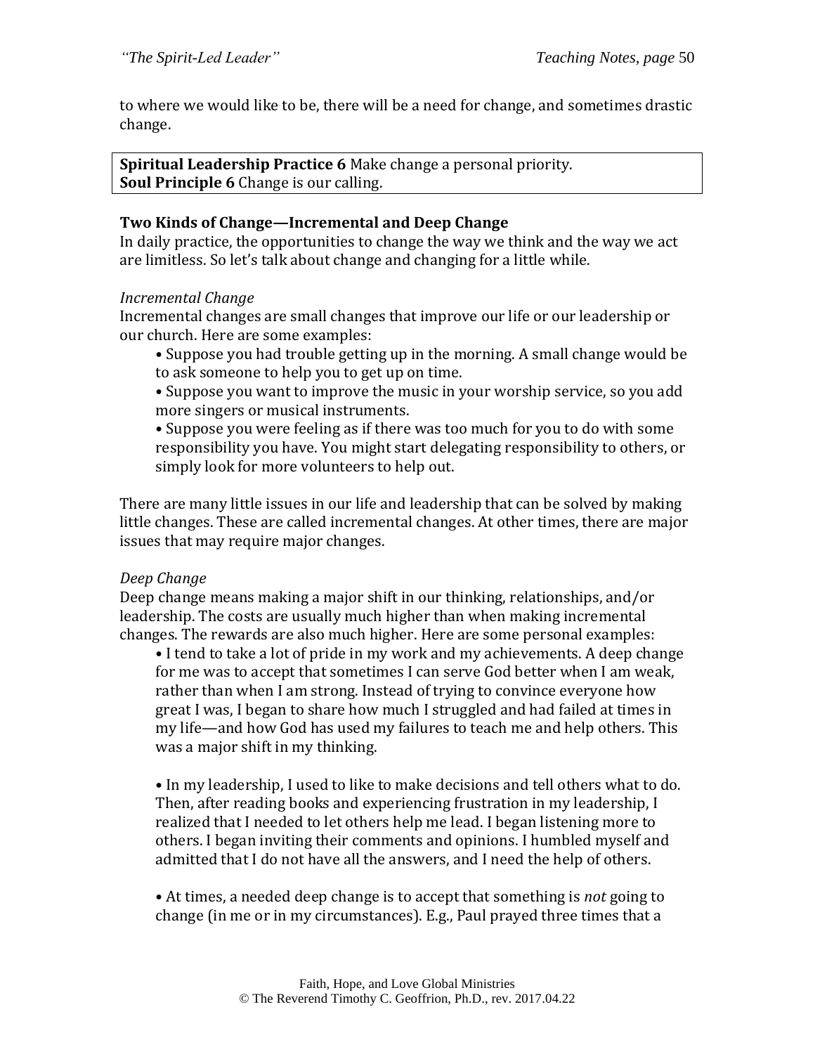to where we would like to be, there will be a need for change, and sometimes drastic change.

**Spiritual Leadership Practice 6** Make change a personal priority.
**Soul Principle 6** Change is our calling.

**Two Kinds of Change—Incremental and Deep Change**
In daily practice, the opportunities to change the way we think and the way we act are limitless. So let's talk about change and changing for a little while.

*Incremental Change*
Incremental changes are small changes that improve our life or our leadership or our church. Here are some examples:

- Suppose you had trouble getting up in the morning. A small change would be to ask someone to help you to get up on time.
- Suppose you want to improve the music in your worship service, so you add more singers or musical instruments.
- Suppose you were feeling as if there was too much for you to do with some responsibility you have. You might start delegating responsibility to others, or simply look for more volunteers to help out.

There are many little issues in our life and leadership that can be solved by making little changes. These are called incremental changes. At other times, there are major issues that may require major changes.

*Deep Change*
Deep change means making a major shift in our thinking, relationships, and/or leadership. The costs are usually much higher than when making incremental changes. The rewards are also much higher. Here are some personal examples:

- I tend to take a lot of pride in my work and my achievements. A deep change for me was to accept that sometimes I can serve God better when I am weak, rather than when I am strong. Instead of trying to convince everyone how great I was, I began to share how much I struggled and had failed at times in my life—and how God has used my failures to teach me and help others. This was a major shift in my thinking.

- In my leadership, I used to like to make decisions and tell others what to do. Then, after reading books and experiencing frustration in my leadership, I realized that I needed to let others help me lead. I began listening more to others. I began inviting their comments and opinions. I humbled myself and admitted that I do not have all the answers, and I need the help of others.

- At times, a needed deep change is to accept that something is *not* going to change (in me or in my circumstances). E.g., Paul prayed three times that a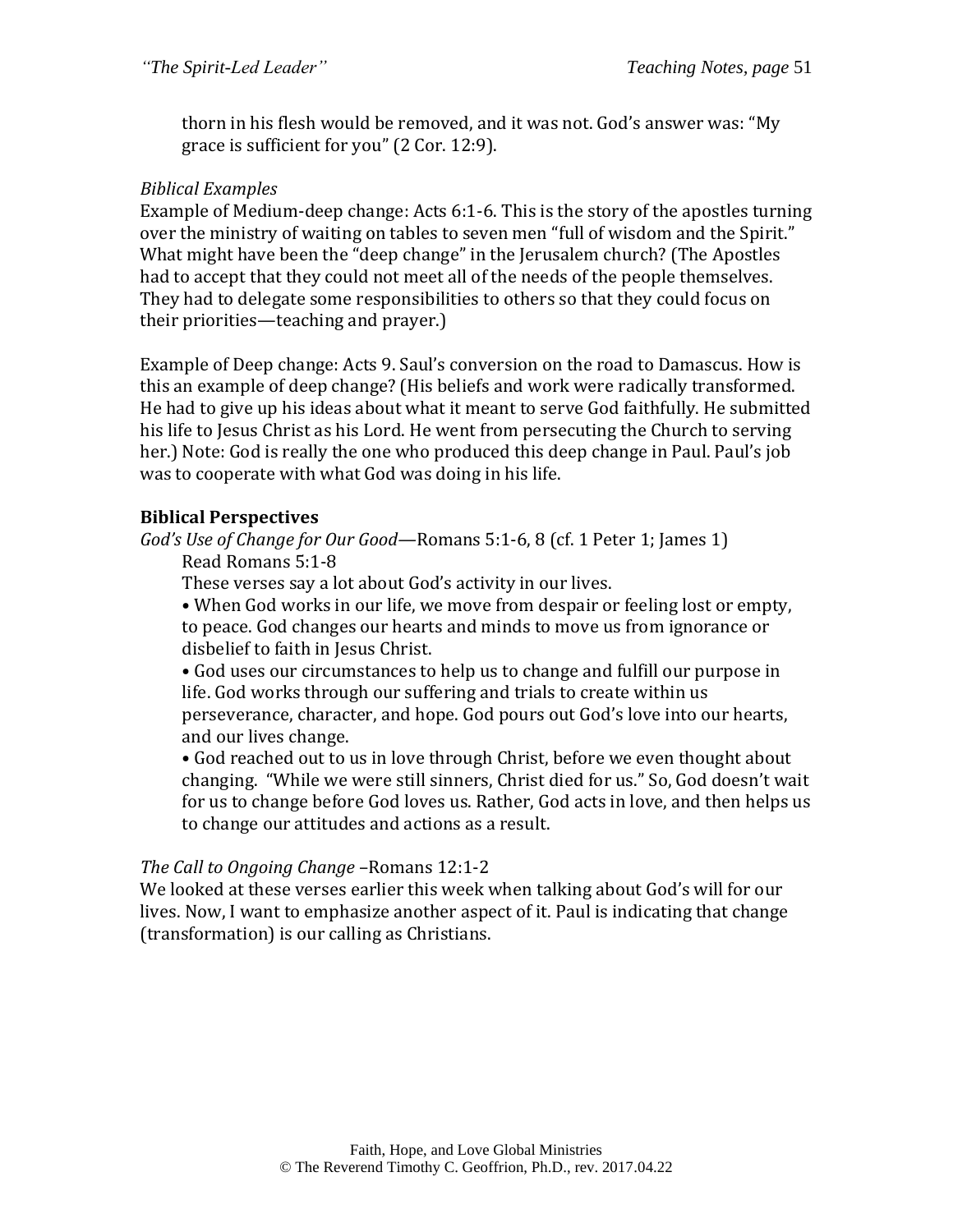thorn in his flesh would be removed, and it was not. God's answer was: "My grace is sufficient for you" (2 Cor. 12:9).

*Biblical Examples*

Example of Medium-deep change: Acts 6:1-6. This is the story of the apostles turning over the ministry of waiting on tables to seven men "full of wisdom and the Spirit." What might have been the "deep change" in the Jerusalem church? (The Apostles had to accept that they could not meet all of the needs of the people themselves. They had to delegate some responsibilities to others so that they could focus on their priorities—teaching and prayer.)

Example of Deep change: Acts 9. Saul's conversion on the road to Damascus. How is this an example of deep change? (His beliefs and work were radically transformed. He had to give up his ideas about what it meant to serve God faithfully. He submitted his life to Jesus Christ as his Lord. He went from persecuting the Church to serving her.) Note: God is really the one who produced this deep change in Paul. Paul's job was to cooperate with what God was doing in his life.

**Biblical Perspectives**

*God's Use of Change for Our Good*—Romans 5:1-6, 8 (cf. 1 Peter 1; James 1)

Read Romans 5:1-8

These verses say a lot about God's activity in our lives.

• When God works in our life, we move from despair or feeling lost or empty, to peace. God changes our hearts and minds to move us from ignorance or disbelief to faith in Jesus Christ.

• God uses our circumstances to help us to change and fulfill our purpose in life. God works through our suffering and trials to create within us perseverance, character, and hope. God pours out God's love into our hearts, and our lives change.

• God reached out to us in love through Christ, before we even thought about changing. "While we were still sinners, Christ died for us." So, God doesn't wait for us to change before God loves us. Rather, God acts in love, and then helps us to change our attitudes and actions as a result.

*The Call to Ongoing Change* –Romans 12:1-2

We looked at these verses earlier this week when talking about God's will for our lives. Now, I want to emphasize another aspect of it. Paul is indicating that change (transformation) is our calling as Christians.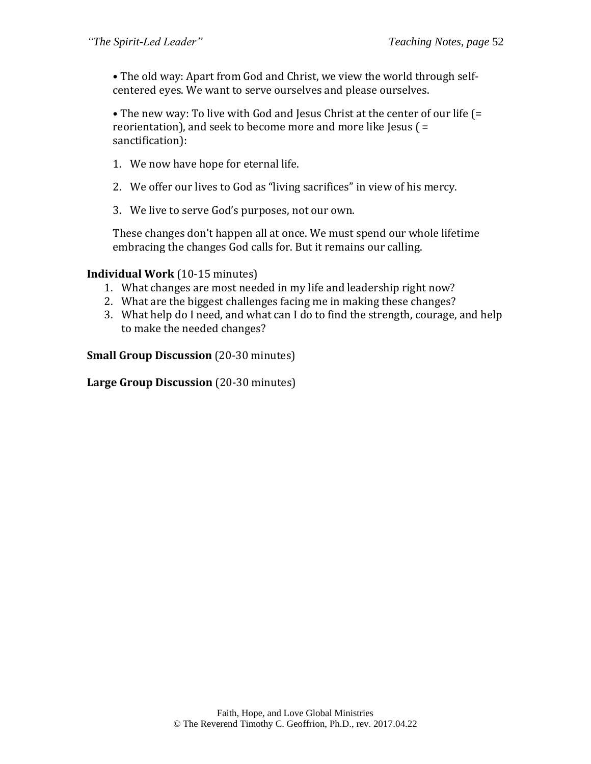• The old way: Apart from God and Christ, we view the world through self-centered eyes. We want to serve ourselves and please ourselves.

• The new way: To live with God and Jesus Christ at the center of our life (= reorientation), and seek to become more and more like Jesus ( = sanctification):

1. We now have hope for eternal life.
2. We offer our lives to God as "living sacrifices" in view of his mercy.
3. We live to serve God's purposes, not our own.

These changes don't happen all at once. We must spend our whole lifetime embracing the changes God calls for. But it remains our calling.

**Individual Work** (10-15 minutes)

1. What changes are most needed in my life and leadership right now?
2. What are the biggest challenges facing me in making these changes?
3. What help do I need, and what can I do to find the strength, courage, and help to make the needed changes?

**Small Group Discussion** (20-30 minutes)

**Large Group Discussion** (20-30 minutes)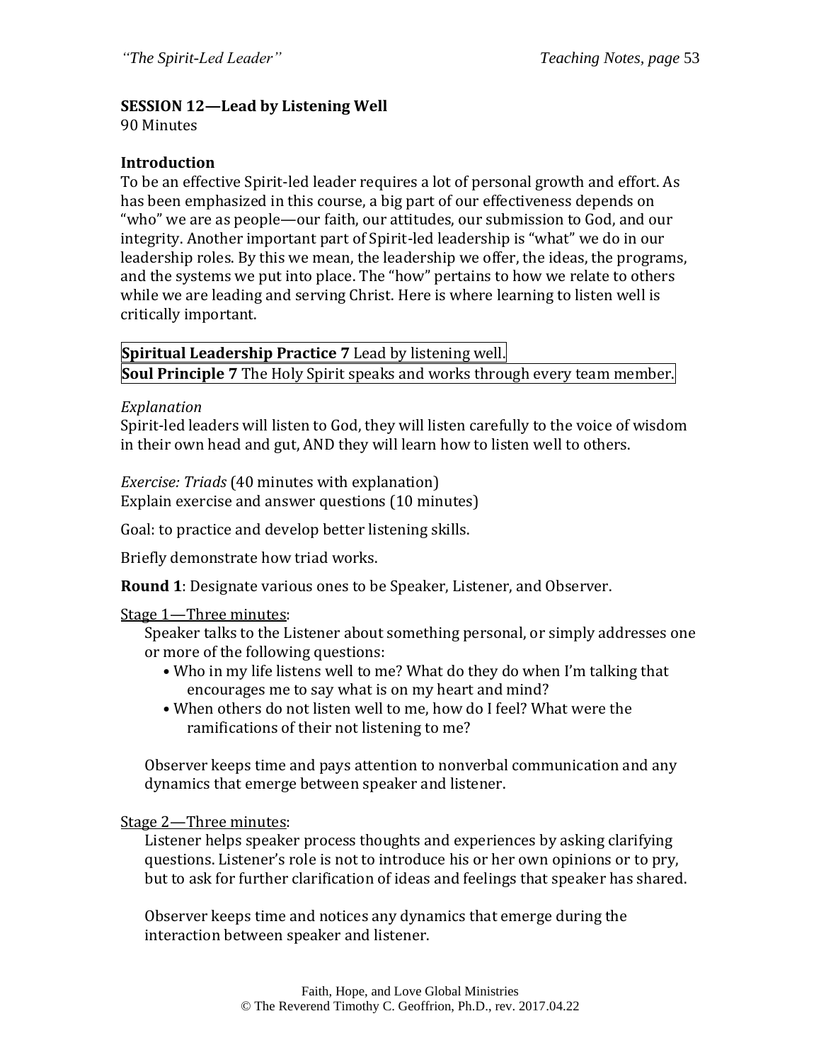**SESSION 12—Lead by Listening Well**
90 Minutes

**Introduction**
To be an effective Spirit-led leader requires a lot of personal growth and effort. As has been emphasized in this course, a big part of our effectiveness depends on "who" we are as people—our faith, our attitudes, our submission to God, and our integrity. Another important part of Spirit-led leadership is "what" we do in our leadership roles. By this we mean, the leadership we offer, the ideas, the programs, and the systems we put into place. The "how" pertains to how we relate to others while we are leading and serving Christ. Here is where learning to listen well is critically important.

**Spiritual Leadership Practice 7** Lead by listening well.
**Soul Principle 7** The Holy Spirit speaks and works through every team member.

*Explanation*
Spirit-led leaders will listen to God, they will listen carefully to the voice of wisdom in their own head and gut, AND they will learn how to listen well to others.

*Exercise: Triads* (40 minutes with explanation)
Explain exercise and answer questions (10 minutes)

Goal: to practice and develop better listening skills.

Briefly demonstrate how triad works.

**Round 1**: Designate various ones to be Speaker, Listener, and Observer.

Stage 1—Three minutes:

Speaker talks to the Listener about something personal, or simply addresses one or more of the following questions:

- Who in my life listens well to me? What do they do when I'm talking that encourages me to say what is on my heart and mind?
- When others do not listen well to me, how do I feel? What were the ramifications of their not listening to me?

Observer keeps time and pays attention to nonverbal communication and any dynamics that emerge between speaker and listener.

Stage 2—Three minutes:

Listener helps speaker process thoughts and experiences by asking clarifying questions. Listener's role is not to introduce his or her own opinions or to pry, but to ask for further clarification of ideas and feelings that speaker has shared.

Observer keeps time and notices any dynamics that emerge during the interaction between speaker and listener.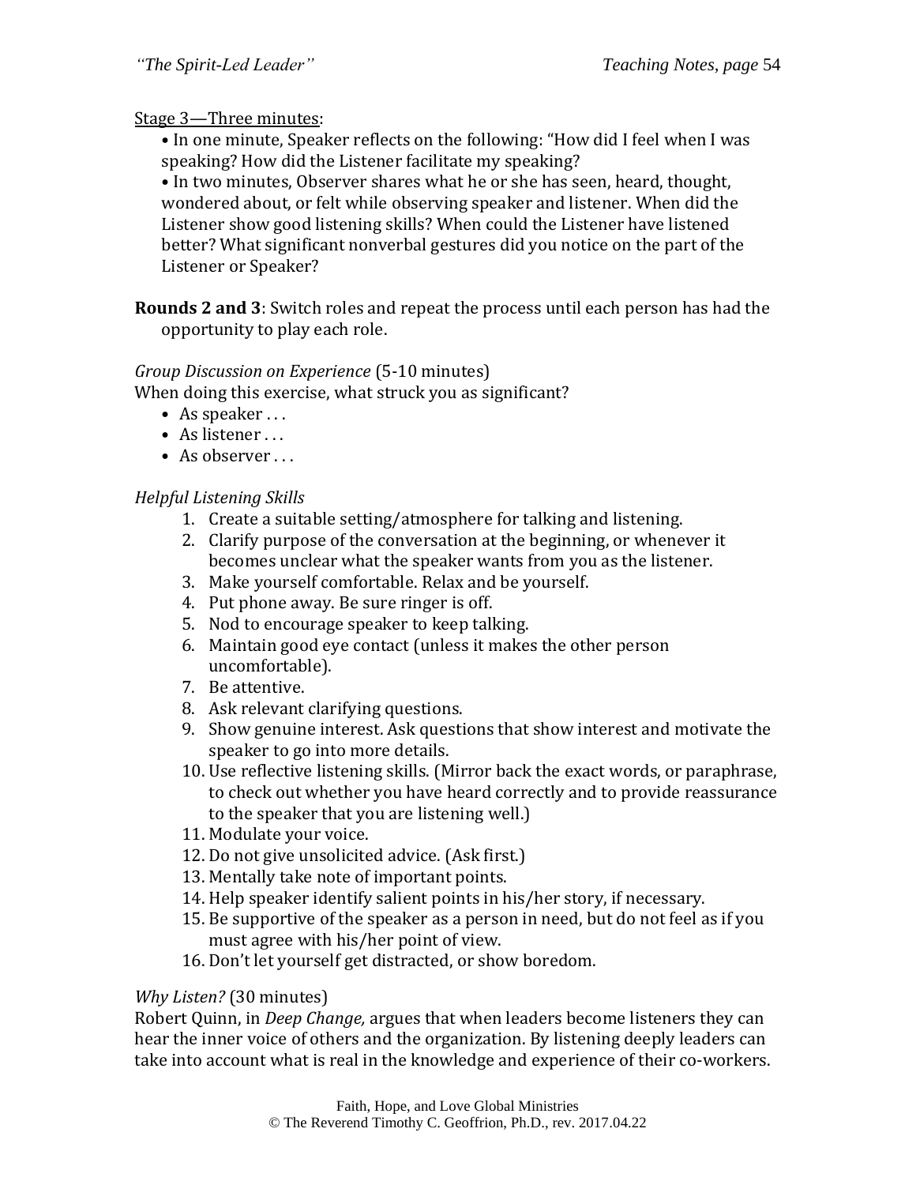Stage 3—Three minutes:

- In one minute, Speaker reflects on the following: "How did I feel when I was speaking? How did the Listener facilitate my speaking?
- In two minutes, Observer shares what he or she has seen, heard, thought, wondered about, or felt while observing speaker and listener. When did the Listener show good listening skills? When could the Listener have listened better? What significant nonverbal gestures did you notice on the part of the Listener or Speaker?

**Rounds 2 and 3**: Switch roles and repeat the process until each person has had the opportunity to play each role.

*Group Discussion on Experience* (5-10 minutes)
When doing this exercise, what struck you as significant?

- As speaker . . .
- As listener . . .
- As observer . . .

*Helpful Listening Skills*

1. Create a suitable setting/atmosphere for talking and listening.
2. Clarify purpose of the conversation at the beginning, or whenever it becomes unclear what the speaker wants from you as the listener.
3. Make yourself comfortable. Relax and be yourself.
4. Put phone away. Be sure ringer is off.
5. Nod to encourage speaker to keep talking.
6. Maintain good eye contact (unless it makes the other person uncomfortable).
7. Be attentive.
8. Ask relevant clarifying questions.
9. Show genuine interest. Ask questions that show interest and motivate the speaker to go into more details.
10. Use reflective listening skills. (Mirror back the exact words, or paraphrase, to check out whether you have heard correctly and to provide reassurance to the speaker that you are listening well.)
11. Modulate your voice.
12. Do not give unsolicited advice. (Ask first.)
13. Mentally take note of important points.
14. Help speaker identify salient points in his/her story, if necessary.
15. Be supportive of the speaker as a person in need, but do not feel as if you must agree with his/her point of view.
16. Don't let yourself get distracted, or show boredom.

*Why Listen?* (30 minutes)
Robert Quinn, in *Deep Change,* argues that when leaders become listeners they can hear the inner voice of others and the organization. By listening deeply leaders can take into account what is real in the knowledge and experience of their co-workers.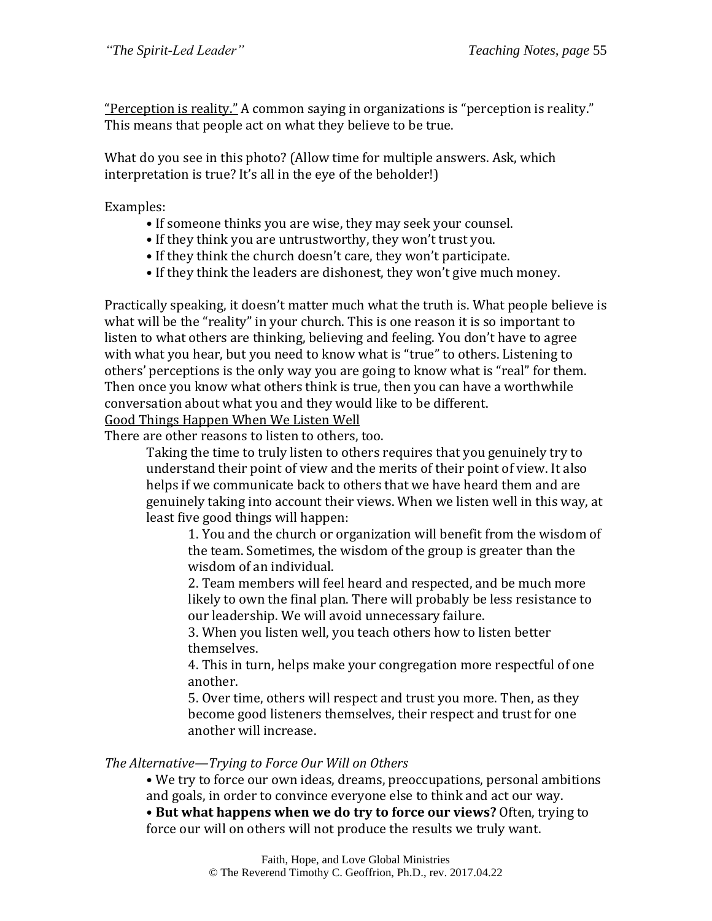<u>"Perception is reality."</u> A common saying in organizations is "perception is reality." This means that people act on what they believe to be true.

What do you see in this photo? (Allow time for multiple answers. Ask, which interpretation is true? It's all in the eye of the beholder!)

Examples:

- If someone thinks you are wise, they may seek your counsel.
- If they think you are untrustworthy, they won't trust you.
- If they think the church doesn't care, they won't participate.
- If they think the leaders are dishonest, they won't give much money.

Practically speaking, it doesn't matter much what the truth is. What people believe is what will be the "reality" in your church. This is one reason it is so important to listen to what others are thinking, believing and feeling. You don't have to agree with what you hear, but you need to know what is "true" to others. Listening to others' perceptions is the only way you are going to know what is "real" for them. Then once you know what others think is true, then you can have a worthwhile conversation about what you and they would like to be different.

<u>Good Things Happen When We Listen Well</u>

There are other reasons to listen to others, too.

Taking the time to truly listen to others requires that you genuinely try to understand their point of view and the merits of their point of view. It also helps if we communicate back to others that we have heard them and are genuinely taking into account their views. When we listen well in this way, at least five good things will happen:

1. You and the church or organization will benefit from the wisdom of the team. Sometimes, the wisdom of the group is greater than the wisdom of an individual.
2. Team members will feel heard and respected, and be much more likely to own the final plan. There will probably be less resistance to our leadership. We will avoid unnecessary failure.
3. When you listen well, you teach others how to listen better themselves.
4. This in turn, helps make your congregation more respectful of one another.
5. Over time, others will respect and trust you more. Then, as they become good listeners themselves, their respect and trust for one another will increase.

*The Alternative—Trying to Force Our Will on Others*

- We try to force our own ideas, dreams, preoccupations, personal ambitions and goals, in order to convince everyone else to think and act our way.
- **But what happens when we do try to force our views?** Often, trying to force our will on others will not produce the results we truly want.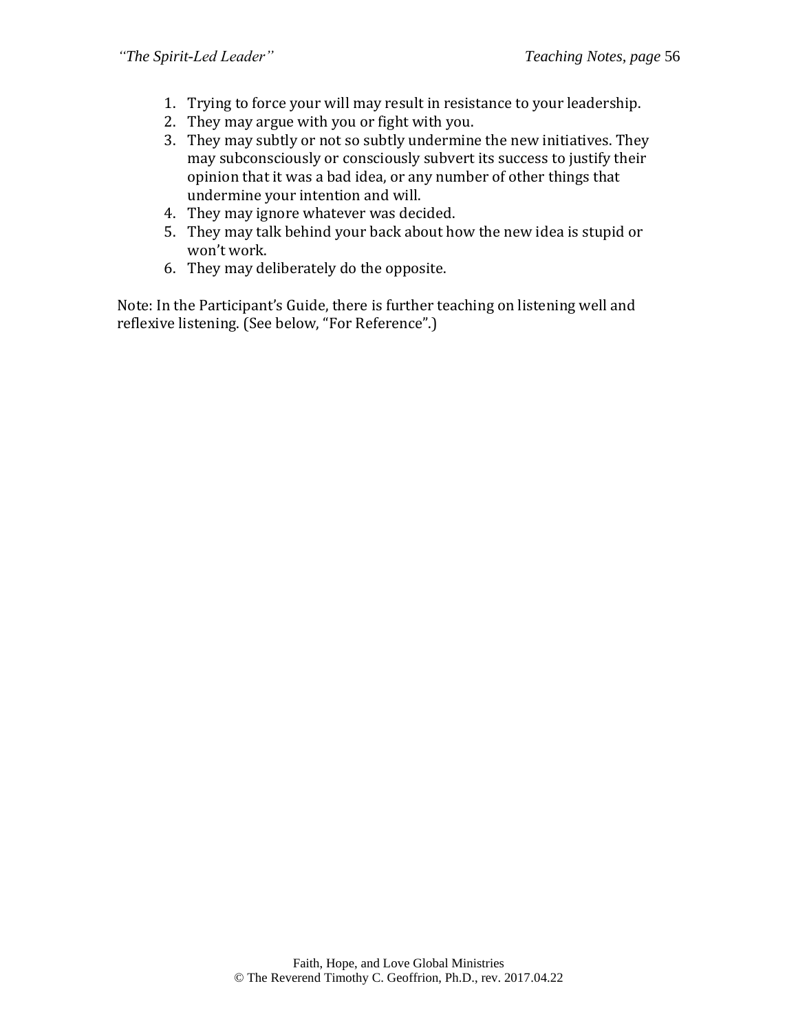1. Trying to force your will may result in resistance to your leadership.
2. They may argue with you or fight with you.
3. They may subtly or not so subtly undermine the new initiatives. They may subconsciously or consciously subvert its success to justify their opinion that it was a bad idea, or any number of other things that undermine your intention and will.
4. They may ignore whatever was decided.
5. They may talk behind your back about how the new idea is stupid or won't work.
6. They may deliberately do the opposite.

Note: In the Participant's Guide, there is further teaching on listening well and reflexive listening. (See below, "For Reference".)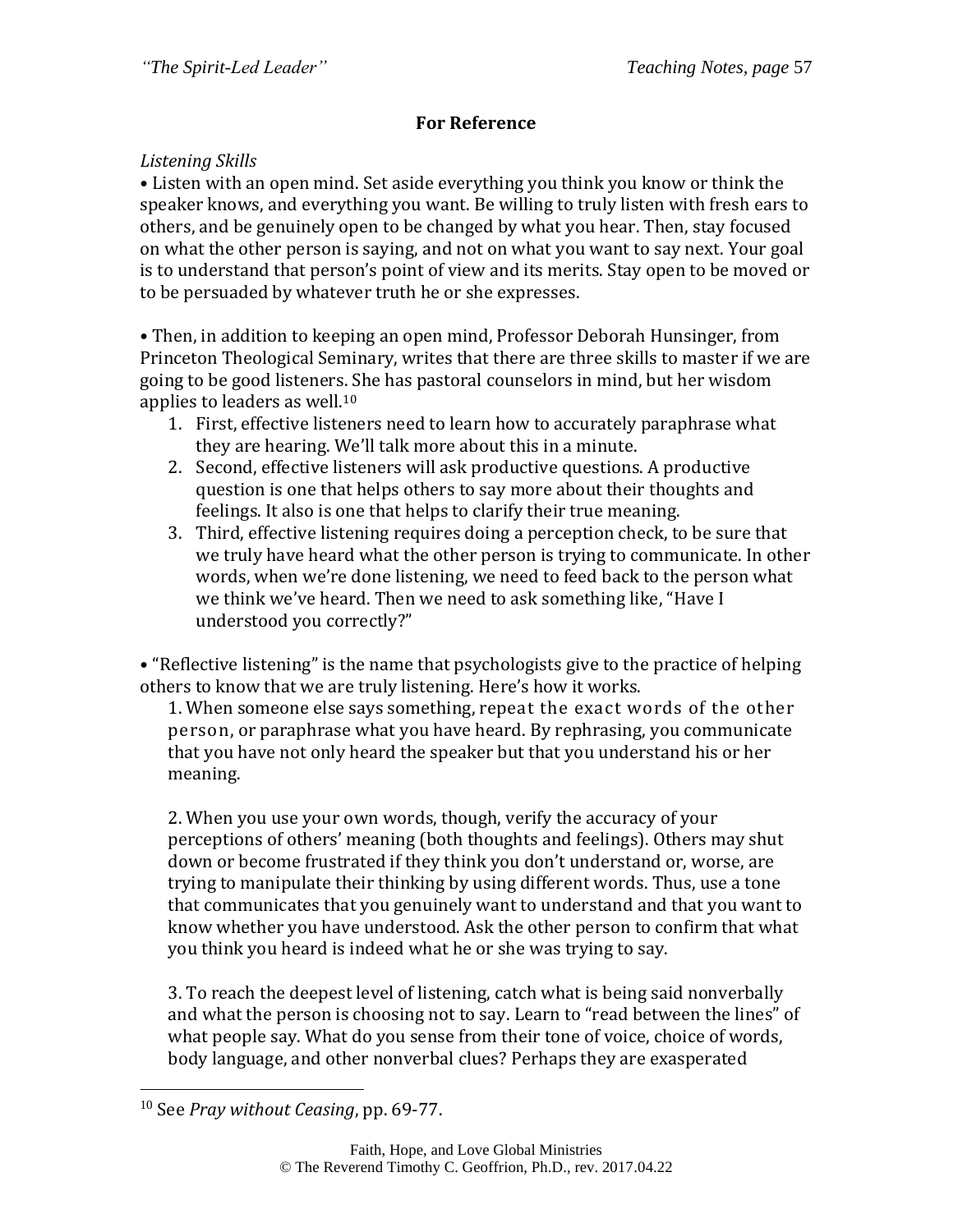**For Reference**

*Listening Skills*

• Listen with an open mind. Set aside everything you think you know or think the speaker knows, and everything you want. Be willing to truly listen with fresh ears to others, and be genuinely open to be changed by what you hear. Then, stay focused on what the other person is saying, and not on what you want to say next. Your goal is to understand that person's point of view and its merits. Stay open to be moved or to be persuaded by whatever truth he or she expresses.

• Then, in addition to keeping an open mind, Professor Deborah Hunsinger, from Princeton Theological Seminary, writes that there are three skills to master if we are going to be good listeners. She has pastoral counselors in mind, but her wisdom applies to leaders as well.[10]

1. First, effective listeners need to learn how to accurately paraphrase what they are hearing. We'll talk more about this in a minute.
2. Second, effective listeners will ask productive questions. A productive question is one that helps others to say more about their thoughts and feelings. It also is one that helps to clarify their true meaning.
3. Third, effective listening requires doing a perception check, to be sure that we truly have heard what the other person is trying to communicate. In other words, when we're done listening, we need to feed back to the person what we think we've heard. Then we need to ask something like, "Have I understood you correctly?"

• "Reflective listening" is the name that psychologists give to the practice of helping others to know that we are truly listening. Here's how it works.

1. When someone else says something, repeat the exact words of the other person, or paraphrase what you have heard. By rephrasing, you communicate that you have not only heard the speaker but that you understand his or her meaning.

2. When you use your own words, though, verify the accuracy of your perceptions of others' meaning (both thoughts and feelings). Others may shut down or become frustrated if they think you don't understand or, worse, are trying to manipulate their thinking by using different words. Thus, use a tone that communicates that you genuinely want to understand and that you want to know whether you have understood. Ask the other person to confirm that what you think you heard is indeed what he or she was trying to say.

3. To reach the deepest level of listening, catch what is being said nonverbally and what the person is choosing not to say. Learn to "read between the lines" of what people say. What do you sense from their tone of voice, choice of words, body language, and other nonverbal clues? Perhaps they are exasperated

---

[10] See *Pray without Ceasing*, pp. 69-77.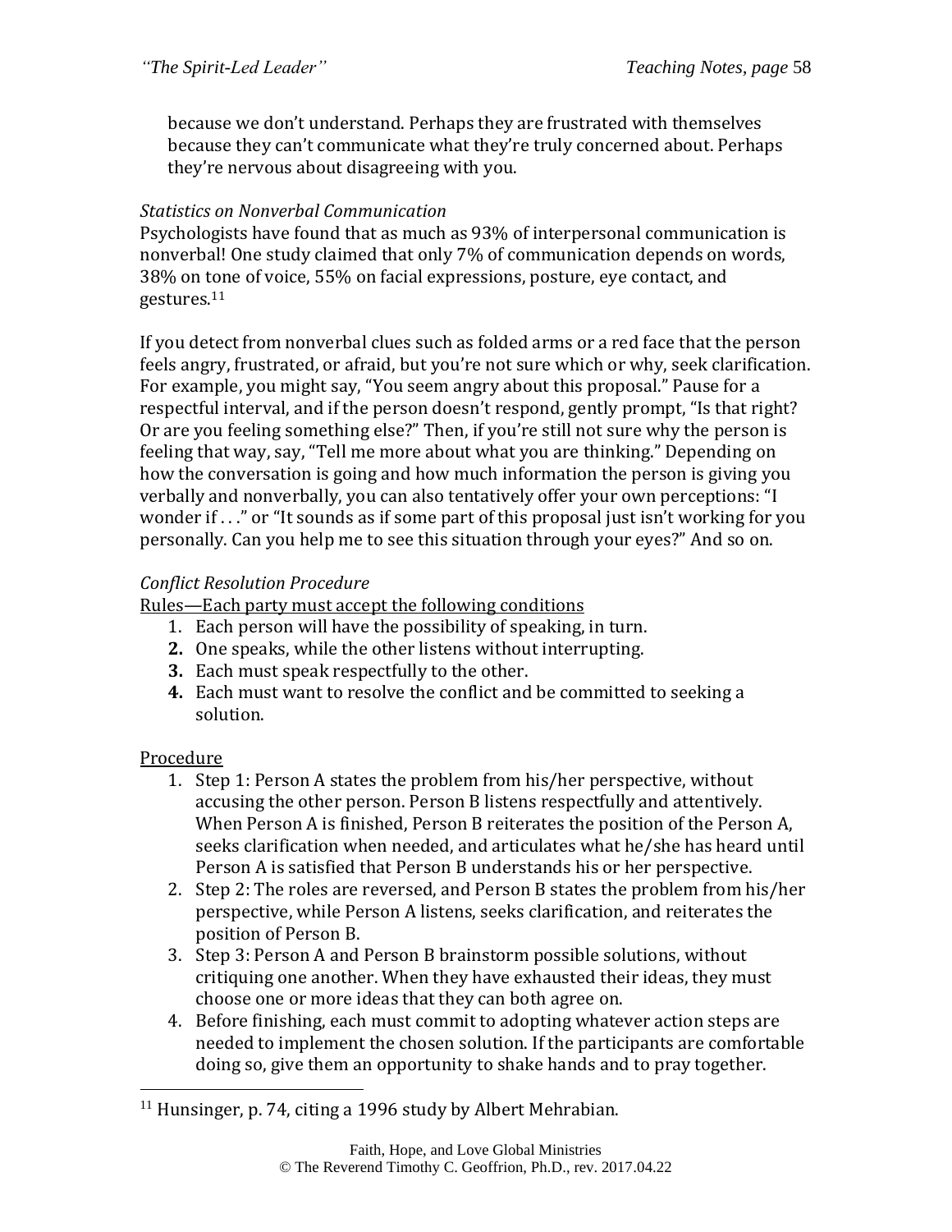because we don't understand. Perhaps they are frustrated with themselves because they can't communicate what they're truly concerned about. Perhaps they're nervous about disagreeing with you.

*Statistics on Nonverbal Communication*

Psychologists have found that as much as 93% of interpersonal communication is nonverbal! One study claimed that only 7% of communication depends on words, 38% on tone of voice, 55% on facial expressions, posture, eye contact, and gestures.[11]

If you detect from nonverbal clues such as folded arms or a red face that the person feels angry, frustrated, or afraid, but you're not sure which or why, seek clarification. For example, you might say, "You seem angry about this proposal." Pause for a respectful interval, and if the person doesn't respond, gently prompt, "Is that right? Or are you feeling something else?" Then, if you're still not sure why the person is feeling that way, say, "Tell me more about what you are thinking." Depending on how the conversation is going and how much information the person is giving you verbally and nonverbally, you can also tentatively offer your own perceptions: "I wonder if . . ." or "It sounds as if some part of this proposal just isn't working for you personally. Can you help me to see this situation through your eyes?" And so on.

*Conflict Resolution Procedure*

<u>Rules—Each party must accept the following conditions</u>

1. Each person will have the possibility of speaking, in turn.
2. One speaks, while the other listens without interrupting.
3. Each must speak respectfully to the other.
4. Each must want to resolve the conflict and be committed to seeking a solution.

<u>Procedure</u>

1. Step 1: Person A states the problem from his/her perspective, without accusing the other person. Person B listens respectfully and attentively. When Person A is finished, Person B reiterates the position of the Person A, seeks clarification when needed, and articulates what he/she has heard until Person A is satisfied that Person B understands his or her perspective.
2. Step 2: The roles are reversed, and Person B states the problem from his/her perspective, while Person A listens, seeks clarification, and reiterates the position of Person B.
3. Step 3: Person A and Person B brainstorm possible solutions, without critiquing one another. When they have exhausted their ideas, they must choose one or more ideas that they can both agree on.
4. Before finishing, each must commit to adopting whatever action steps are needed to implement the chosen solution. If the participants are comfortable doing so, give them an opportunity to shake hands and to pray together.

---

[11] Hunsinger, p. 74, citing a 1996 study by Albert Mehrabian.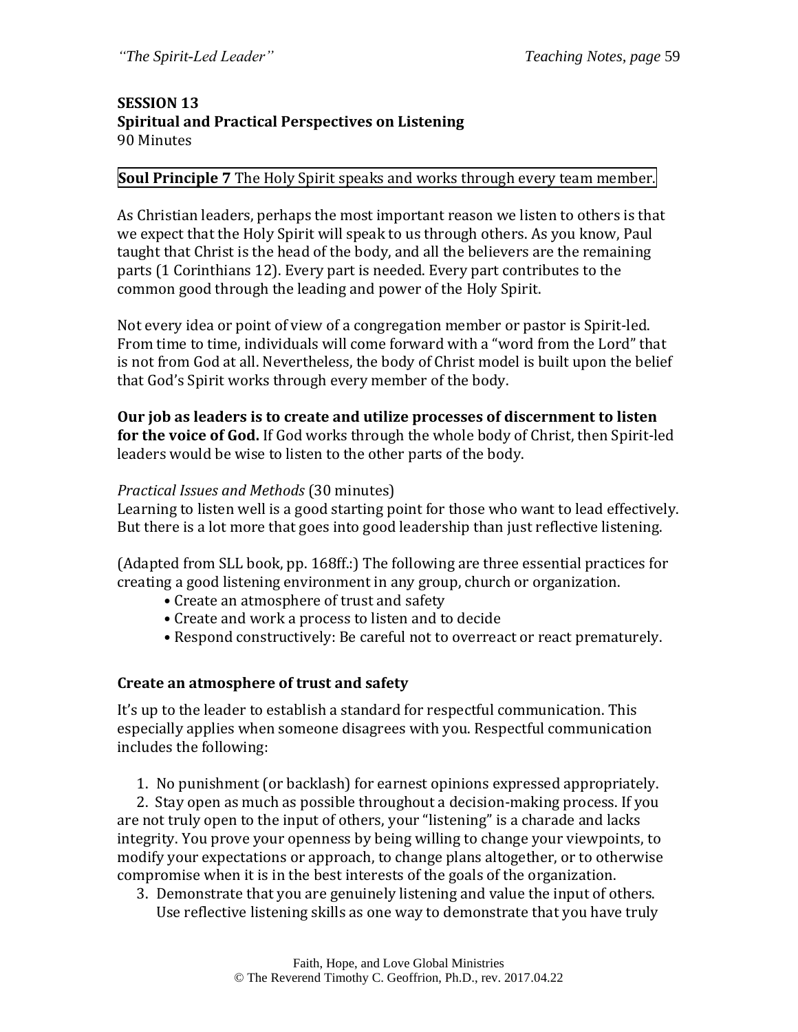**SESSION 13**
**Spiritual and Practical Perspectives on Listening**
90 Minutes

**Soul Principle 7** The Holy Spirit speaks and works through every team member.

As Christian leaders, perhaps the most important reason we listen to others is that we expect that the Holy Spirit will speak to us through others. As you know, Paul taught that Christ is the head of the body, and all the believers are the remaining parts (1 Corinthians 12). Every part is needed. Every part contributes to the common good through the leading and power of the Holy Spirit.

Not every idea or point of view of a congregation member or pastor is Spirit-led. From time to time, individuals will come forward with a "word from the Lord" that is not from God at all. Nevertheless, the body of Christ model is built upon the belief that God's Spirit works through every member of the body.

**Our job as leaders is to create and utilize processes of discernment to listen for the voice of God.** If God works through the whole body of Christ, then Spirit-led leaders would be wise to listen to the other parts of the body.

*Practical Issues and Methods* (30 minutes)
Learning to listen well is a good starting point for those who want to lead effectively. But there is a lot more that goes into good leadership than just reflective listening.

(Adapted from SLL book, pp. 168ff.:) The following are three essential practices for creating a good listening environment in any group, church or organization.

- Create an atmosphere of trust and safety
- Create and work a process to listen and to decide
- Respond constructively: Be careful not to overreact or react prematurely.

### Create an atmosphere of trust and safety

It's up to the leader to establish a standard for respectful communication. This especially applies when someone disagrees with you. Respectful communication includes the following:

1. No punishment (or backlash) for earnest opinions expressed appropriately.
2. Stay open as much as possible throughout a decision-making process. If you are not truly open to the input of others, your "listening" is a charade and lacks integrity. You prove your openness by being willing to change your viewpoints, to modify your expectations or approach, to change plans altogether, or to otherwise compromise when it is in the best interests of the goals of the organization.
3. Demonstrate that you are genuinely listening and value the input of others. Use reflective listening skills as one way to demonstrate that you have truly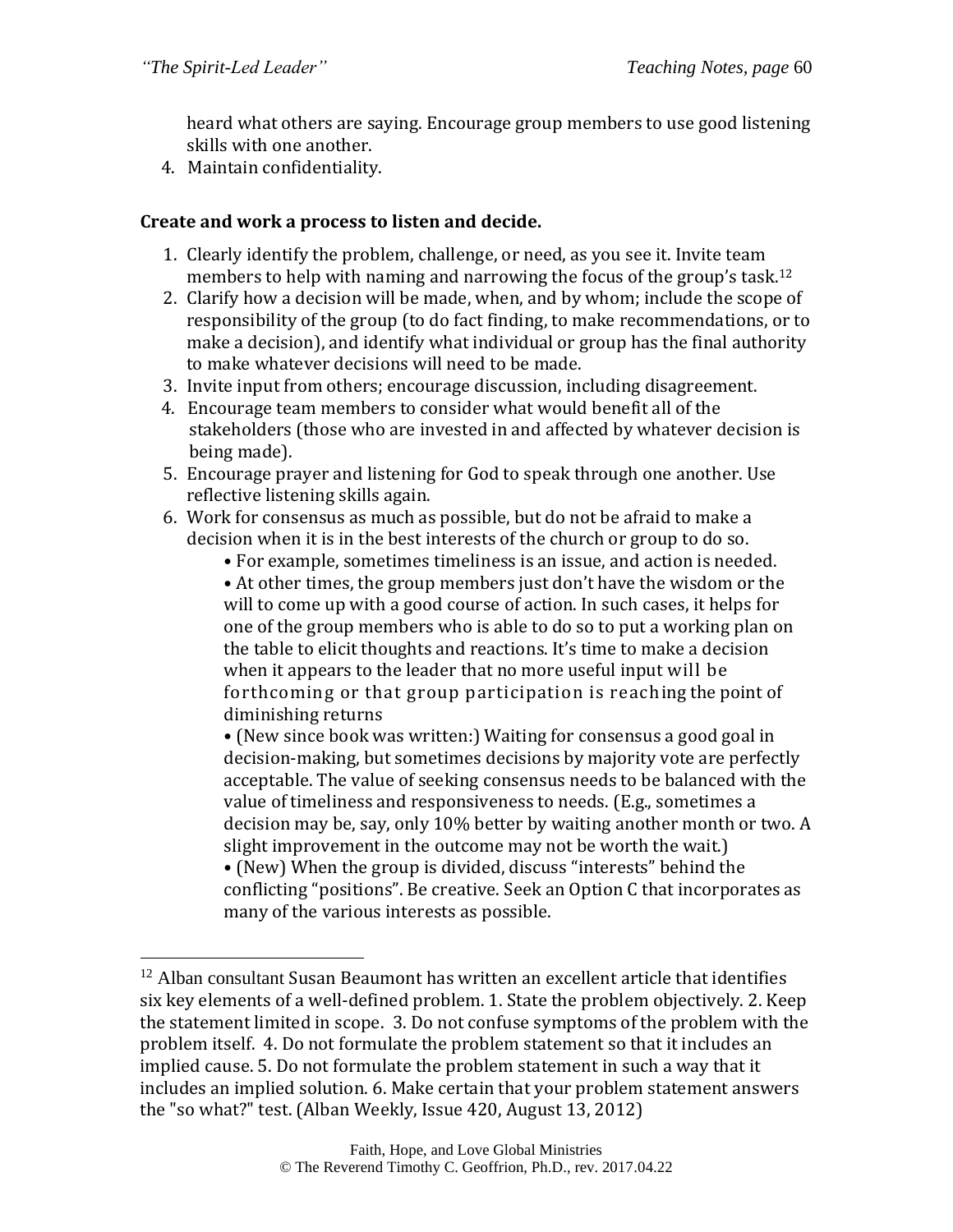heard what others are saying. Encourage group members to use good listening skills with one another.

4. Maintain confidentiality.

**Create and work a process to listen and decide.**

1. Clearly identify the problem, challenge, or need, as you see it. Invite team members to help with naming and narrowing the focus of the group's task.[12]
2. Clarify how a decision will be made, when, and by whom; include the scope of responsibility of the group (to do fact finding, to make recommendations, or to make a decision), and identify what individual or group has the final authority to make whatever decisions will need to be made.
3. Invite input from others; encourage discussion, including disagreement.
4. Encourage team members to consider what would benefit all of the stakeholders (those who are invested in and affected by whatever decision is being made).
5. Encourage prayer and listening for God to speak through one another. Use reflective listening skills again.
6. Work for consensus as much as possible, but do not be afraid to make a decision when it is in the best interests of the church or group to do so.
   - For example, sometimes timeliness is an issue, and action is needed.
   - At other times, the group members just don't have the wisdom or the will to come up with a good course of action. In such cases, it helps for one of the group members who is able to do so to put a working plan on the table to elicit thoughts and reactions. It's time to make a decision when it appears to the leader that no more useful input will be forthcoming or that group participation is reaching the point of diminishing returns
   - (New since book was written:) Waiting for consensus a good goal in decision-making, but sometimes decisions by majority vote are perfectly acceptable. The value of seeking consensus needs to be balanced with the value of timeliness and responsiveness to needs. (E.g., sometimes a decision may be, say, only 10% better by waiting another month or two. A slight improvement in the outcome may not be worth the wait.)
   - (New) When the group is divided, discuss "interests" behind the conflicting "positions". Be creative. Seek an Option C that incorporates as many of the various interests as possible.

---

[12] Alban consultant Susan Beaumont has written an excellent article that identifies six key elements of a well-defined problem. 1. State the problem objectively. 2. Keep the statement limited in scope. 3. Do not confuse symptoms of the problem with the problem itself. 4. Do not formulate the problem statement so that it includes an implied cause. 5. Do not formulate the problem statement in such a way that it includes an implied solution. 6. Make certain that your problem statement answers the "so what?" test. (Alban Weekly, Issue 420, August 13, 2012)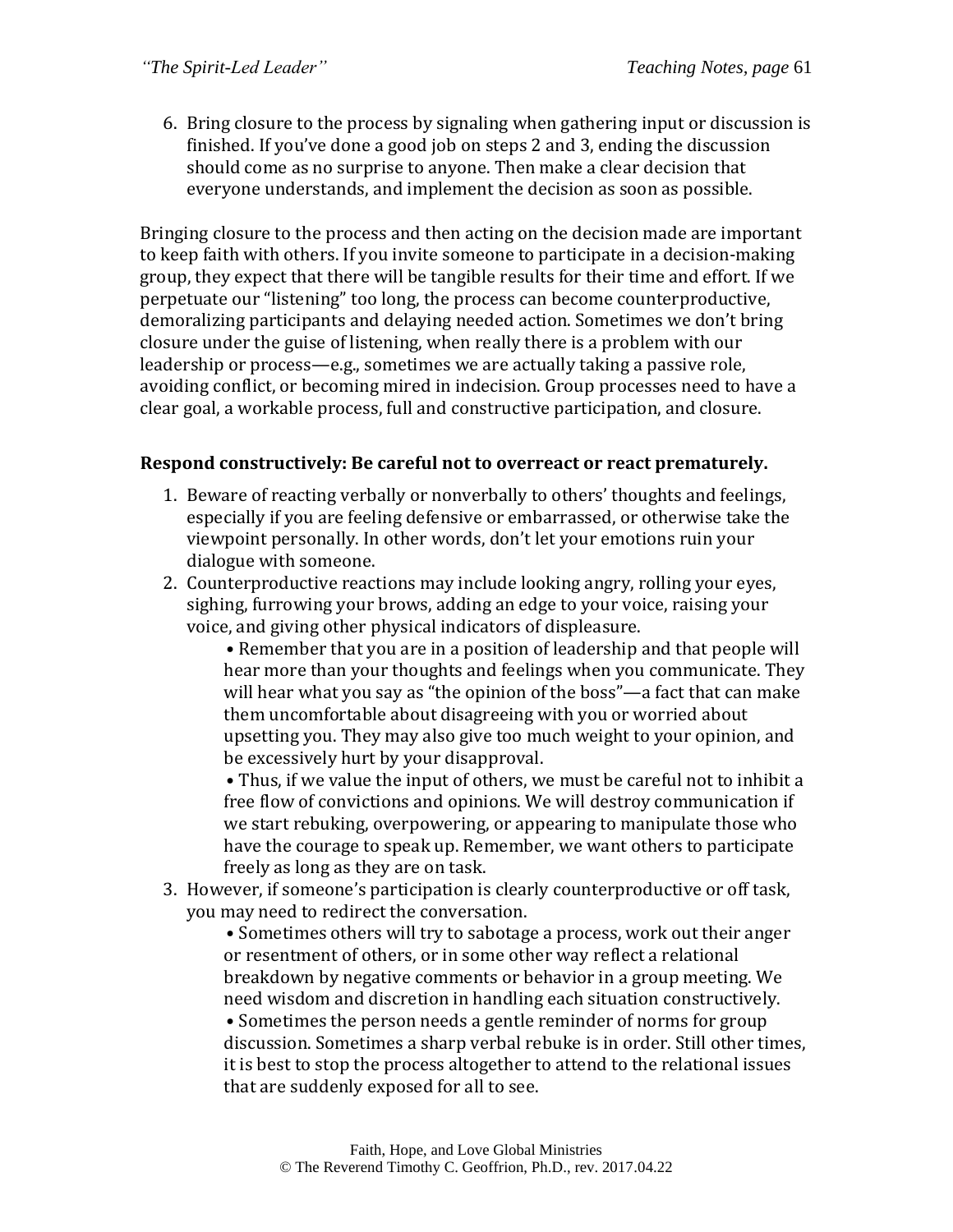6. Bring closure to the process by signaling when gathering input or discussion is finished. If you've done a good job on steps 2 and 3, ending the discussion should come as no surprise to anyone. Then make a clear decision that everyone understands, and implement the decision as soon as possible.

Bringing closure to the process and then acting on the decision made are important to keep faith with others. If you invite someone to participate in a decision-making group, they expect that there will be tangible results for their time and effort. If we perpetuate our "listening" too long, the process can become counterproductive, demoralizing participants and delaying needed action. Sometimes we don't bring closure under the guise of listening, when really there is a problem with our leadership or process—e.g., sometimes we are actually taking a passive role, avoiding conflict, or becoming mired in indecision. Group processes need to have a clear goal, a workable process, full and constructive participation, and closure.

**Respond constructively: Be careful not to overreact or react prematurely.**

1. Beware of reacting verbally or nonverbally to others' thoughts and feelings, especially if you are feeling defensive or embarrassed, or otherwise take the viewpoint personally. In other words, don't let your emotions ruin your dialogue with someone.
2. Counterproductive reactions may include looking angry, rolling your eyes, sighing, furrowing your brows, adding an edge to your voice, raising your voice, and giving other physical indicators of displeasure.
   - Remember that you are in a position of leadership and that people will hear more than your thoughts and feelings when you communicate. They will hear what you say as "the opinion of the boss"—a fact that can make them uncomfortable about disagreeing with you or worried about upsetting you. They may also give too much weight to your opinion, and be excessively hurt by your disapproval.
   - Thus, if we value the input of others, we must be careful not to inhibit a free flow of convictions and opinions. We will destroy communication if we start rebuking, overpowering, or appearing to manipulate those who have the courage to speak up. Remember, we want others to participate freely as long as they are on task.
3. However, if someone's participation is clearly counterproductive or off task, you may need to redirect the conversation.
   - Sometimes others will try to sabotage a process, work out their anger or resentment of others, or in some other way reflect a relational breakdown by negative comments or behavior in a group meeting. We need wisdom and discretion in handling each situation constructively.
   - Sometimes the person needs a gentle reminder of norms for group discussion. Sometimes a sharp verbal rebuke is in order. Still other times, it is best to stop the process altogether to attend to the relational issues that are suddenly exposed for all to see.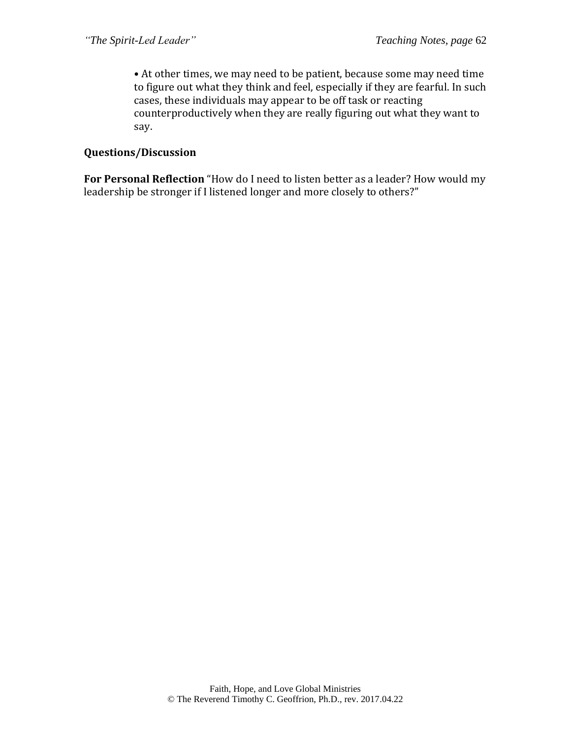• At other times, we may need to be patient, because some may need time to figure out what they think and feel, especially if they are fearful. In such cases, these individuals may appear to be off task or reacting counterproductively when they are really figuring out what they want to say.

**Questions/Discussion**

**For Personal Reflection** "How do I need to listen better as a leader? How would my leadership be stronger if I listened longer and more closely to others?"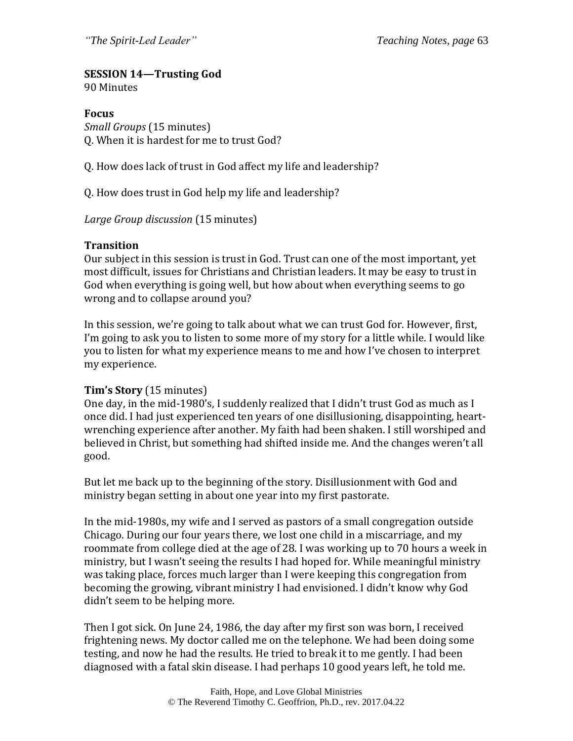**SESSION 14—Trusting God**
90 Minutes

**Focus**
*Small Groups* (15 minutes)
Q. When it is hardest for me to trust God?

Q. How does lack of trust in God affect my life and leadership?

Q. How does trust in God help my life and leadership?

*Large Group discussion* (15 minutes)

**Transition**
Our subject in this session is trust in God. Trust can one of the most important, yet most difficult, issues for Christians and Christian leaders. It may be easy to trust in God when everything is going well, but how about when everything seems to go wrong and to collapse around you?

In this session, we're going to talk about what we can trust God for. However, first, I'm going to ask you to listen to some more of my story for a little while. I would like you to listen for what my experience means to me and how I've chosen to interpret my experience.

**Tim's Story** (15 minutes)
One day, in the mid-1980's, I suddenly realized that I didn't trust God as much as I once did. I had just experienced ten years of one disillusioning, disappointing, heart-wrenching experience after another. My faith had been shaken. I still worshiped and believed in Christ, but something had shifted inside me. And the changes weren't all good.

But let me back up to the beginning of the story. Disillusionment with God and ministry began setting in about one year into my first pastorate.

In the mid-1980s, my wife and I served as pastors of a small congregation outside Chicago. During our four years there, we lost one child in a miscarriage, and my roommate from college died at the age of 28. I was working up to 70 hours a week in ministry, but I wasn't seeing the results I had hoped for. While meaningful ministry was taking place, forces much larger than I were keeping this congregation from becoming the growing, vibrant ministry I had envisioned. I didn't know why God didn't seem to be helping more.

Then I got sick. On June 24, 1986, the day after my first son was born, I received frightening news. My doctor called me on the telephone. We had been doing some testing, and now he had the results. He tried to break it to me gently. I had been diagnosed with a fatal skin disease. I had perhaps 10 good years left, he told me.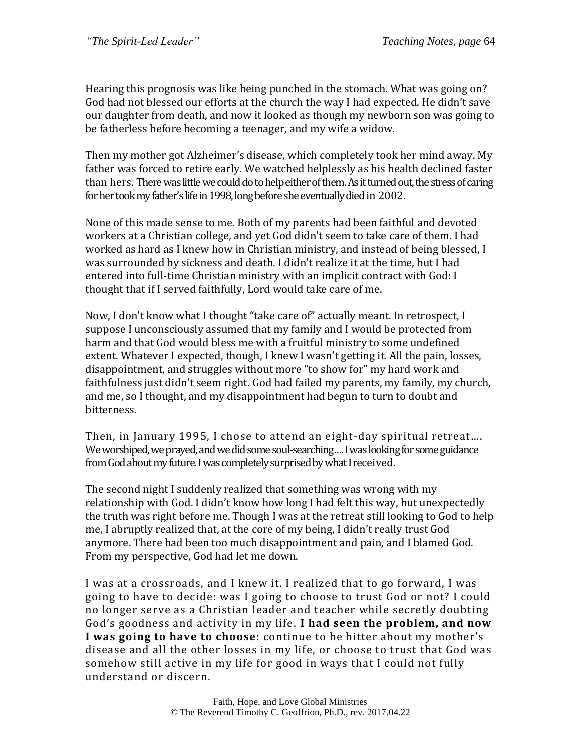Hearing this prognosis was like being punched in the stomach. What was going on? God had not blessed our efforts at the church the way I had expected. He didn't save our daughter from death, and now it looked as though my newborn son was going to be fatherless before becoming a teenager, and my wife a widow.

Then my mother got Alzheimer's disease, which completely took her mind away. My father was forced to retire early. We watched helplessly as his health declined faster than hers. There was little we could do to help either of them. As it turned out, the stress of caring for her took my father's life in 1998, long before she eventually died in 2002.

None of this made sense to me. Both of my parents had been faithful and devoted workers at a Christian college, and yet God didn't seem to take care of them. I had worked as hard as I knew how in Christian ministry, and instead of being blessed, I was surrounded by sickness and death. I didn't realize it at the time, but I had entered into full-time Christian ministry with an implicit contract with God: I thought that if I served faithfully, Lord would take care of me.

Now, I don't know what I thought "take care of" actually meant. In retrospect, I suppose I unconsciously assumed that my family and I would be protected from harm and that God would bless me with a fruitful ministry to some undefined extent. Whatever I expected, though, I knew I wasn't getting it. All the pain, losses, disappointment, and struggles without more "to show for" my hard work and faithfulness just didn't seem right. God had failed my parents, my family, my church, and me, so I thought, and my disappointment had begun to turn to doubt and bitterness.

Then, in January 1995, I chose to attend an eight-day spiritual retreat…. We worshiped, we prayed, and we did some soul-searching…. I was looking for some guidance from God about my future. I was completely surprised by what I received.

The second night I suddenly realized that something was wrong with my relationship with God. I didn't know how long I had felt this way, but unexpectedly the truth was right before me. Though I was at the retreat still looking to God to help me, I abruptly realized that, at the core of my being, I didn't really trust God anymore. There had been too much disappointment and pain, and I blamed God. From my perspective, God had let me down.

I was at a crossroads, and I knew it. I realized that to go forward, I was going to have to decide: was I going to choose to trust God or not? I could no longer serve as a Christian leader and teacher while secretly doubting God's goodness and activity in my life. **I had seen the problem, and now I was going to have to choose**: continue to be bitter about my mother's disease and all the other losses in my life, or choose to trust that God was somehow still active in my life for good in ways that I could not fully understand or discern.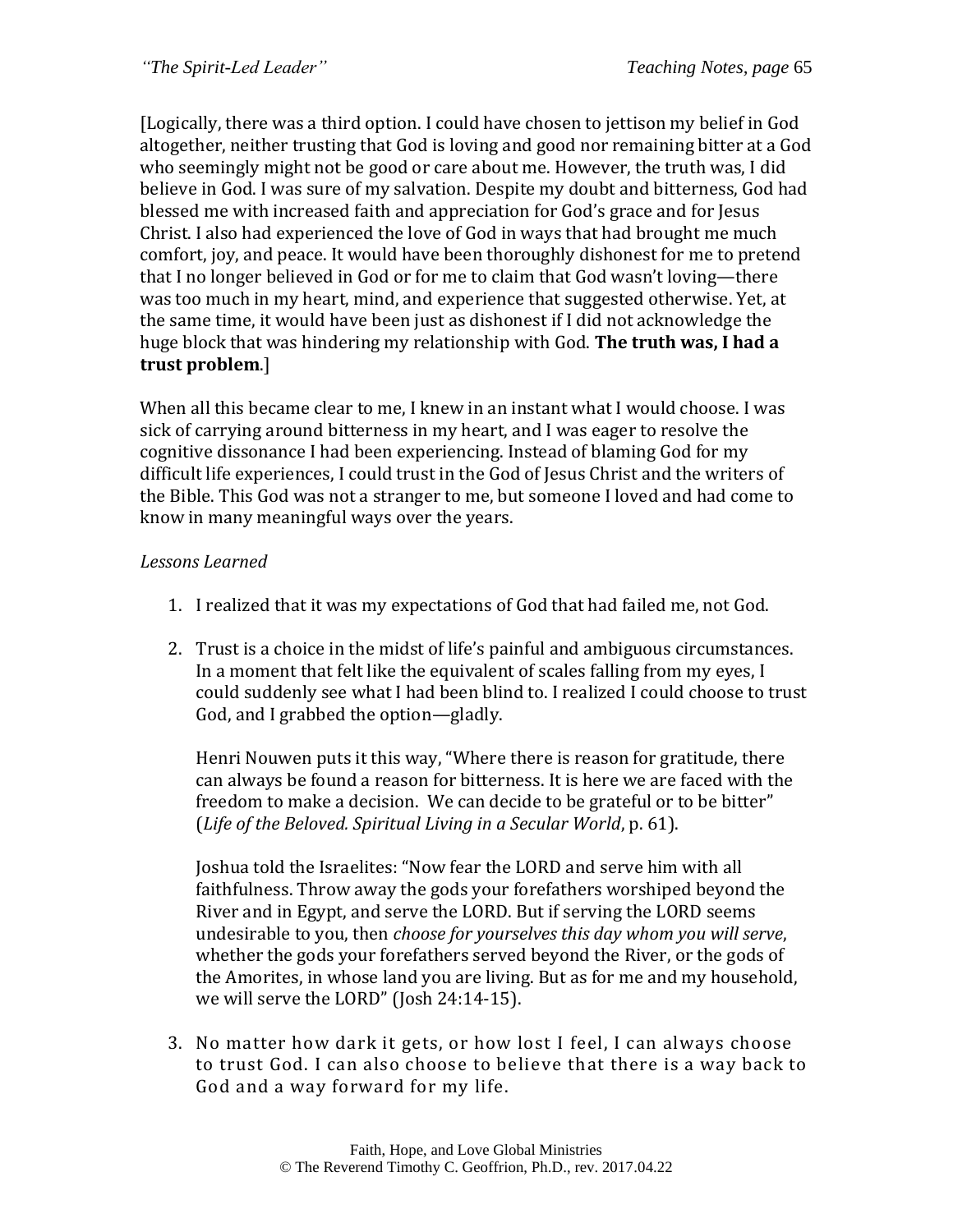[Logically, there was a third option. I could have chosen to jettison my belief in God altogether, neither trusting that God is loving and good nor remaining bitter at a God who seemingly might not be good or care about me. However, the truth was, I did believe in God. I was sure of my salvation. Despite my doubt and bitterness, God had blessed me with increased faith and appreciation for God's grace and for Jesus Christ. I also had experienced the love of God in ways that had brought me much comfort, joy, and peace. It would have been thoroughly dishonest for me to pretend that I no longer believed in God or for me to claim that God wasn't loving—there was too much in my heart, mind, and experience that suggested otherwise. Yet, at the same time, it would have been just as dishonest if I did not acknowledge the huge block that was hindering my relationship with God. **The truth was, I had a trust problem**.]

When all this became clear to me, I knew in an instant what I would choose. I was sick of carrying around bitterness in my heart, and I was eager to resolve the cognitive dissonance I had been experiencing. Instead of blaming God for my difficult life experiences, I could trust in the God of Jesus Christ and the writers of the Bible. This God was not a stranger to me, but someone I loved and had come to know in many meaningful ways over the years.

*Lessons Learned*

1. I realized that it was my expectations of God that had failed me, not God.

2. Trust is a choice in the midst of life's painful and ambiguous circumstances. In a moment that felt like the equivalent of scales falling from my eyes, I could suddenly see what I had been blind to. I realized I could choose to trust God, and I grabbed the option—gladly.

   Henri Nouwen puts it this way, "Where there is reason for gratitude, there can always be found a reason for bitterness. It is here we are faced with the freedom to make a decision. We can decide to be grateful or to be bitter" (*Life of the Beloved. Spiritual Living in a Secular World*, p. 61).

   Joshua told the Israelites: "Now fear the LORD and serve him with all faithfulness. Throw away the gods your forefathers worshiped beyond the River and in Egypt, and serve the LORD. But if serving the LORD seems undesirable to you, then *choose for yourselves this day whom you will serve*, whether the gods your forefathers served beyond the River, or the gods of the Amorites, in whose land you are living. But as for me and my household, we will serve the LORD" (Josh 24:14-15).

3. No matter how dark it gets, or how lost I feel, I can always choose to trust God. I can also choose to believe that there is a way back to God and a way forward for my life.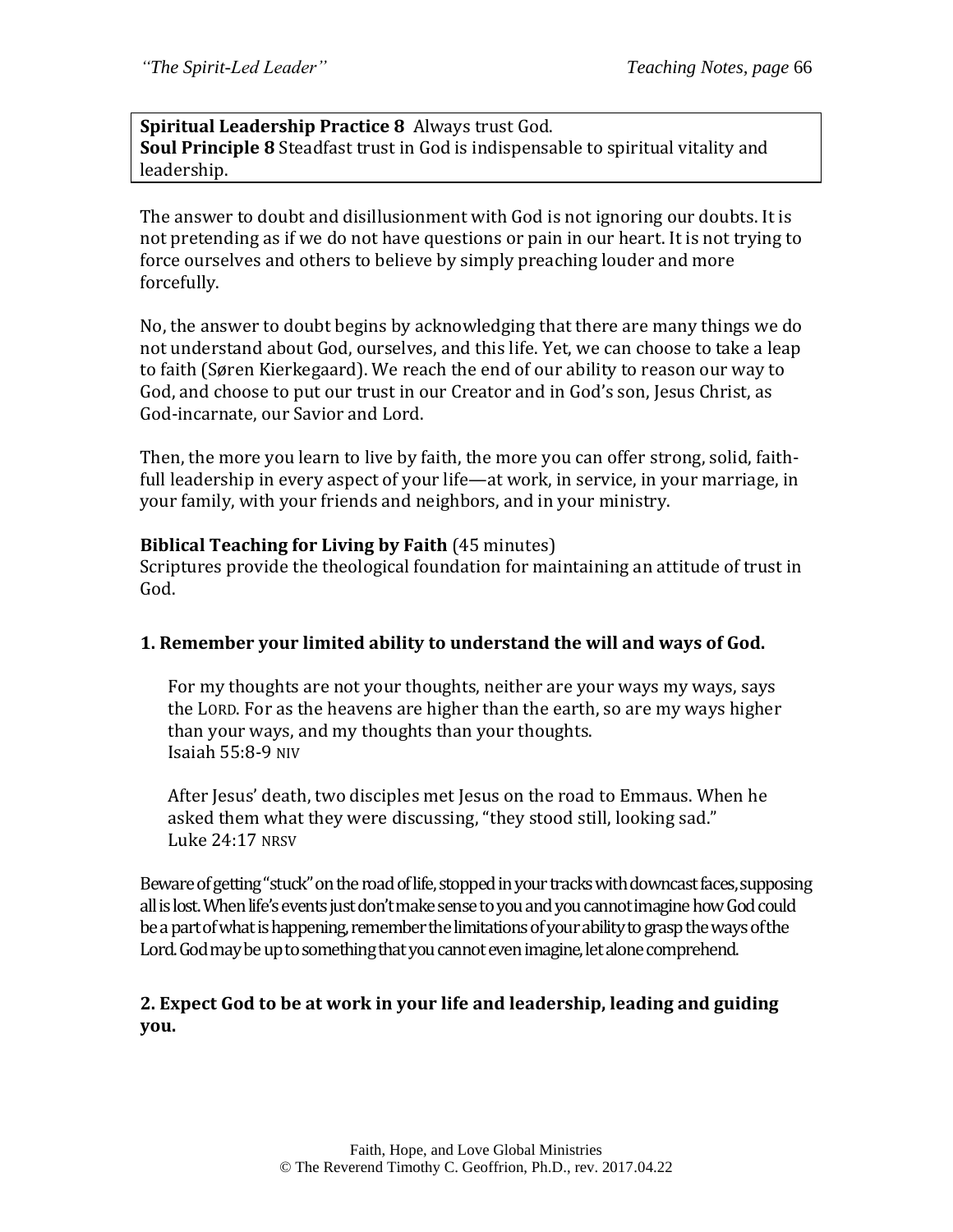**Spiritual Leadership Practice 8** Always trust God.
**Soul Principle 8** Steadfast trust in God is indispensable to spiritual vitality and leadership.

The answer to doubt and disillusionment with God is not ignoring our doubts. It is not pretending as if we do not have questions or pain in our heart. It is not trying to force ourselves and others to believe by simply preaching louder and more forcefully.

No, the answer to doubt begins by acknowledging that there are many things we do not understand about God, ourselves, and this life. Yet, we can choose to take a leap to faith (Søren Kierkegaard). We reach the end of our ability to reason our way to God, and choose to put our trust in our Creator and in God's son, Jesus Christ, as God-incarnate, our Savior and Lord.

Then, the more you learn to live by faith, the more you can offer strong, solid, faith-full leadership in every aspect of your life—at work, in service, in your marriage, in your family, with your friends and neighbors, and in your ministry.

**Biblical Teaching for Living by Faith** (45 minutes)
Scriptures provide the theological foundation for maintaining an attitude of trust in God.

### 1. Remember your limited ability to understand the will and ways of God.

> For my thoughts are not your thoughts, neither are your ways my ways, says the LORD. For as the heavens are higher than the earth, so are my ways higher than your ways, and my thoughts than your thoughts.
> Isaiah 55:8-9 NIV
>
> After Jesus' death, two disciples met Jesus on the road to Emmaus. When he asked them what they were discussing, "they stood still, looking sad."
> Luke 24:17 NRSV

Beware of getting "stuck" on the road of life, stopped in your tracks with downcast faces, supposing all is lost. When life's events just don't make sense to you and you cannot imagine how God could be a part of what is happening, remember the limitations of your ability to grasp the ways of the Lord. God may be up to something that you cannot even imagine, let alone comprehend.

### 2. Expect God to be at work in your life and leadership, leading and guiding you.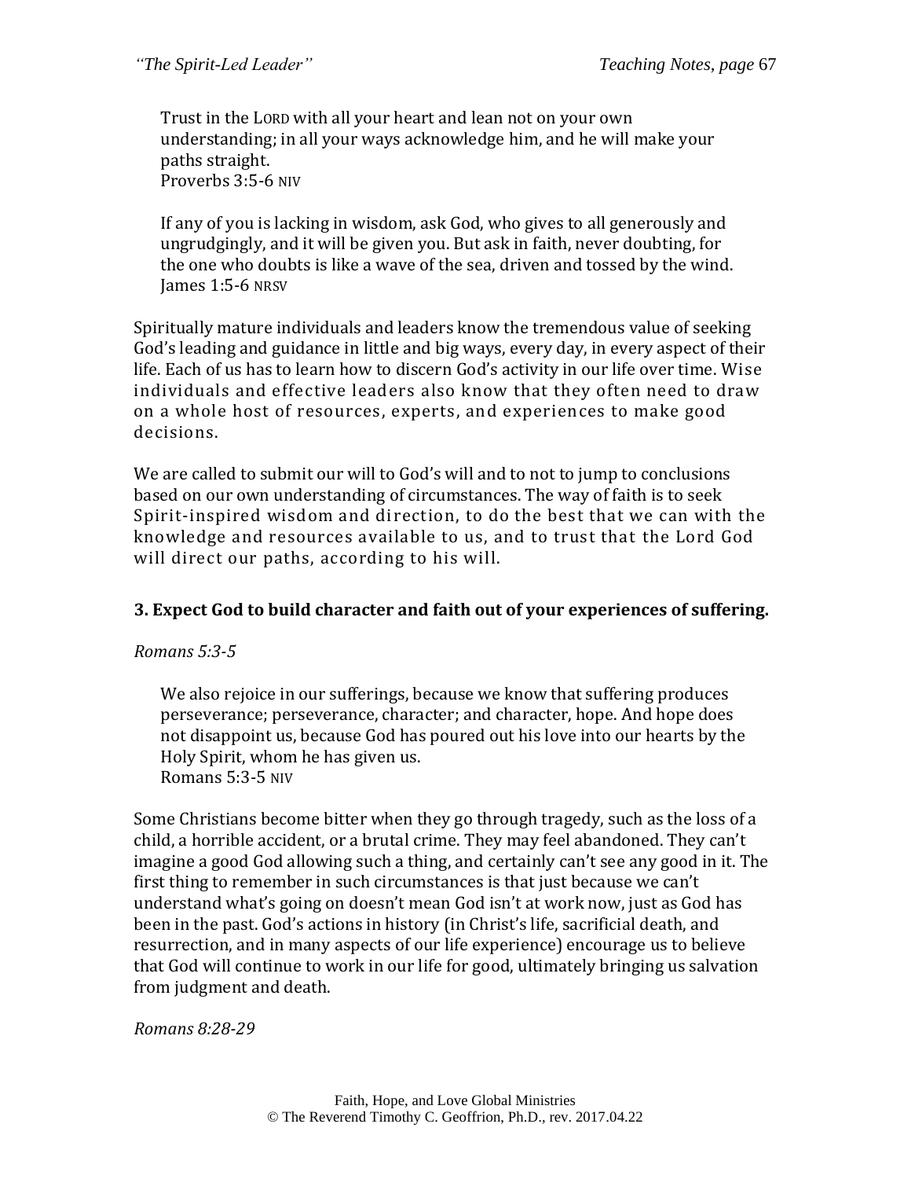> Trust in the LORD with all your heart and lean not on your own understanding; in all your ways acknowledge him, and he will make your paths straight.
> Proverbs 3:5-6 NIV

> If any of you is lacking in wisdom, ask God, who gives to all generously and ungrudgingly, and it will be given you. But ask in faith, never doubting, for the one who doubts is like a wave of the sea, driven and tossed by the wind.
> James 1:5-6 NRSV

Spiritually mature individuals and leaders know the tremendous value of seeking God's leading and guidance in little and big ways, every day, in every aspect of their life. Each of us has to learn how to discern God's activity in our life over time. Wise individuals and effective leaders also know that they often need to draw on a whole host of resources, experts, and experiences to make good decisions.

We are called to submit our will to God's will and to not to jump to conclusions based on our own understanding of circumstances. The way of faith is to seek Spirit-inspired wisdom and direction, to do the best that we can with the knowledge and resources available to us, and to trust that the Lord God will direct our paths, according to his will.

### 3. Expect God to build character and faith out of your experiences of suffering.

*Romans 5:3-5*

> We also rejoice in our sufferings, because we know that suffering produces perseverance; perseverance, character; and character, hope. And hope does not disappoint us, because God has poured out his love into our hearts by the Holy Spirit, whom he has given us.
> Romans 5:3-5 NIV

Some Christians become bitter when they go through tragedy, such as the loss of a child, a horrible accident, or a brutal crime. They may feel abandoned. They can't imagine a good God allowing such a thing, and certainly can't see any good in it. The first thing to remember in such circumstances is that just because we can't understand what's going on doesn't mean God isn't at work now, just as God has been in the past. God's actions in history (in Christ's life, sacrificial death, and resurrection, and in many aspects of our life experience) encourage us to believe that God will continue to work in our life for good, ultimately bringing us salvation from judgment and death.

*Romans 8:28-29*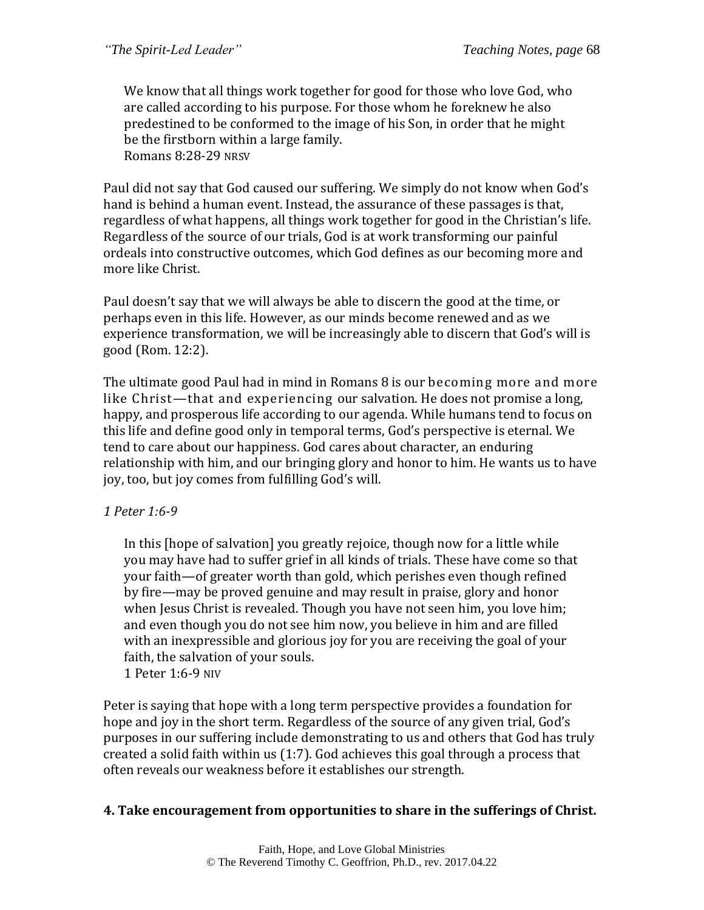> We know that all things work together for good for those who love God, who are called according to his purpose. For those whom he foreknew he also predestined to be conformed to the image of his Son, in order that he might be the firstborn within a large family.
> Romans 8:28-29 NRSV

Paul did not say that God caused our suffering. We simply do not know when God's hand is behind a human event. Instead, the assurance of these passages is that, regardless of what happens, all things work together for good in the Christian's life. Regardless of the source of our trials, God is at work transforming our painful ordeals into constructive outcomes, which God defines as our becoming more and more like Christ.

Paul doesn't say that we will always be able to discern the good at the time, or perhaps even in this life. However, as our minds become renewed and as we experience transformation, we will be increasingly able to discern that God's will is good (Rom. 12:2).

The ultimate good Paul had in mind in Romans 8 is our becoming more and more like Christ—that and experiencing our salvation. He does not promise a long, happy, and prosperous life according to our agenda. While humans tend to focus on this life and define good only in temporal terms, God's perspective is eternal. We tend to care about our happiness. God cares about character, an enduring relationship with him, and our bringing glory and honor to him. He wants us to have joy, too, but joy comes from fulfilling God's will.

*1 Peter 1:6-9*

> In this [hope of salvation] you greatly rejoice, though now for a little while you may have had to suffer grief in all kinds of trials. These have come so that your faith—of greater worth than gold, which perishes even though refined by fire—may be proved genuine and may result in praise, glory and honor when Jesus Christ is revealed. Though you have not seen him, you love him; and even though you do not see him now, you believe in him and are filled with an inexpressible and glorious joy for you are receiving the goal of your faith, the salvation of your souls.
> 1 Peter 1:6-9 NIV

Peter is saying that hope with a long term perspective provides a foundation for hope and joy in the short term. Regardless of the source of any given trial, God's purposes in our suffering include demonstrating to us and others that God has truly created a solid faith within us (1:7). God achieves this goal through a process that often reveals our weakness before it establishes our strength.

**4. Take encouragement from opportunities to share in the sufferings of Christ.**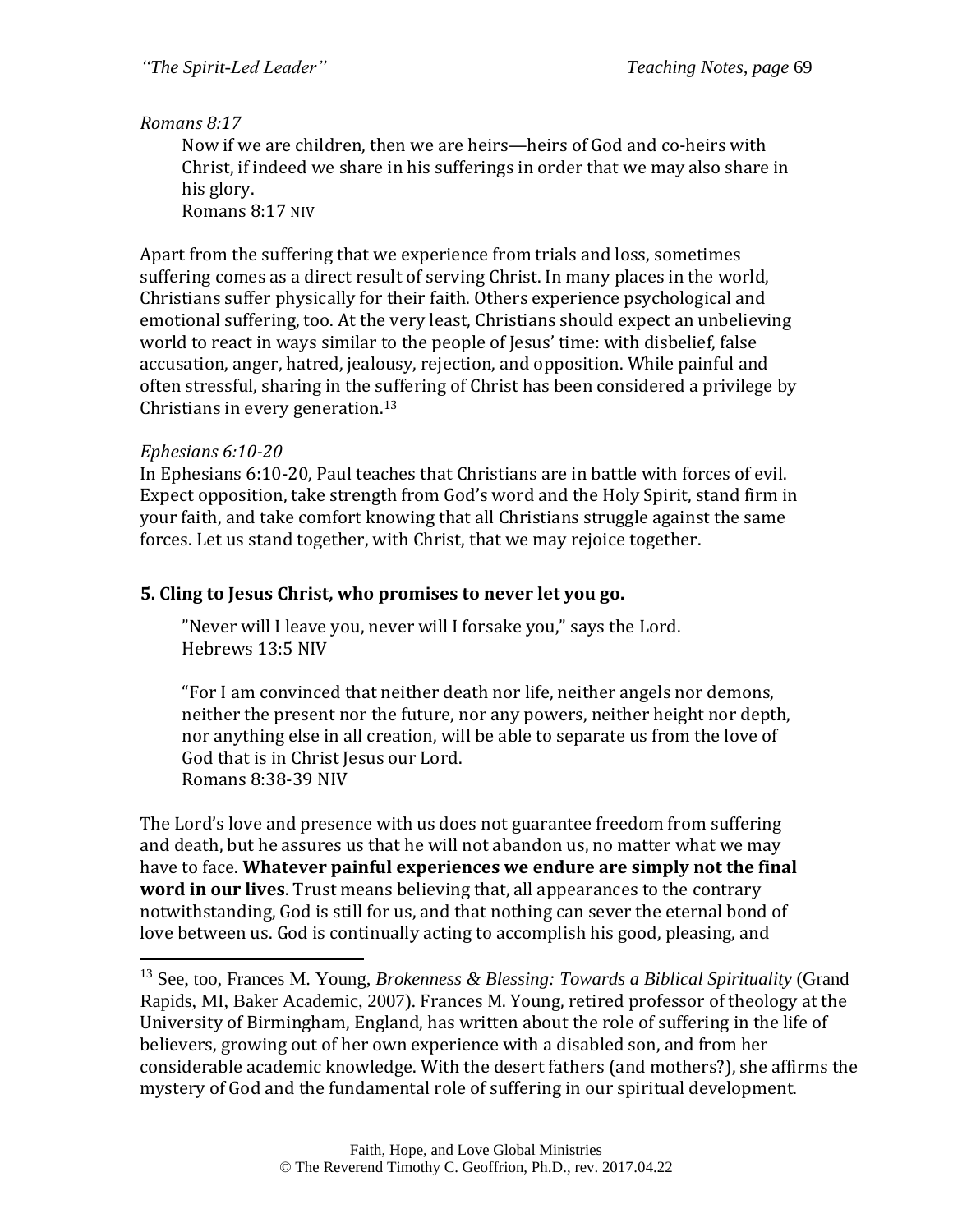*Romans 8:17*

> Now if we are children, then we are heirs—heirs of God and co-heirs with Christ, if indeed we share in his sufferings in order that we may also share in his glory.
> Romans 8:17 NIV

Apart from the suffering that we experience from trials and loss, sometimes suffering comes as a direct result of serving Christ. In many places in the world, Christians suffer physically for their faith. Others experience psychological and emotional suffering, too. At the very least, Christians should expect an unbelieving world to react in ways similar to the people of Jesus' time: with disbelief, false accusation, anger, hatred, jealousy, rejection, and opposition. While painful and often stressful, sharing in the suffering of Christ has been considered a privilege by Christians in every generation.[13]

*Ephesians 6:10-20*

In Ephesians 6:10-20, Paul teaches that Christians are in battle with forces of evil. Expect opposition, take strength from God's word and the Holy Spirit, stand firm in your faith, and take comfort knowing that all Christians struggle against the same forces. Let us stand together, with Christ, that we may rejoice together.

### 5. Cling to Jesus Christ, who promises to never let you go.

> "Never will I leave you, never will I forsake you," says the Lord.
> Hebrews 13:5 NIV
>
> "For I am convinced that neither death nor life, neither angels nor demons, neither the present nor the future, nor any powers, neither height nor depth, nor anything else in all creation, will be able to separate us from the love of God that is in Christ Jesus our Lord.
> Romans 8:38-39 NIV

The Lord's love and presence with us does not guarantee freedom from suffering and death, but he assures us that he will not abandon us, no matter what we may have to face. **Whatever painful experiences we endure are simply not the final word in our lives**. Trust means believing that, all appearances to the contrary notwithstanding, God is still for us, and that nothing can sever the eternal bond of love between us. God is continually acting to accomplish his good, pleasing, and

---

[13] See, too, Frances M. Young, *Brokenness & Blessing: Towards a Biblical Spirituality* (Grand Rapids, MI, Baker Academic, 2007). Frances M. Young, retired professor of theology at the University of Birmingham, England, has written about the role of suffering in the life of believers, growing out of her own experience with a disabled son, and from her considerable academic knowledge. With the desert fathers (and mothers?), she affirms the mystery of God and the fundamental role of suffering in our spiritual development.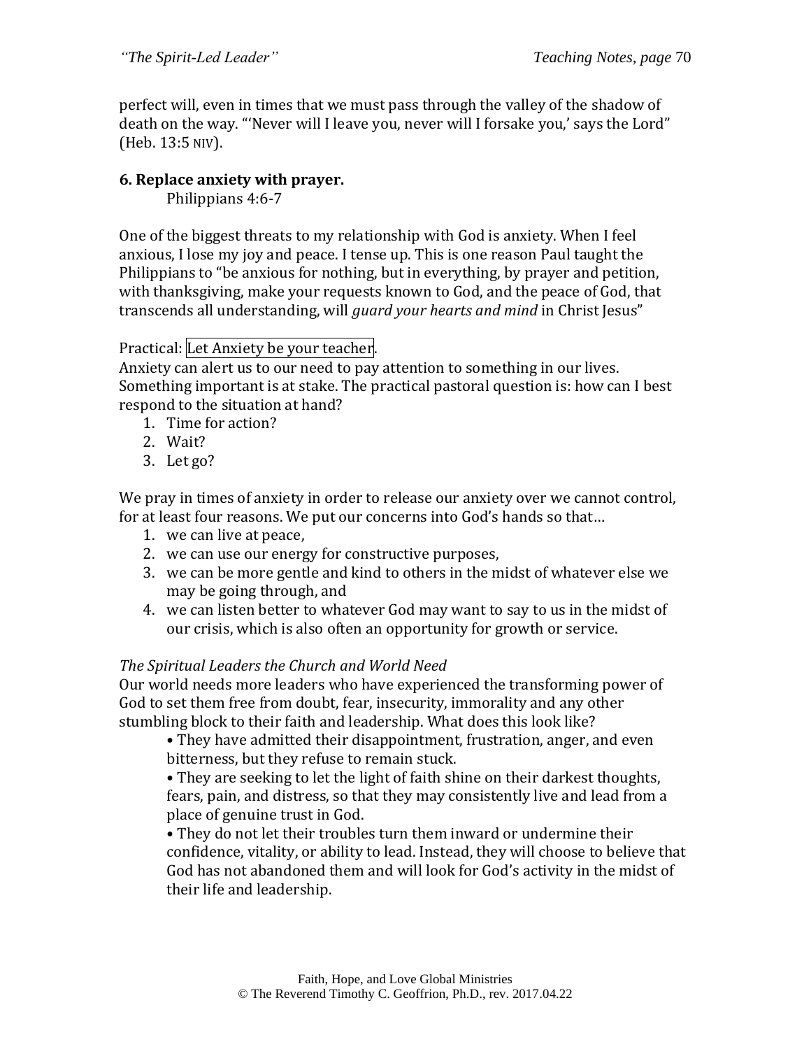perfect will, even in times that we must pass through the valley of the shadow of death on the way. "'Never will I leave you, never will I forsake you,' says the Lord" (Heb. 13:5 NIV).

**6. Replace anxiety with prayer.**

Philippians 4:6-7

One of the biggest threats to my relationship with God is anxiety. When I feel anxious, I lose my joy and peace. I tense up. This is one reason Paul taught the Philippians to "be anxious for nothing, but in everything, by prayer and petition, with thanksgiving, make your requests known to God, and the peace of God, that transcends all understanding, will *guard your hearts and mind* in Christ Jesus"

Practical: Let Anxiety be your teacher.

Anxiety can alert us to our need to pay attention to something in our lives. Something important is at stake. The practical pastoral question is: how can I best respond to the situation at hand?

1. Time for action?
2. Wait?
3. Let go?

We pray in times of anxiety in order to release our anxiety over we cannot control, for at least four reasons. We put our concerns into God's hands so that…

1. we can live at peace,
2. we can use our energy for constructive purposes,
3. we can be more gentle and kind to others in the midst of whatever else we may be going through, and
4. we can listen better to whatever God may want to say to us in the midst of our crisis, which is also often an opportunity for growth or service.

*The Spiritual Leaders the Church and World Need*

Our world needs more leaders who have experienced the transforming power of God to set them free from doubt, fear, insecurity, immorality and any other stumbling block to their faith and leadership. What does this look like?

- They have admitted their disappointment, frustration, anger, and even bitterness, but they refuse to remain stuck.
- They are seeking to let the light of faith shine on their darkest thoughts, fears, pain, and distress, so that they may consistently live and lead from a place of genuine trust in God.
- They do not let their troubles turn them inward or undermine their confidence, vitality, or ability to lead. Instead, they will choose to believe that God has not abandoned them and will look for God's activity in the midst of their life and leadership.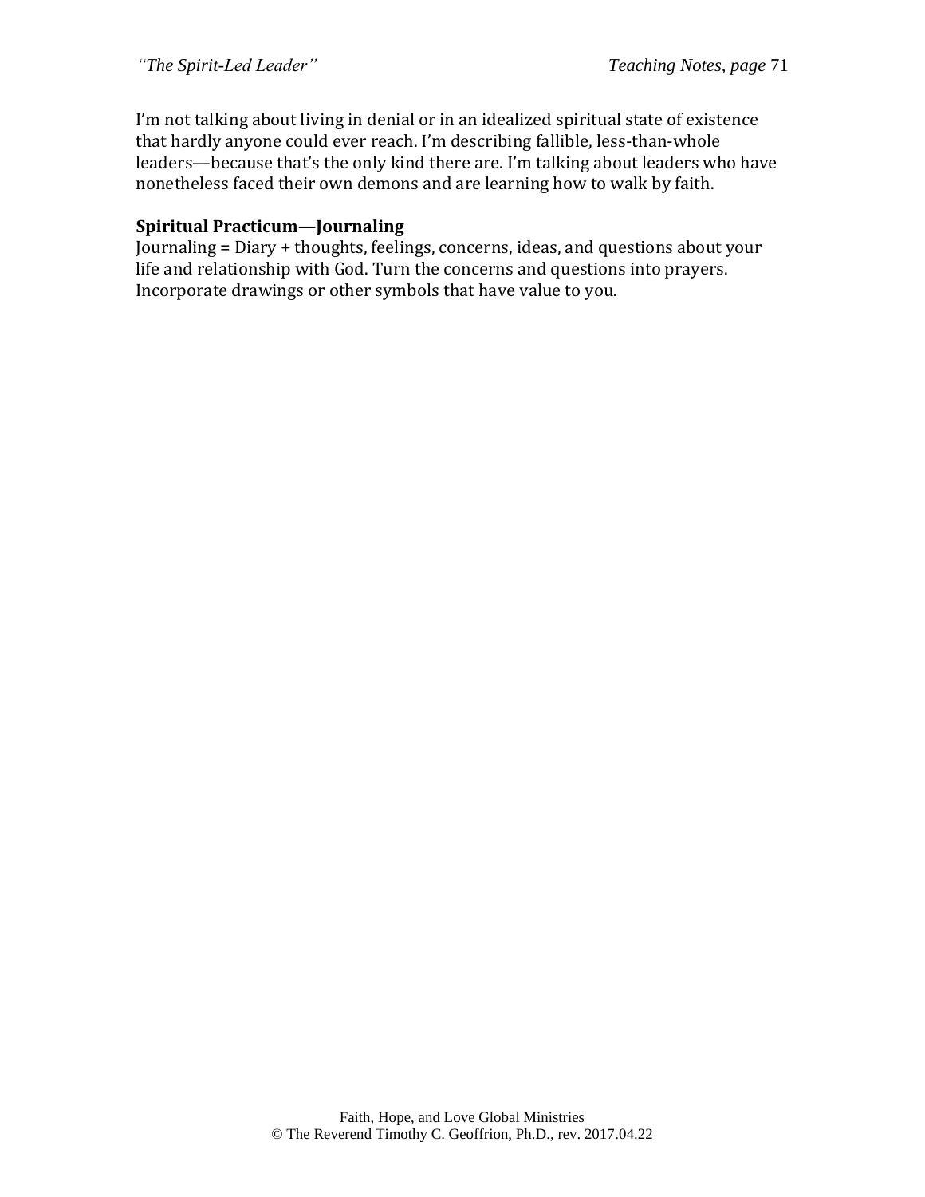I’m not talking about living in denial or in an idealized spiritual state of existence that hardly anyone could ever reach. I’m describing fallible, less-than-whole leaders—because that’s the only kind there are. I’m talking about leaders who have nonetheless faced their own demons and are learning how to walk by faith.

**Spiritual Practicum—Journaling**
Journaling = Diary + thoughts, feelings, concerns, ideas, and questions about your life and relationship with God. Turn the concerns and questions into prayers. Incorporate drawings or other symbols that have value to you.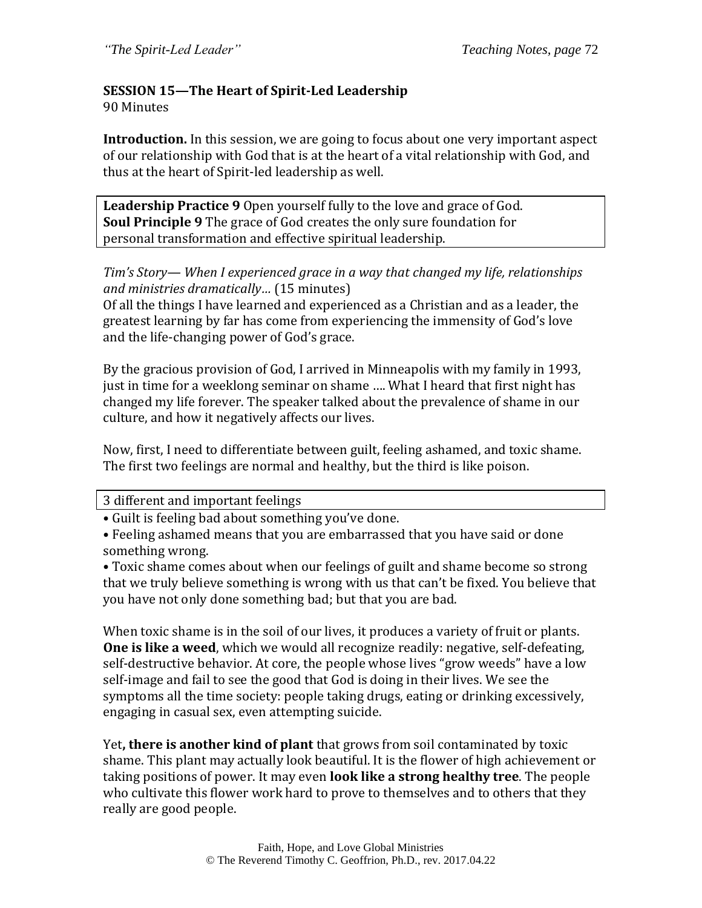**SESSION 15—The Heart of Spirit-Led Leadership**
90 Minutes

**Introduction.** In this session, we are going to focus about one very important aspect of our relationship with God that is at the heart of a vital relationship with God, and thus at the heart of Spirit-led leadership as well.

**Leadership Practice 9** Open yourself fully to the love and grace of God.
**Soul Principle 9** The grace of God creates the only sure foundation for personal transformation and effective spiritual leadership.

*Tim's Story— When I experienced grace in a way that changed my life, relationships and ministries dramatically…* (15 minutes)
Of all the things I have learned and experienced as a Christian and as a leader, the greatest learning by far has come from experiencing the immensity of God's love and the life-changing power of God's grace.

By the gracious provision of God, I arrived in Minneapolis with my family in 1993, just in time for a weeklong seminar on shame …. What I heard that first night has changed my life forever. The speaker talked about the prevalence of shame in our culture, and how it negatively affects our lives.

Now, first, I need to differentiate between guilt, feeling ashamed, and toxic shame. The first two feelings are normal and healthy, but the third is like poison.

3 different and important feelings

- Guilt is feeling bad about something you've done.
- Feeling ashamed means that you are embarrassed that you have said or done something wrong.
- Toxic shame comes about when our feelings of guilt and shame become so strong that we truly believe something is wrong with us that can't be fixed. You believe that you have not only done something bad; but that you are bad.

When toxic shame is in the soil of our lives, it produces a variety of fruit or plants. **One is like a weed**, which we would all recognize readily: negative, self-defeating, self-destructive behavior. At core, the people whose lives "grow weeds" have a low self-image and fail to see the good that God is doing in their lives. We see the symptoms all the time society: people taking drugs, eating or drinking excessively, engaging in casual sex, even attempting suicide.

Yet**, there is another kind of plant** that grows from soil contaminated by toxic shame. This plant may actually look beautiful. It is the flower of high achievement or taking positions of power. It may even **look like a strong healthy tree**. The people who cultivate this flower work hard to prove to themselves and to others that they really are good people.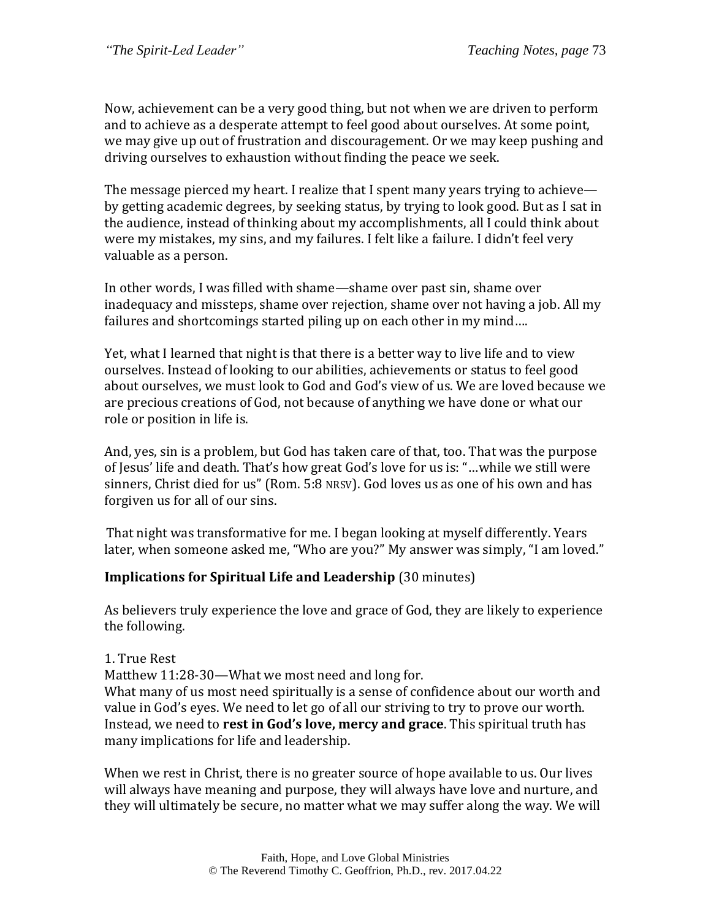Now, achievement can be a very good thing, but not when we are driven to perform and to achieve as a desperate attempt to feel good about ourselves. At some point, we may give up out of frustration and discouragement. Or we may keep pushing and driving ourselves to exhaustion without finding the peace we seek.

The message pierced my heart. I realize that I spent many years trying to achieve—by getting academic degrees, by seeking status, by trying to look good. But as I sat in the audience, instead of thinking about my accomplishments, all I could think about were my mistakes, my sins, and my failures. I felt like a failure. I didn't feel very valuable as a person.

In other words, I was filled with shame—shame over past sin, shame over inadequacy and missteps, shame over rejection, shame over not having a job. All my failures and shortcomings started piling up on each other in my mind….

Yet, what I learned that night is that there is a better way to live life and to view ourselves. Instead of looking to our abilities, achievements or status to feel good about ourselves, we must look to God and God's view of us. We are loved because we are precious creations of God, not because of anything we have done or what our role or position in life is.

And, yes, sin is a problem, but God has taken care of that, too. That was the purpose of Jesus' life and death. That's how great God's love for us is: "…while we still were sinners, Christ died for us" (Rom. 5:8 NRSV). God loves us as one of his own and has forgiven us for all of our sins.

That night was transformative for me. I began looking at myself differently. Years later, when someone asked me, "Who are you?" My answer was simply, "I am loved."

**Implications for Spiritual Life and Leadership** (30 minutes)

As believers truly experience the love and grace of God, they are likely to experience the following.

1. True Rest
Matthew 11:28-30—What we most need and long for.
What many of us most need spiritually is a sense of confidence about our worth and value in God's eyes. We need to let go of all our striving to try to prove our worth. Instead, we need to **rest in God's love, mercy and grace**. This spiritual truth has many implications for life and leadership.

When we rest in Christ, there is no greater source of hope available to us. Our lives will always have meaning and purpose, they will always have love and nurture, and they will ultimately be secure, no matter what we may suffer along the way. We will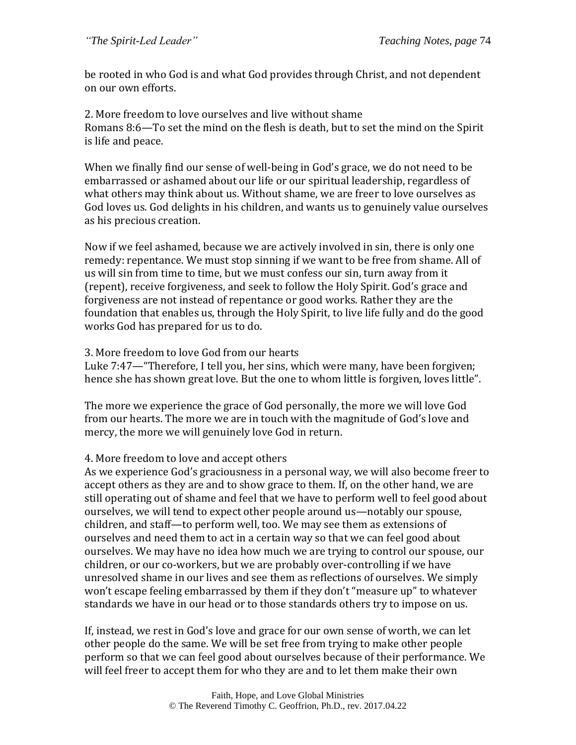be rooted in who God is and what God provides through Christ, and not dependent on our own efforts.

2. More freedom to love ourselves and live without shame
Romans 8:6—To set the mind on the flesh is death, but to set the mind on the Spirit is life and peace.

When we finally find our sense of well-being in God's grace, we do not need to be embarrassed or ashamed about our life or our spiritual leadership, regardless of what others may think about us. Without shame, we are freer to love ourselves as God loves us. God delights in his children, and wants us to genuinely value ourselves as his precious creation.

Now if we feel ashamed, because we are actively involved in sin, there is only one remedy: repentance. We must stop sinning if we want to be free from shame. All of us will sin from time to time, but we must confess our sin, turn away from it (repent), receive forgiveness, and seek to follow the Holy Spirit. God's grace and forgiveness are not instead of repentance or good works. Rather they are the foundation that enables us, through the Holy Spirit, to live life fully and do the good works God has prepared for us to do.

3. More freedom to love God from our hearts
Luke 7:47—"Therefore, I tell you, her sins, which were many, have been forgiven; hence she has shown great love. But the one to whom little is forgiven, loves little".

The more we experience the grace of God personally, the more we will love God from our hearts. The more we are in touch with the magnitude of God's love and mercy, the more we will genuinely love God in return.

4. More freedom to love and accept others
As we experience God's graciousness in a personal way, we will also become freer to accept others as they are and to show grace to them. If, on the other hand, we are still operating out of shame and feel that we have to perform well to feel good about ourselves, we will tend to expect other people around us—notably our spouse, children, and staff—to perform well, too. We may see them as extensions of ourselves and need them to act in a certain way so that we can feel good about ourselves. We may have no idea how much we are trying to control our spouse, our children, or our co-workers, but we are probably over-controlling if we have unresolved shame in our lives and see them as reflections of ourselves. We simply won't escape feeling embarrassed by them if they don't "measure up" to whatever standards we have in our head or to those standards others try to impose on us.

If, instead, we rest in God's love and grace for our own sense of worth, we can let other people do the same. We will be set free from trying to make other people perform so that we can feel good about ourselves because of their performance. We will feel freer to accept them for who they are and to let them make their own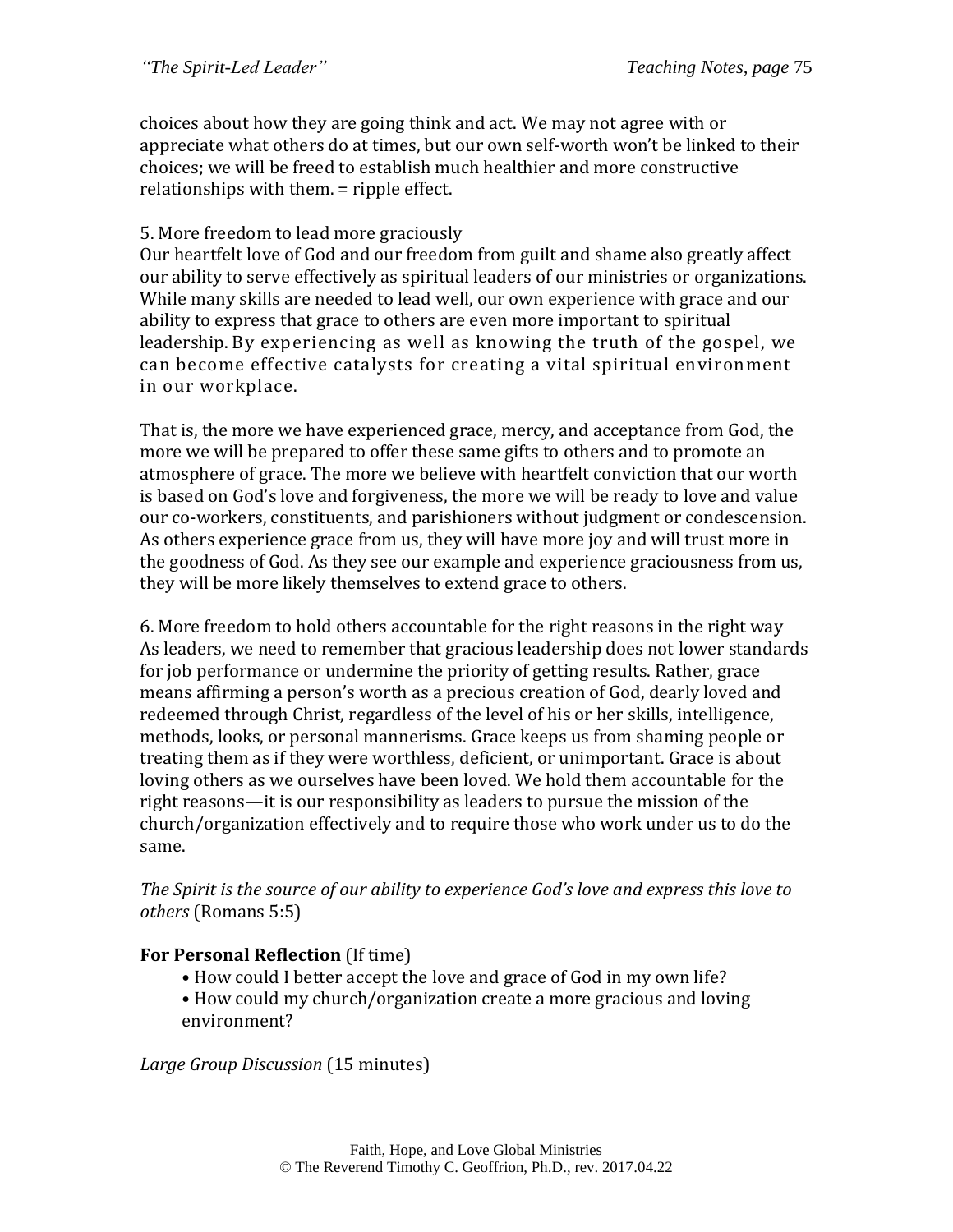choices about how they are going think and act. We may not agree with or appreciate what others do at times, but our own self-worth won't be linked to their choices; we will be freed to establish much healthier and more constructive relationships with them. = ripple effect.

5. More freedom to lead more graciously
Our heartfelt love of God and our freedom from guilt and shame also greatly affect our ability to serve effectively as spiritual leaders of our ministries or organizations. While many skills are needed to lead well, our own experience with grace and our ability to express that grace to others are even more important to spiritual leadership. By experiencing as well as knowing the truth of the gospel, we can become effective catalysts for creating a vital spiritual environment in our workplace.

That is, the more we have experienced grace, mercy, and acceptance from God, the more we will be prepared to offer these same gifts to others and to promote an atmosphere of grace. The more we believe with heartfelt conviction that our worth is based on God's love and forgiveness, the more we will be ready to love and value our co-workers, constituents, and parishioners without judgment or condescension. As others experience grace from us, they will have more joy and will trust more in the goodness of God. As they see our example and experience graciousness from us, they will be more likely themselves to extend grace to others.

6. More freedom to hold others accountable for the right reasons in the right way
As leaders, we need to remember that gracious leadership does not lower standards for job performance or undermine the priority of getting results. Rather, grace means affirming a person's worth as a precious creation of God, dearly loved and redeemed through Christ, regardless of the level of his or her skills, intelligence, methods, looks, or personal mannerisms. Grace keeps us from shaming people or treating them as if they were worthless, deficient, or unimportant. Grace is about loving others as we ourselves have been loved. We hold them accountable for the right reasons—it is our responsibility as leaders to pursue the mission of the church/organization effectively and to require those who work under us to do the same.

*The Spirit is the source of our ability to experience God's love and express this love to others* (Romans 5:5)

**For Personal Reflection** (If time)

- How could I better accept the love and grace of God in my own life?
- How could my church/organization create a more gracious and loving environment?

*Large Group Discussion* (15 minutes)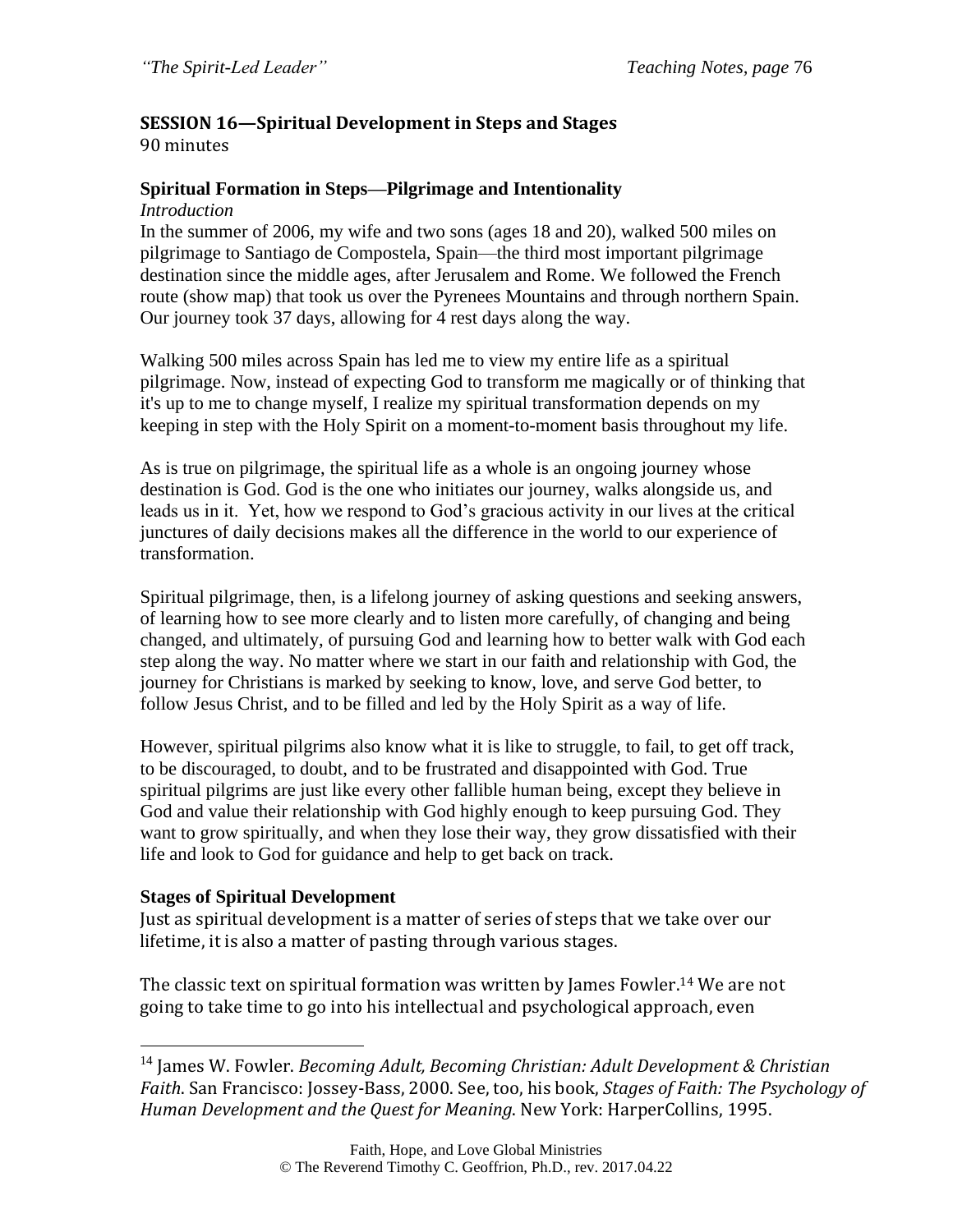## SESSION 16—Spiritual Development in Steps and Stages

90 minutes

### Spiritual Formation in Steps—Pilgrimage and Intentionality

*Introduction*

In the summer of 2006, my wife and two sons (ages 18 and 20), walked 500 miles on pilgrimage to Santiago de Compostela, Spain—the third most important pilgrimage destination since the middle ages, after Jerusalem and Rome. We followed the French route (show map) that took us over the Pyrenees Mountains and through northern Spain. Our journey took 37 days, allowing for 4 rest days along the way.

Walking 500 miles across Spain has led me to view my entire life as a spiritual pilgrimage. Now, instead of expecting God to transform me magically or of thinking that it's up to me to change myself, I realize my spiritual transformation depends on my keeping in step with the Holy Spirit on a moment-to-moment basis throughout my life.

As is true on pilgrimage, the spiritual life as a whole is an ongoing journey whose destination is God. God is the one who initiates our journey, walks alongside us, and leads us in it. Yet, how we respond to God's gracious activity in our lives at the critical junctures of daily decisions makes all the difference in the world to our experience of transformation.

Spiritual pilgrimage, then, is a lifelong journey of asking questions and seeking answers, of learning how to see more clearly and to listen more carefully, of changing and being changed, and ultimately, of pursuing God and learning how to better walk with God each step along the way. No matter where we start in our faith and relationship with God, the journey for Christians is marked by seeking to know, love, and serve God better, to follow Jesus Christ, and to be filled and led by the Holy Spirit as a way of life.

However, spiritual pilgrims also know what it is like to struggle, to fail, to get off track, to be discouraged, to doubt, and to be frustrated and disappointed with God. True spiritual pilgrims are just like every other fallible human being, except they believe in God and value their relationship with God highly enough to keep pursuing God. They want to grow spiritually, and when they lose their way, they grow dissatisfied with their life and look to God for guidance and help to get back on track.

### Stages of Spiritual Development

Just as spiritual development is a matter of series of steps that we take over our lifetime, it is also a matter of pasting through various stages.

The classic text on spiritual formation was written by James Fowler.[14] We are not going to take time to go into his intellectual and psychological approach, even

---

[14] James W. Fowler. *Becoming Adult, Becoming Christian: Adult Development & Christian Faith*. San Francisco: Jossey-Bass, 2000. See, too, his book, *Stages of Faith: The Psychology of Human Development and the Quest for Meaning*. New York: HarperCollins, 1995.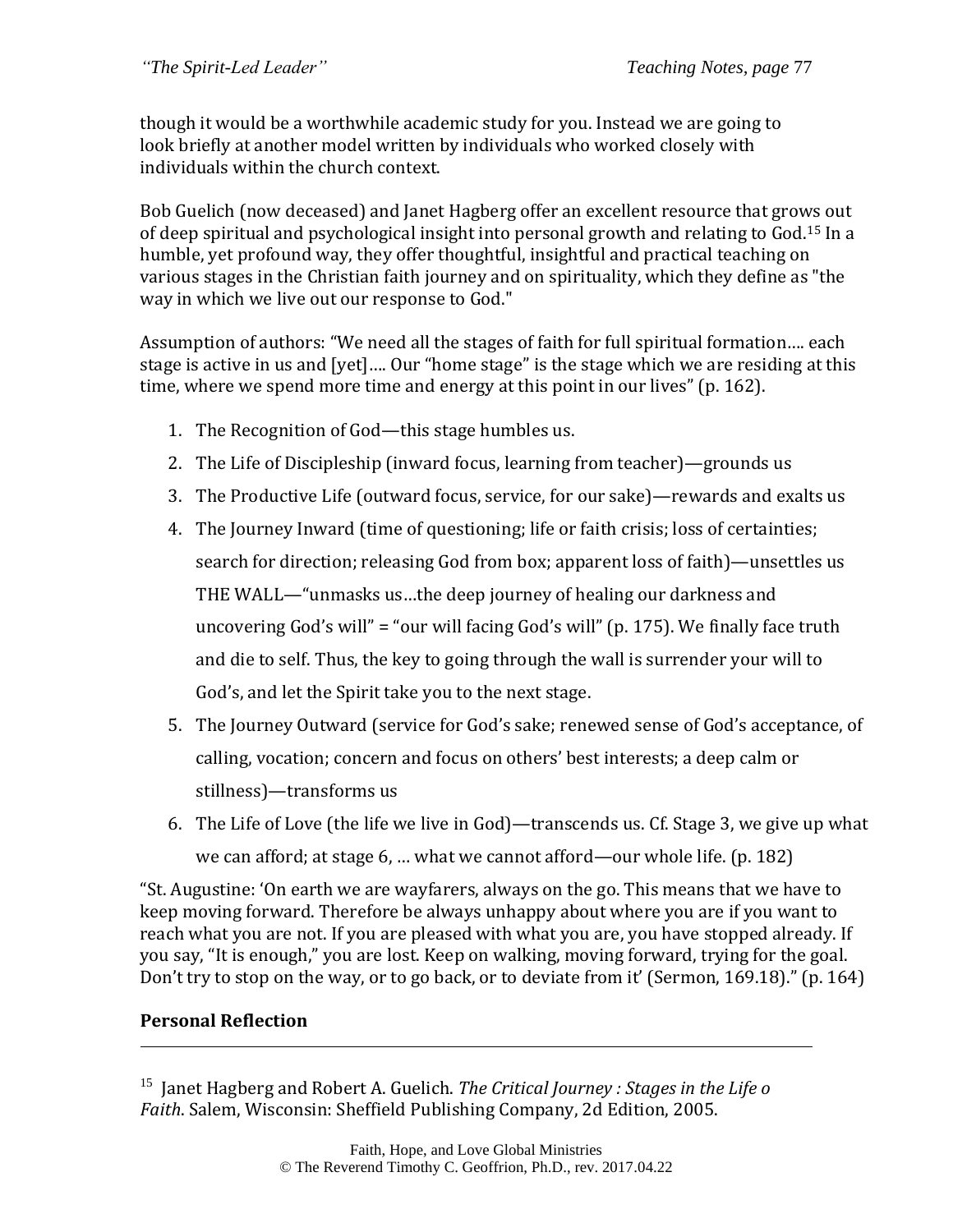though it would be a worthwhile academic study for you. Instead we are going to look briefly at another model written by individuals who worked closely with individuals within the church context.

Bob Guelich (now deceased) and Janet Hagberg offer an excellent resource that grows out of deep spiritual and psychological insight into personal growth and relating to God.[15] In a humble, yet profound way, they offer thoughtful, insightful and practical teaching on various stages in the Christian faith journey and on spirituality, which they define as "the way in which we live out our response to God."

Assumption of authors: "We need all the stages of faith for full spiritual formation…. each stage is active in us and [yet]…. Our "home stage" is the stage which we are residing at this time, where we spend more time and energy at this point in our lives" (p. 162).

1. The Recognition of God—this stage humbles us.
2. The Life of Discipleship (inward focus, learning from teacher)—grounds us
3. The Productive Life (outward focus, service, for our sake)—rewards and exalts us
4. The Journey Inward (time of questioning; life or faith crisis; loss of certainties; search for direction; releasing God from box; apparent loss of faith)—unsettles us
   THE WALL—"unmasks us…the deep journey of healing our darkness and uncovering God's will" = "our will facing God's will" (p. 175). We finally face truth and die to self. Thus, the key to going through the wall is surrender your will to God's, and let the Spirit take you to the next stage.
5. The Journey Outward (service for God's sake; renewed sense of God's acceptance, of calling, vocation; concern and focus on others' best interests; a deep calm or stillness)—transforms us
6. The Life of Love (the life we live in God)—transcends us. Cf. Stage 3, we give up what we can afford; at stage 6, … what we cannot afford—our whole life. (p. 182)

"St. Augustine: 'On earth we are wayfarers, always on the go. This means that we have to keep moving forward. Therefore be always unhappy about where you are if you want to reach what you are not. If you are pleased with what you are, you have stopped already. If you say, "It is enough," you are lost. Keep on walking, moving forward, trying for the goal. Don't try to stop on the way, or to go back, or to deviate from it' (Sermon, 169.18)." (p. 164)

**Personal Reflection**

---

[15] Janet Hagberg and Robert A. Guelich. *The Critical Journey : Stages in the Life o Faith*. Salem, Wisconsin: Sheffield Publishing Company, 2d Edition, 2005.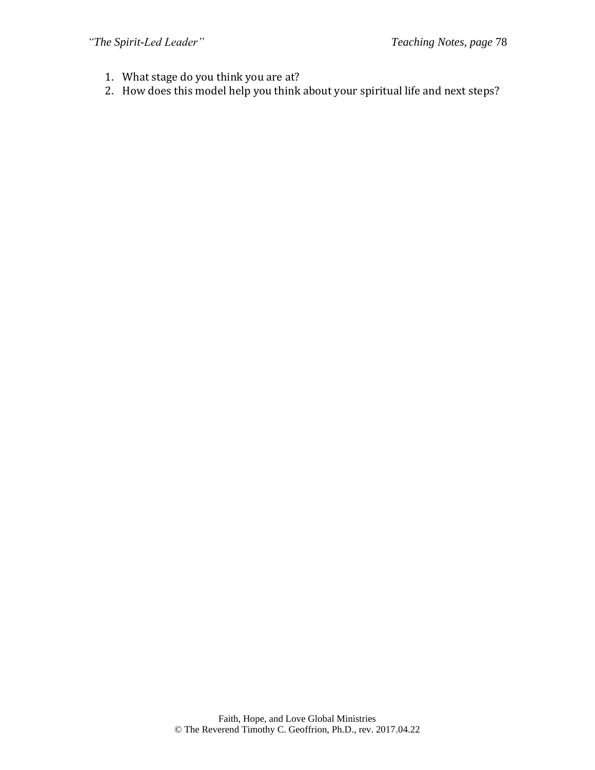1. What stage do you think you are at?
2. How does this model help you think about your spiritual life and next steps?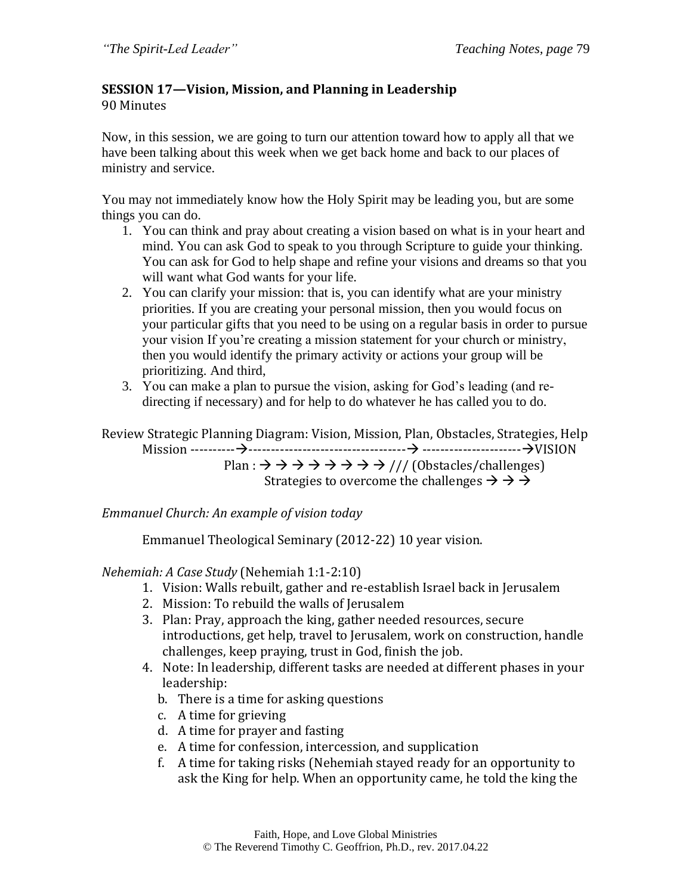**SESSION 17—Vision, Mission, and Planning in Leadership**
90 Minutes

Now, in this session, we are going to turn our attention toward how to apply all that we have been talking about this week when we get back home and back to our places of ministry and service.

You may not immediately know how the Holy Spirit may be leading you, but are some things you can do.

1. You can think and pray about creating a vision based on what is in your heart and mind. You can ask God to speak to you through Scripture to guide your thinking. You can ask for God to help shape and refine your visions and dreams so that you will want what God wants for your life.
2. You can clarify your mission: that is, you can identify what are your ministry priorities. If you are creating your personal mission, then you would focus on your particular gifts that you need to be using on a regular basis in order to pursue your vision If you're creating a mission statement for your church or ministry, then you would identify the primary activity or actions your group will be prioritizing. And third,
3. You can make a plan to pursue the vision, asking for God's leading (and re-directing if necessary) and for help to do whatever he has called you to do.

Review Strategic Planning Diagram: Vision, Mission, Plan, Obstacles, Strategies, Help

Mission ----------→----------------------------------→ ----------------------→VISION

Plan : → → → → → → → → /// (Obstacles/challenges)

Strategies to overcome the challenges → → →

*Emmanuel Church: An example of vision today*

Emmanuel Theological Seminary (2012-22) 10 year vision.

*Nehemiah: A Case Study* (Nehemiah 1:1-2:10)

1. Vision: Walls rebuilt, gather and re-establish Israel back in Jerusalem
2. Mission: To rebuild the walls of Jerusalem
3. Plan: Pray, approach the king, gather needed resources, secure introductions, get help, travel to Jerusalem, work on construction, handle challenges, keep praying, trust in God, finish the job.
4. Note: In leadership, different tasks are needed at different phases in your leadership:
   - b. There is a time for asking questions
   - c. A time for grieving
   - d. A time for prayer and fasting
   - e. A time for confession, intercession, and supplication
   - f. A time for taking risks (Nehemiah stayed ready for an opportunity to ask the King for help. When an opportunity came, he told the king the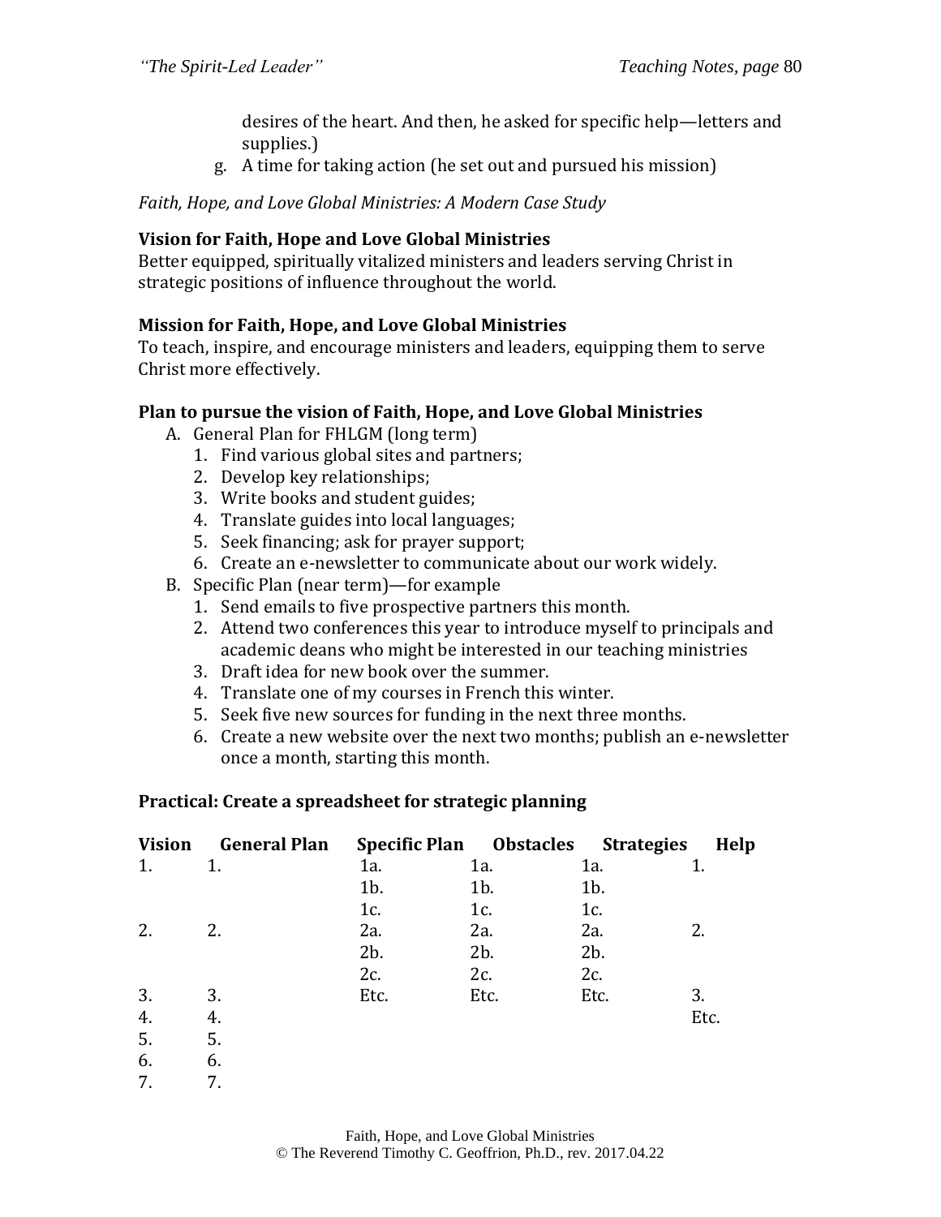desires of the heart. And then, he asked for specific help—letters and supplies.)

g. A time for taking action (he set out and pursued his mission)

*Faith, Hope, and Love Global Ministries: A Modern Case Study*

**Vision for Faith, Hope and Love Global Ministries**
Better equipped, spiritually vitalized ministers and leaders serving Christ in strategic positions of influence throughout the world.

**Mission for Faith, Hope, and Love Global Ministries**
To teach, inspire, and encourage ministers and leaders, equipping them to serve Christ more effectively.

**Plan to pursue the vision of Faith, Hope, and Love Global Ministries**

A. General Plan for FHLGM (long term)
   1. Find various global sites and partners;
   2. Develop key relationships;
   3. Write books and student guides;
   4. Translate guides into local languages;
   5. Seek financing; ask for prayer support;
   6. Create an e-newsletter to communicate about our work widely.

B. Specific Plan (near term)—for example
   1. Send emails to five prospective partners this month.
   2. Attend two conferences this year to introduce myself to principals and academic deans who might be interested in our teaching ministries
   3. Draft idea for new book over the summer.
   4. Translate one of my courses in French this winter.
   5. Seek five new sources for funding in the next three months.
   6. Create a new website over the next two months; publish an e-newsletter once a month, starting this month.

**Practical: Create a spreadsheet for strategic planning**

| Vision | General Plan | Specific Plan | Obstacles | Strategies | Help |
|---|---|---|---|---|---|
| 1. | 1. | 1a. | 1a. | 1a. | 1. |
| | | 1b. | 1b. | 1b. | |
| | | 1c. | 1c. | 1c. | |
| 2. | 2. | 2a. | 2a. | 2a. | 2. |
| | | 2b. | 2b. | 2b. | |
| | | 2c. | 2c. | 2c. | |
| 3. | 3. | Etc. | Etc. | Etc. | 3. |
| 4. | 4. | | | | Etc. |
| 5. | 5. | | | | |
| 6. | 6. | | | | |
| 7. | 7. | | | | |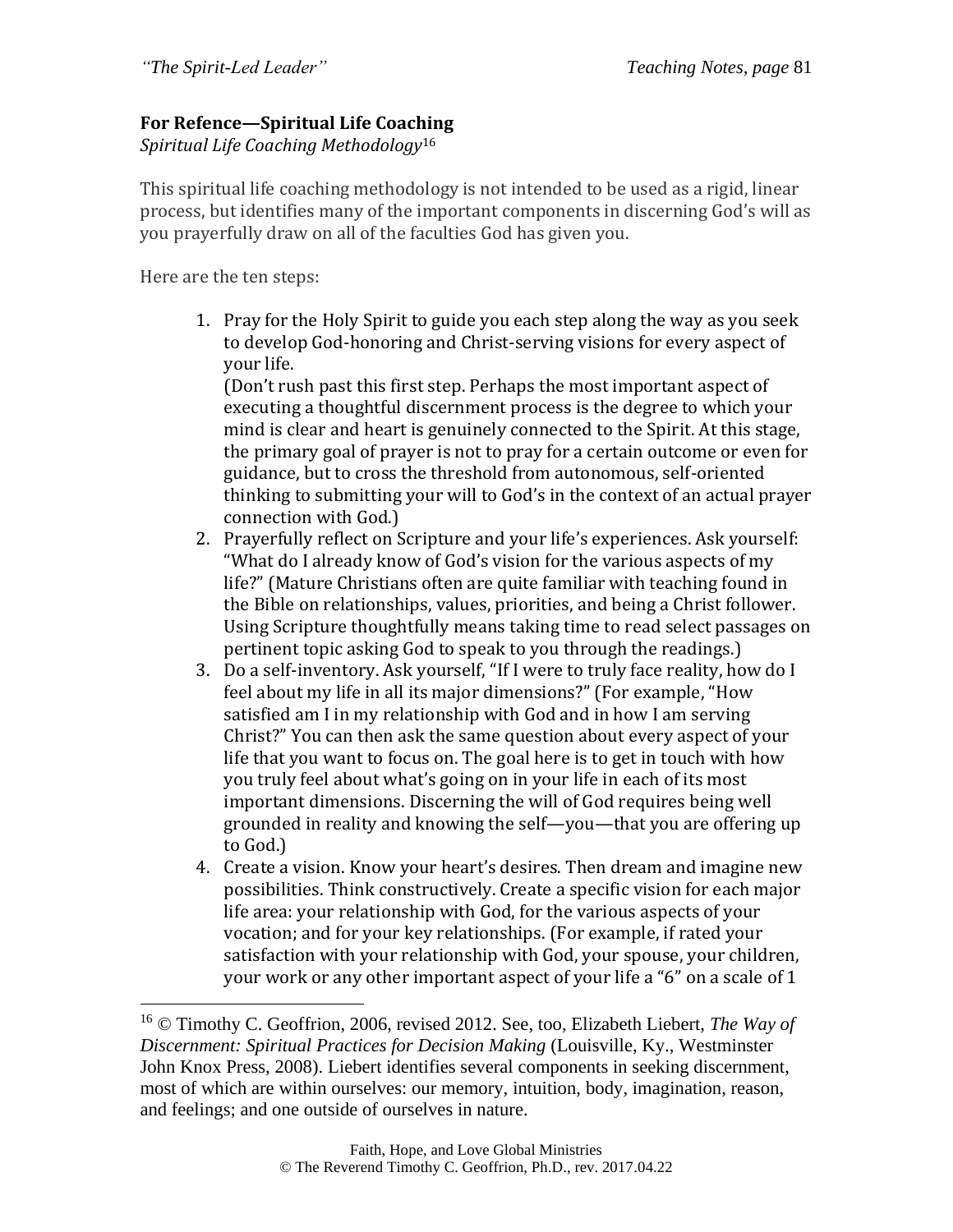**For Refence—Spiritual Life Coaching**
*Spiritual Life Coaching Methodology*[16]

This spiritual life coaching methodology is not intended to be used as a rigid, linear process, but identifies many of the important components in discerning God's will as you prayerfully draw on all of the faculties God has given you.

Here are the ten steps:

1. Pray for the Holy Spirit to guide you each step along the way as you seek to develop God-honoring and Christ-serving visions for every aspect of your life.
   (Don't rush past this first step. Perhaps the most important aspect of executing a thoughtful discernment process is the degree to which your mind is clear and heart is genuinely connected to the Spirit. At this stage, the primary goal of prayer is not to pray for a certain outcome or even for guidance, but to cross the threshold from autonomous, self-oriented thinking to submitting your will to God's in the context of an actual prayer connection with God.)
2. Prayerfully reflect on Scripture and your life's experiences. Ask yourself: "What do I already know of God's vision for the various aspects of my life?" (Mature Christians often are quite familiar with teaching found in the Bible on relationships, values, priorities, and being a Christ follower. Using Scripture thoughtfully means taking time to read select passages on pertinent topic asking God to speak to you through the readings.)
3. Do a self-inventory. Ask yourself, "If I were to truly face reality, how do I feel about my life in all its major dimensions?" (For example, "How satisfied am I in my relationship with God and in how I am serving Christ?" You can then ask the same question about every aspect of your life that you want to focus on. The goal here is to get in touch with how you truly feel about what's going on in your life in each of its most important dimensions. Discerning the will of God requires being well grounded in reality and knowing the self—you—that you are offering up to God.)
4. Create a vision. Know your heart's desires. Then dream and imagine new possibilities. Think constructively. Create a specific vision for each major life area: your relationship with God, for the various aspects of your vocation; and for your key relationships. (For example, if rated your satisfaction with your relationship with God, your spouse, your children, your work or any other important aspect of your life a "6" on a scale of 1

[16] © Timothy C. Geoffrion, 2006, revised 2012. See, too, Elizabeth Liebert, *The Way of Discernment: Spiritual Practices for Decision Making* (Louisville, Ky., Westminster John Knox Press, 2008). Liebert identifies several components in seeking discernment, most of which are within ourselves: our memory, intuition, body, imagination, reason, and feelings; and one outside of ourselves in nature.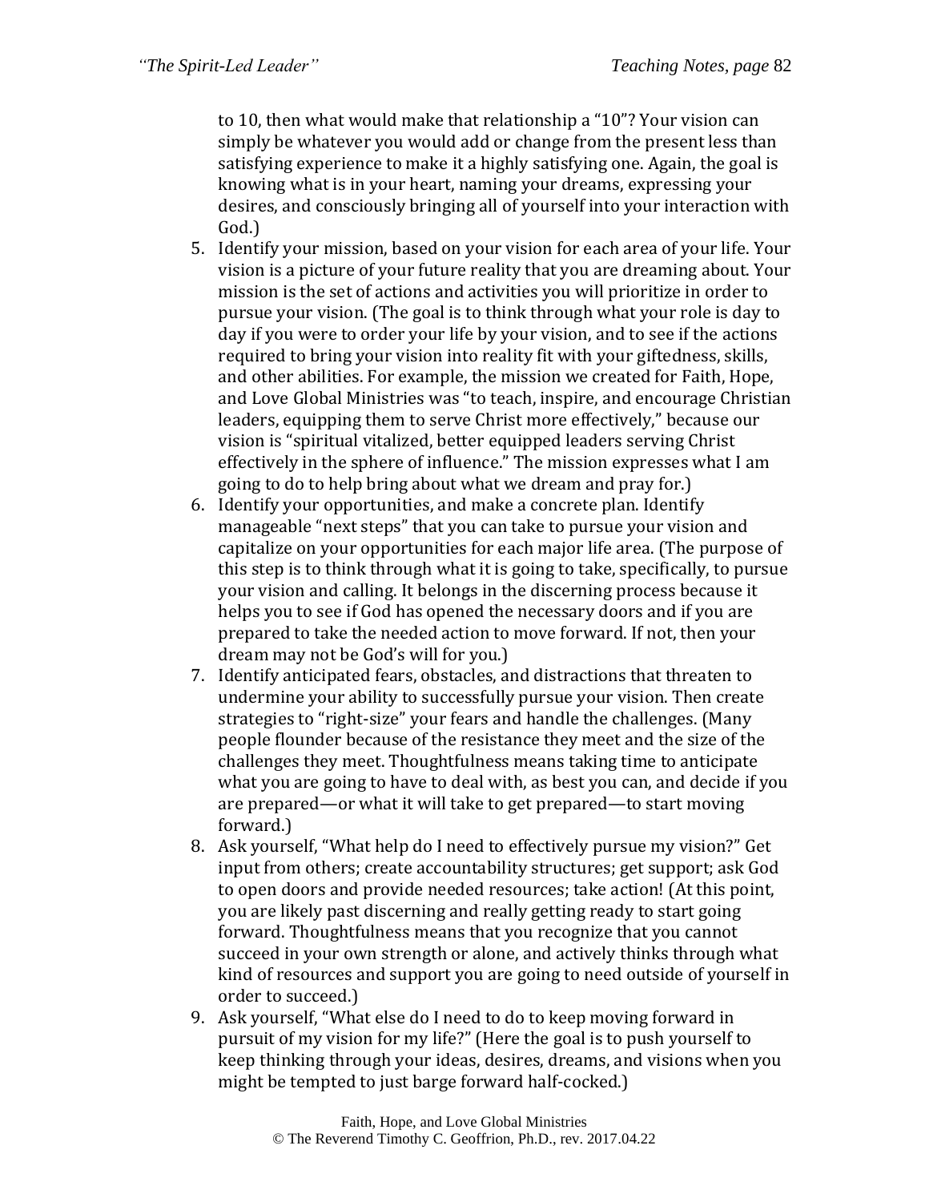to 10, then what would make that relationship a "10"? Your vision can simply be whatever you would add or change from the present less than satisfying experience to make it a highly satisfying one. Again, the goal is knowing what is in your heart, naming your dreams, expressing your desires, and consciously bringing all of yourself into your interaction with God.)

5. Identify your mission, based on your vision for each area of your life. Your vision is a picture of your future reality that you are dreaming about. Your mission is the set of actions and activities you will prioritize in order to pursue your vision. (The goal is to think through what your role is day to day if you were to order your life by your vision, and to see if the actions required to bring your vision into reality fit with your giftedness, skills, and other abilities. For example, the mission we created for Faith, Hope, and Love Global Ministries was "to teach, inspire, and encourage Christian leaders, equipping them to serve Christ more effectively," because our vision is "spiritual vitalized, better equipped leaders serving Christ effectively in the sphere of influence." The mission expresses what I am going to do to help bring about what we dream and pray for.)
6. Identify your opportunities, and make a concrete plan. Identify manageable "next steps" that you can take to pursue your vision and capitalize on your opportunities for each major life area. (The purpose of this step is to think through what it is going to take, specifically, to pursue your vision and calling. It belongs in the discerning process because it helps you to see if God has opened the necessary doors and if you are prepared to take the needed action to move forward. If not, then your dream may not be God's will for you.)
7. Identify anticipated fears, obstacles, and distractions that threaten to undermine your ability to successfully pursue your vision. Then create strategies to "right-size" your fears and handle the challenges. (Many people flounder because of the resistance they meet and the size of the challenges they meet. Thoughtfulness means taking time to anticipate what you are going to have to deal with, as best you can, and decide if you are prepared—or what it will take to get prepared—to start moving forward.)
8. Ask yourself, "What help do I need to effectively pursue my vision?" Get input from others; create accountability structures; get support; ask God to open doors and provide needed resources; take action! (At this point, you are likely past discerning and really getting ready to start going forward. Thoughtfulness means that you recognize that you cannot succeed in your own strength or alone, and actively thinks through what kind of resources and support you are going to need outside of yourself in order to succeed.)
9. Ask yourself, "What else do I need to do to keep moving forward in pursuit of my vision for my life?" (Here the goal is to push yourself to keep thinking through your ideas, desires, dreams, and visions when you might be tempted to just barge forward half-cocked.)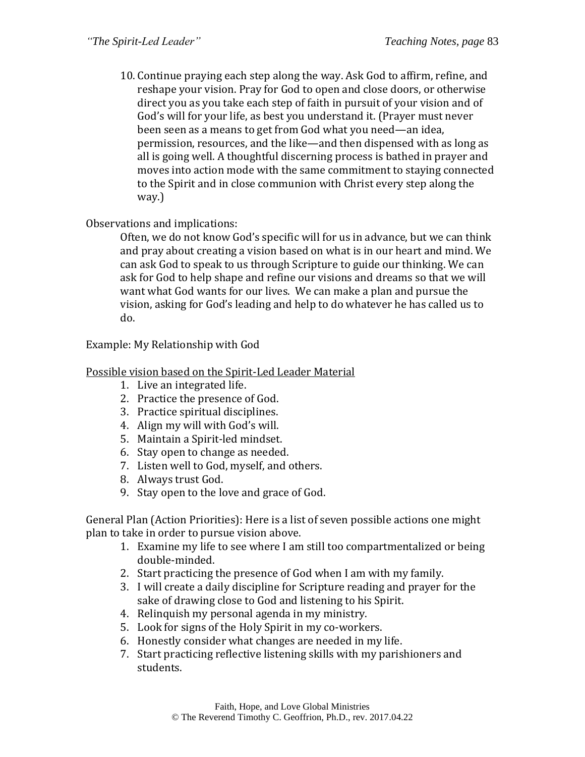10. Continue praying each step along the way. Ask God to affirm, refine, and reshape your vision. Pray for God to open and close doors, or otherwise direct you as you take each step of faith in pursuit of your vision and of God's will for your life, as best you understand it. (Prayer must never been seen as a means to get from God what you need—an idea, permission, resources, and the like—and then dispensed with as long as all is going well. A thoughtful discerning process is bathed in prayer and moves into action mode with the same commitment to staying connected to the Spirit and in close communion with Christ every step along the way.)

Observations and implications:

> Often, we do not know God's specific will for us in advance, but we can think and pray about creating a vision based on what is in our heart and mind. We can ask God to speak to us through Scripture to guide our thinking. We can ask for God to help shape and refine our visions and dreams so that we will want what God wants for our lives. We can make a plan and pursue the vision, asking for God's leading and help to do whatever he has called us to do.

Example: My Relationship with God

<u>Possible vision based on the Spirit-Led Leader Material</u>

1. Live an integrated life.
2. Practice the presence of God.
3. Practice spiritual disciplines.
4. Align my will with God's will.
5. Maintain a Spirit-led mindset.
6. Stay open to change as needed.
7. Listen well to God, myself, and others.
8. Always trust God.
9. Stay open to the love and grace of God.

General Plan (Action Priorities): Here is a list of seven possible actions one might plan to take in order to pursue vision above.

1. Examine my life to see where I am still too compartmentalized or being double-minded.
2. Start practicing the presence of God when I am with my family.
3. I will create a daily discipline for Scripture reading and prayer for the sake of drawing close to God and listening to his Spirit.
4. Relinquish my personal agenda in my ministry.
5. Look for signs of the Holy Spirit in my co-workers.
6. Honestly consider what changes are needed in my life.
7. Start practicing reflective listening skills with my parishioners and students.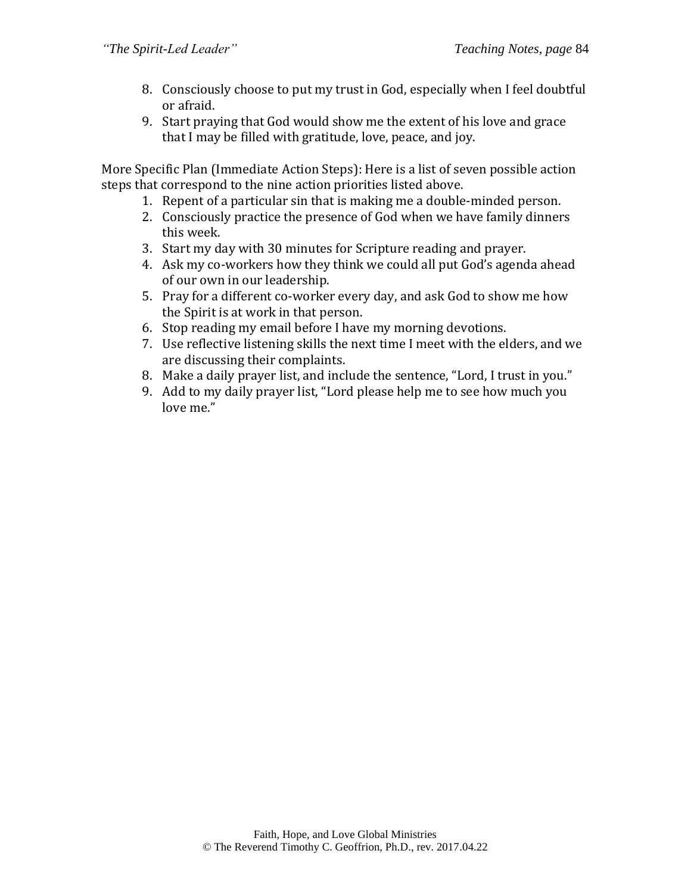8. Consciously choose to put my trust in God, especially when I feel doubtful or afraid.
9. Start praying that God would show me the extent of his love and grace that I may be filled with gratitude, love, peace, and joy.

More Specific Plan (Immediate Action Steps): Here is a list of seven possible action steps that correspond to the nine action priorities listed above.

1. Repent of a particular sin that is making me a double-minded person.
2. Consciously practice the presence of God when we have family dinners this week.
3. Start my day with 30 minutes for Scripture reading and prayer.
4. Ask my co-workers how they think we could all put God's agenda ahead of our own in our leadership.
5. Pray for a different co-worker every day, and ask God to show me how the Spirit is at work in that person.
6. Stop reading my email before I have my morning devotions.
7. Use reflective listening skills the next time I meet with the elders, and we are discussing their complaints.
8. Make a daily prayer list, and include the sentence, "Lord, I trust in you."
9. Add to my daily prayer list, "Lord please help me to see how much you love me."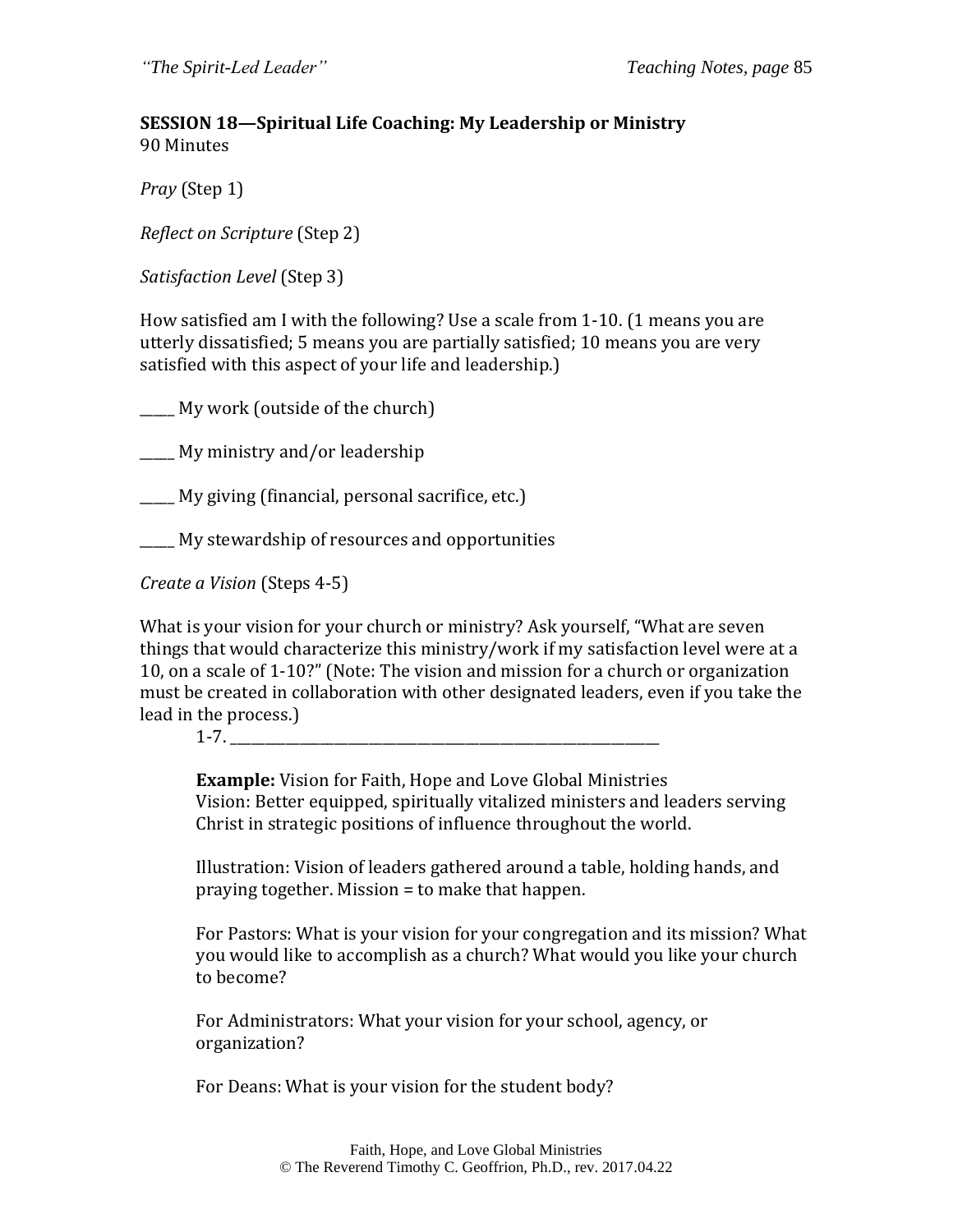**SESSION 18—Spiritual Life Coaching: My Leadership or Ministry**
90 Minutes

*Pray* (Step 1)

*Reflect on Scripture* (Step 2)

*Satisfaction Level* (Step 3)

How satisfied am I with the following? Use a scale from 1-10. (1 means you are utterly dissatisfied; 5 means you are partially satisfied; 10 means you are very satisfied with this aspect of your life and leadership.)

_____ My work (outside of the church)

_____ My ministry and/or leadership

_____ My giving (financial, personal sacrifice, etc.)

_____ My stewardship of resources and opportunities

*Create a Vision* (Steps 4-5)

What is your vision for your church or ministry? Ask yourself, "What are seven things that would characterize this ministry/work if my satisfaction level were at a 10, on a scale of 1-10?" (Note: The vision and mission for a church or organization must be created in collaboration with other designated leaders, even if you take the lead in the process.)

> 1-7. ______________________________________________________________
>
> **Example:** Vision for Faith, Hope and Love Global Ministries
> Vision: Better equipped, spiritually vitalized ministers and leaders serving Christ in strategic positions of influence throughout the world.
>
> Illustration: Vision of leaders gathered around a table, holding hands, and praying together. Mission = to make that happen.
>
> For Pastors: What is your vision for your congregation and its mission? What you would like to accomplish as a church? What would you like your church to become?
>
> For Administrators: What your vision for your school, agency, or organization?
>
> For Deans: What is your vision for the student body?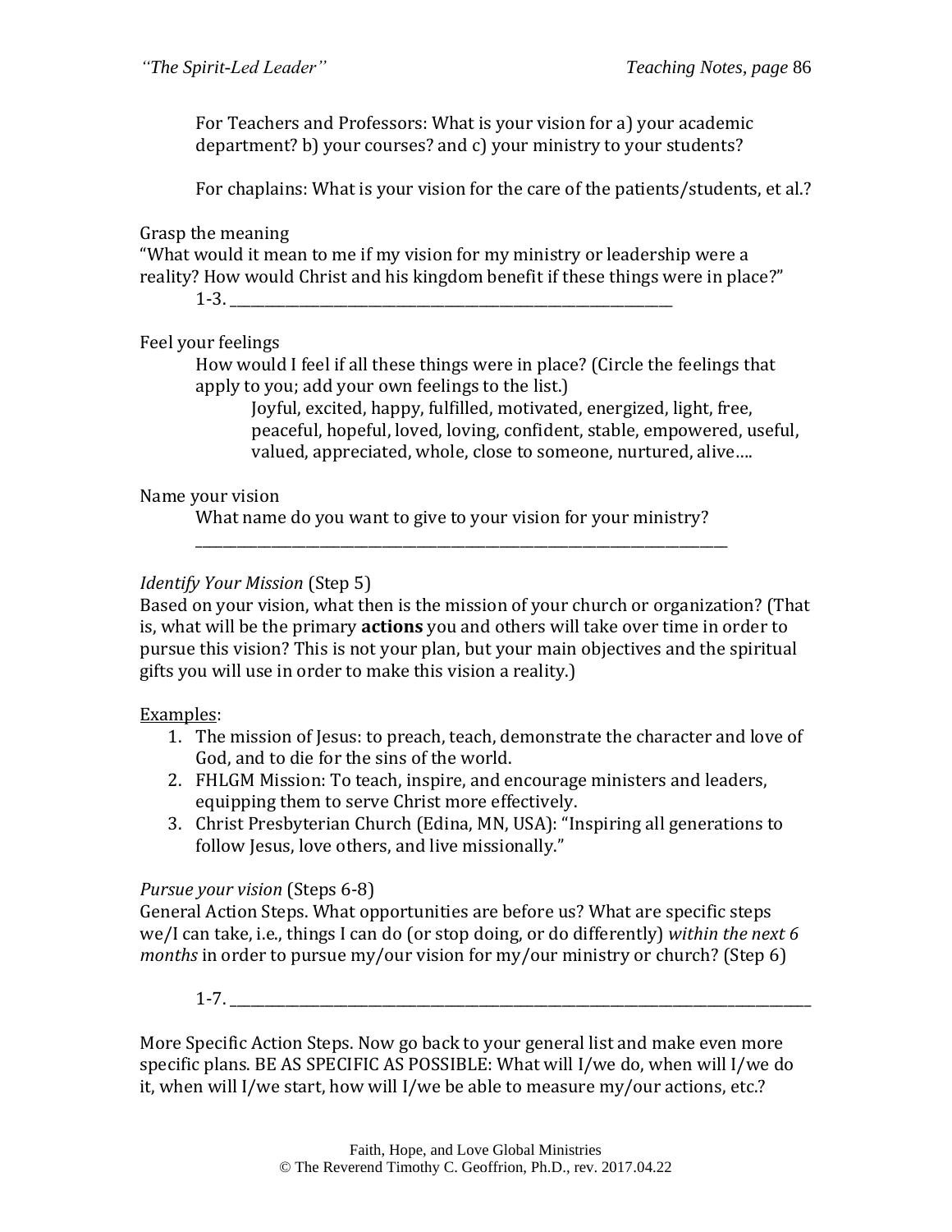For Teachers and Professors: What is your vision for a) your academic department? b) your courses? and c) your ministry to your students?

For chaplains: What is your vision for the care of the patients/students, et al.?

Grasp the meaning
"What would it mean to me if my vision for my ministry or leadership were a reality? How would Christ and his kingdom benefit if these things were in place?"

1-3. ____________________________________________

Feel your feelings

How would I feel if all these things were in place? (Circle the feelings that apply to you; add your own feelings to the list.)

Joyful, excited, happy, fulfilled, motivated, energized, light, free, peaceful, hopeful, loved, loving, confident, stable, empowered, useful, valued, appreciated, whole, close to someone, nurtured, alive….

Name your vision

What name do you want to give to your vision for your ministry?

____________________________________________________________

*Identify Your Mission* (Step 5)
Based on your vision, what then is the mission of your church or organization? (That is, what will be the primary **actions** you and others will take over time in order to pursue this vision? This is not your plan, but your main objectives and the spiritual gifts you will use in order to make this vision a reality.)

<u>Examples</u>:

1. The mission of Jesus: to preach, teach, demonstrate the character and love of God, and to die for the sins of the world.
2. FHLGM Mission: To teach, inspire, and encourage ministers and leaders, equipping them to serve Christ more effectively.
3. Christ Presbyterian Church (Edina, MN, USA): "Inspiring all generations to follow Jesus, love others, and live missionally."

*Pursue your vision* (Steps 6-8)
General Action Steps. What opportunities are before us? What are specific steps we/I can take, i.e., things I can do (or stop doing, or do differently) *within the next 6 months* in order to pursue my/our vision for my/our ministry or church? (Step 6)

1-7. ______________________________________________________________________

More Specific Action Steps. Now go back to your general list and make even more specific plans. BE AS SPECIFIC AS POSSIBLE: What will I/we do, when will I/we do it, when will I/we start, how will I/we be able to measure my/our actions, etc.?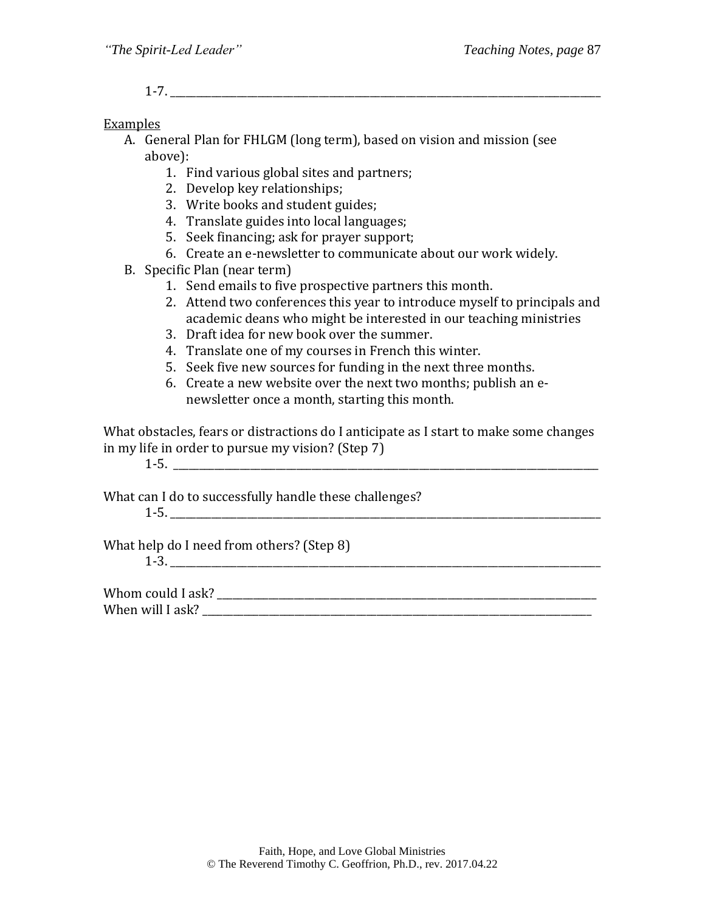1-7. ____________________________________________________________________________

<u>Examples</u>

A. General Plan for FHLGM (long term), based on vision and mission (see above):
   1. Find various global sites and partners;
   2. Develop key relationships;
   3. Write books and student guides;
   4. Translate guides into local languages;
   5. Seek financing; ask for prayer support;
   6. Create an e-newsletter to communicate about our work widely.
B. Specific Plan (near term)
   1. Send emails to five prospective partners this month.
   2. Attend two conferences this year to introduce myself to principals and academic deans who might be interested in our teaching ministries
   3. Draft idea for new book over the summer.
   4. Translate one of my courses in French this winter.
   5. Seek five new sources for funding in the next three months.
   6. Create a new website over the next two months; publish an e-newsletter once a month, starting this month.

What obstacles, fears or distractions do I anticipate as I start to make some changes in my life in order to pursue my vision? (Step 7)

1-5. ____________________________________________________________________________

What can I do to successfully handle these challenges?

1-5. ____________________________________________________________________________

What help do I need from others? (Step 8)

1-3. ____________________________________________________________________________

Whom could I ask? ____________________________________________________________________

When will I ask? _____________________________________________________________________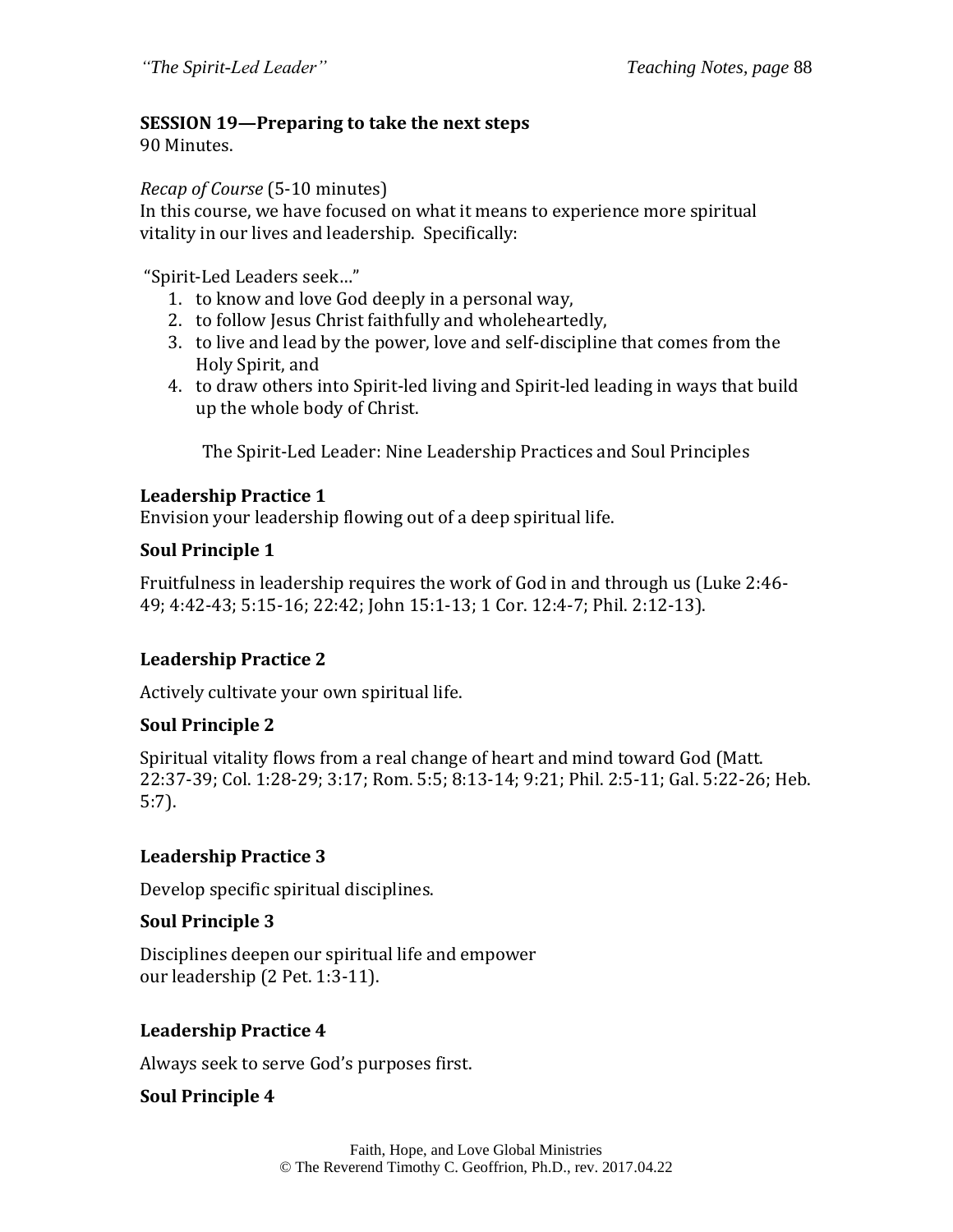**SESSION 19—Preparing to take the next steps**
90 Minutes.

*Recap of Course* (5-10 minutes)
In this course, we have focused on what it means to experience more spiritual vitality in our lives and leadership. Specifically:

"Spirit-Led Leaders seek…"

1. to know and love God deeply in a personal way,
2. to follow Jesus Christ faithfully and wholeheartedly,
3. to live and lead by the power, love and self-discipline that comes from the Holy Spirit, and
4. to draw others into Spirit-led living and Spirit-led leading in ways that build up the whole body of Christ.

The Spirit-Led Leader: Nine Leadership Practices and Soul Principles

**Leadership Practice 1**

Envision your leadership flowing out of a deep spiritual life.

**Soul Principle 1**

Fruitfulness in leadership requires the work of God in and through us (Luke 2:46-49; 4:42-43; 5:15-16; 22:42; John 15:1-13; 1 Cor. 12:4-7; Phil. 2:12-13).

**Leadership Practice 2**

Actively cultivate your own spiritual life.

**Soul Principle 2**

Spiritual vitality flows from a real change of heart and mind toward God (Matt. 22:37-39; Col. 1:28-29; 3:17; Rom. 5:5; 8:13-14; 9:21; Phil. 2:5-11; Gal. 5:22-26; Heb. 5:7).

**Leadership Practice 3**

Develop specific spiritual disciplines.

**Soul Principle 3**

Disciplines deepen our spiritual life and empower our leadership (2 Pet. 1:3-11).

**Leadership Practice 4**

Always seek to serve God's purposes first.

**Soul Principle 4**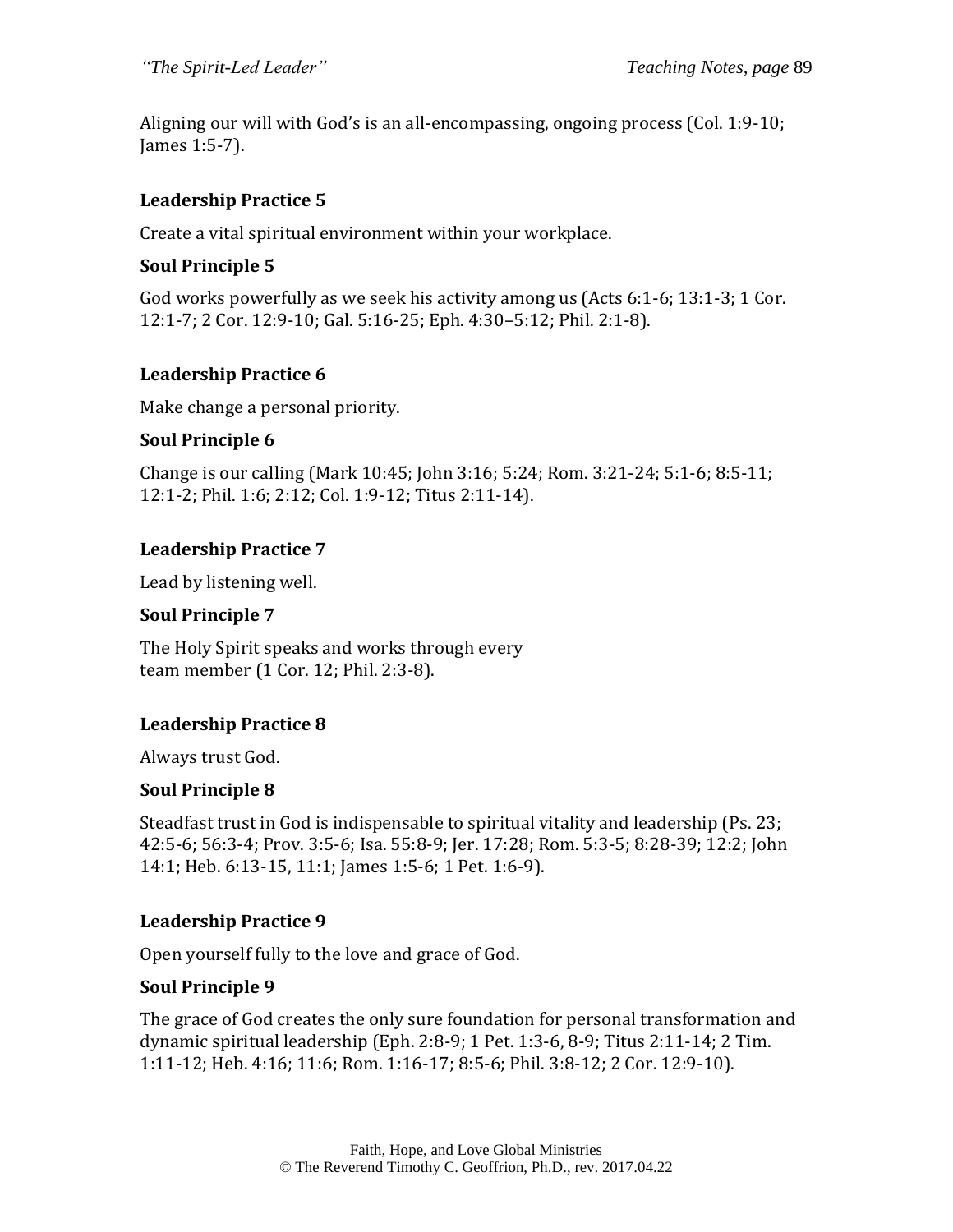Aligning our will with God's is an all-encompassing, ongoing process (Col. 1:9-10; James 1:5-7).

### Leadership Practice 5

Create a vital spiritual environment within your workplace.

### Soul Principle 5

God works powerfully as we seek his activity among us (Acts 6:1-6; 13:1-3; 1 Cor. 12:1-7; 2 Cor. 12:9-10; Gal. 5:16-25; Eph. 4:30–5:12; Phil. 2:1-8).

### Leadership Practice 6

Make change a personal priority.

### Soul Principle 6

Change is our calling (Mark 10:45; John 3:16; 5:24; Rom. 3:21-24; 5:1-6; 8:5-11; 12:1-2; Phil. 1:6; 2:12; Col. 1:9-12; Titus 2:11-14).

### Leadership Practice 7

Lead by listening well.

### Soul Principle 7

The Holy Spirit speaks and works through every team member (1 Cor. 12; Phil. 2:3-8).

### Leadership Practice 8

Always trust God.

### Soul Principle 8

Steadfast trust in God is indispensable to spiritual vitality and leadership (Ps. 23; 42:5-6; 56:3-4; Prov. 3:5-6; Isa. 55:8-9; Jer. 17:28; Rom. 5:3-5; 8:28-39; 12:2; John 14:1; Heb. 6:13-15, 11:1; James 1:5-6; 1 Pet. 1:6-9).

### Leadership Practice 9

Open yourself fully to the love and grace of God.

### Soul Principle 9

The grace of God creates the only sure foundation for personal transformation and dynamic spiritual leadership (Eph. 2:8-9; 1 Pet. 1:3-6, 8-9; Titus 2:11-14; 2 Tim. 1:11-12; Heb. 4:16; 11:6; Rom. 1:16-17; 8:5-6; Phil. 3:8-12; 2 Cor. 12:9-10).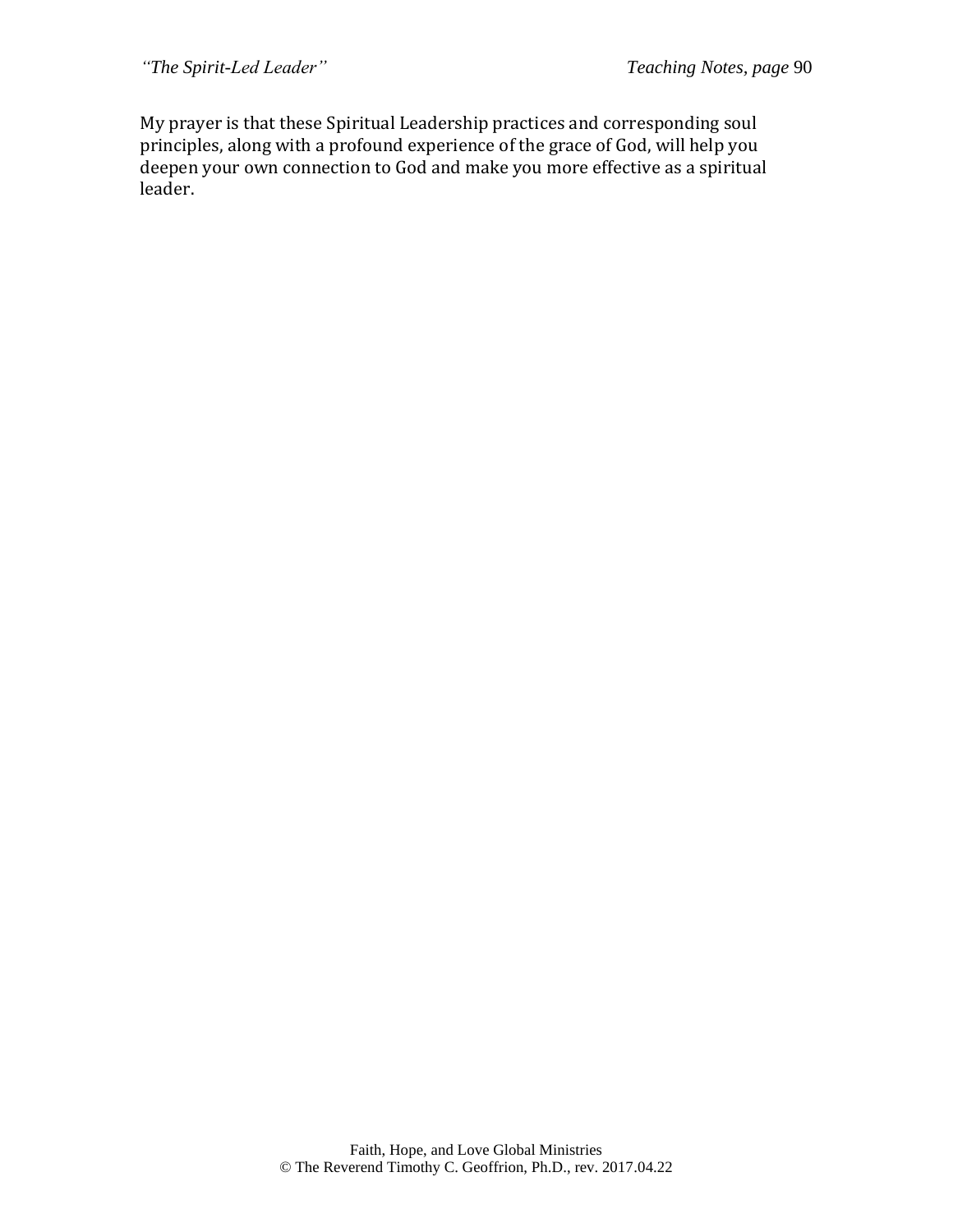My prayer is that these Spiritual Leadership practices and corresponding soul principles, along with a profound experience of the grace of God, will help you deepen your own connection to God and make you more effective as a spiritual leader.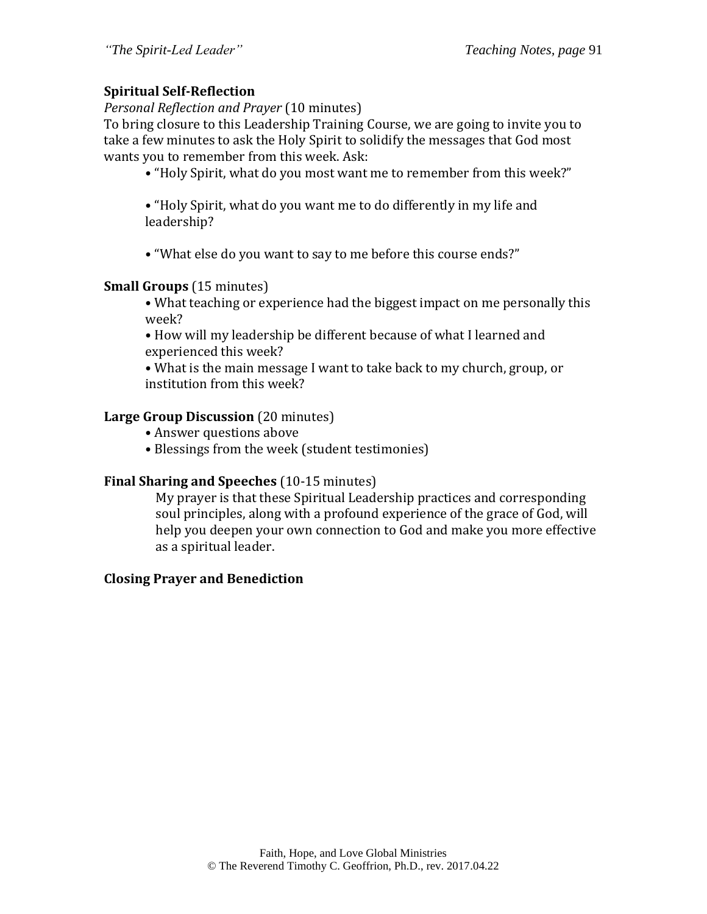**Spiritual Self-Reflection**

*Personal Reflection and Prayer* (10 minutes)

To bring closure to this Leadership Training Course, we are going to invite you to take a few minutes to ask the Holy Spirit to solidify the messages that God most wants you to remember from this week. Ask:

- "Holy Spirit, what do you most want me to remember from this week?"

- "Holy Spirit, what do you want me to do differently in my life and leadership?

- "What else do you want to say to me before this course ends?"

**Small Groups** (15 minutes)

- What teaching or experience had the biggest impact on me personally this week?
- How will my leadership be different because of what I learned and experienced this week?
- What is the main message I want to take back to my church, group, or institution from this week?

**Large Group Discussion** (20 minutes)

- Answer questions above
- Blessings from the week (student testimonies)

**Final Sharing and Speeches** (10-15 minutes)

My prayer is that these Spiritual Leadership practices and corresponding soul principles, along with a profound experience of the grace of God, will help you deepen your own connection to God and make you more effective as a spiritual leader.

**Closing Prayer and Benediction**